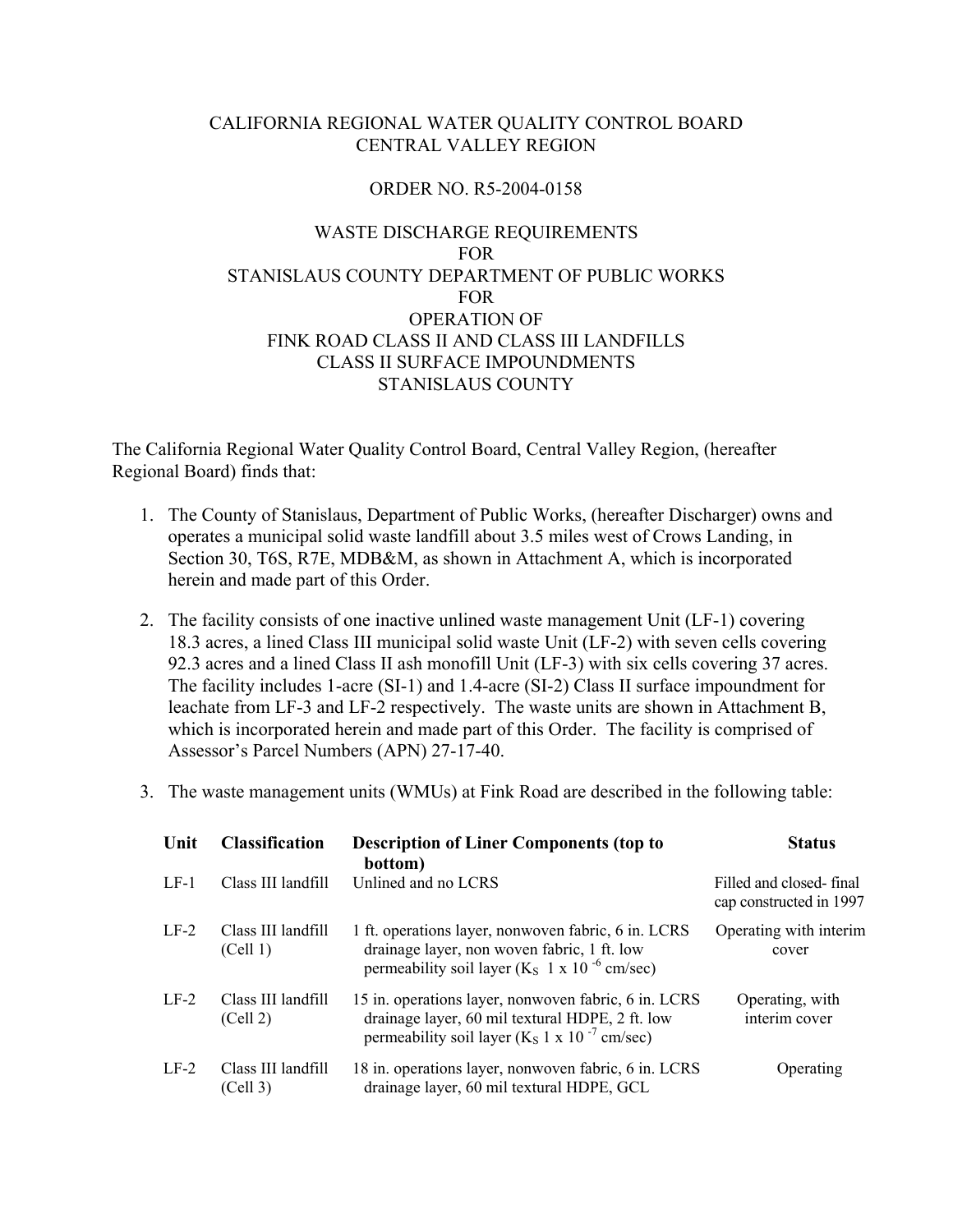# CALIFORNIA REGIONAL WATER QUALITY CONTROL BOARD
# CENTRAL VALLEY REGION

## ORDER NO. R5-2004-0158

## WASTE DISCHARGE REQUIREMENTS FOR STANISLAUS COUNTY DEPARTMENT OF PUBLIC WORKS FOR OPERATION OF FINK ROAD CLASS II AND CLASS III LANDFILLS CLASS II SURFACE IMPOUNDMENTS STANISLAUS COUNTY

The California Regional Water Quality Control Board, Central Valley Region, (hereafter Regional Board) finds that:

1. The County of Stanislaus, Department of Public Works, (hereafter Discharger) owns and operates a municipal solid waste landfill about 3.5 miles west of Crows Landing, in Section 30, T6S, R7E, MDB&M, as shown in Attachment A, which is incorporated herein and made part of this Order.

2. The facility consists of one inactive unlined waste management Unit (LF-1) covering 18.3 acres, a lined Class III municipal solid waste Unit (LF-2) with seven cells covering 92.3 acres and a lined Class II ash monofill Unit (LF-3) with six cells covering 37 acres. The facility includes 1-acre (SI-1) and 1.4-acre (SI-2) Class II surface impoundment for leachate from LF-3 and LF-2 respectively. The waste units are shown in Attachment B, which is incorporated herein and made part of this Order. The facility is comprised of Assessor's Parcel Numbers (APN) 27-17-40.

3. The waste management units (WMUs) at Fink Road are described in the following table:

| Unit | Classification | Description of Liner Components (top to bottom) | Status |
|---|---|---|---|
| LF-1 | Class III landfill | Unlined and no LCRS | Filled and closed- final cap constructed in 1997 |
| LF-2 | Class III landfill (Cell 1) | 1 ft. operations layer, nonwoven fabric, 6 in. LCRS drainage layer, non woven fabric, 1 ft. low permeability soil layer ($K_S$ 1 x 10 $^{-6}$ cm/sec) | Operating with interim cover |
| LF-2 | Class III landfill (Cell 2) | 15 in. operations layer, nonwoven fabric, 6 in. LCRS drainage layer, 60 mil textural HDPE, 2 ft. low permeability soil layer ($K_S$ 1 x 10 $^{-7}$ cm/sec) | Operating, with interim cover |
| LF-2 | Class III landfill (Cell 3) | 18 in. operations layer, nonwoven fabric, 6 in. LCRS drainage layer, 60 mil textural HDPE, GCL | Operating |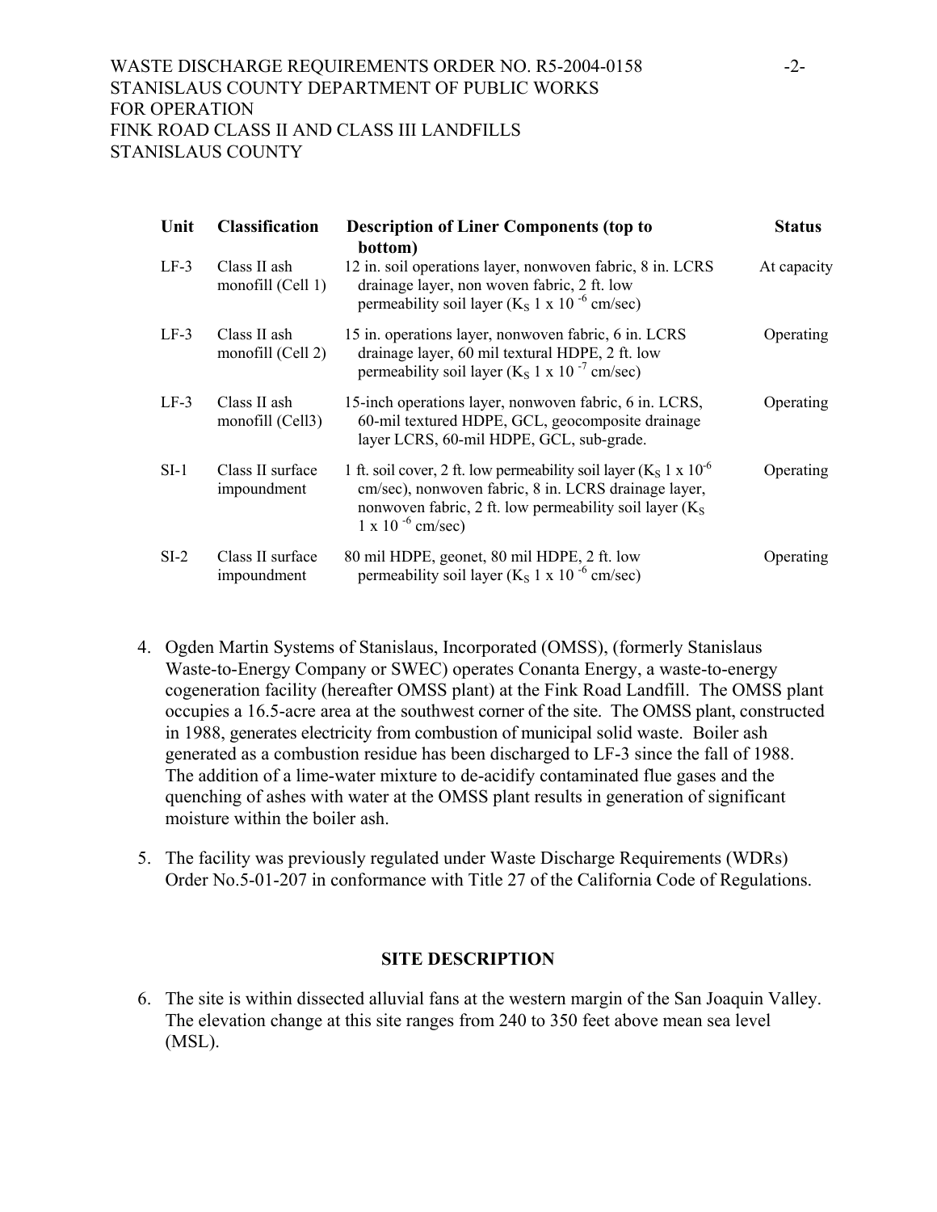| Unit | Classification | Description of Liner Components (top to bottom) | Status |
|---|---|---|---|
| LF-3 | Class II ash monofill (Cell 1) | 12 in. soil operations layer, nonwoven fabric, 8 in. LCRS drainage layer, non woven fabric, 2 ft. low permeability soil layer ($K_S$ 1 x $10^{-6}$ cm/sec) | At capacity |
| LF-3 | Class II ash monofill (Cell 2) | 15 in. operations layer, nonwoven fabric, 6 in. LCRS drainage layer, 60 mil textural HDPE, 2 ft. low permeability soil layer ($K_S$ 1 x $10^{-7}$ cm/sec) | Operating |
| LF-3 | Class II ash monofill (Cell3) | 15-inch operations layer, nonwoven fabric, 6 in. LCRS, 60-mil textured HDPE, GCL, geocomposite drainage layer LCRS, 60-mil HDPE, GCL, sub-grade. | Operating |
| SI-1 | Class II surface impoundment | 1 ft. soil cover, 2 ft. low permeability soil layer ($K_S$ 1 x $10^{-6}$ cm/sec), nonwoven fabric, 8 in. LCRS drainage layer, nonwoven fabric, 2 ft. low permeability soil layer ($K_S$ 1 x $10^{-6}$ cm/sec) | Operating |
| SI-2 | Class II surface impoundment | 80 mil HDPE, geonet, 80 mil HDPE, 2 ft. low permeability soil layer ($K_S$ 1 x $10^{-6}$ cm/sec) | Operating |

4. Ogden Martin Systems of Stanislaus, Incorporated (OMSS), (formerly Stanislaus Waste-to-Energy Company or SWEC) operates Conanta Energy, a waste-to-energy cogeneration facility (hereafter OMSS plant) at the Fink Road Landfill. The OMSS plant occupies a 16.5-acre area at the southwest corner of the site. The OMSS plant, constructed in 1988, generates electricity from combustion of municipal solid waste. Boiler ash generated as a combustion residue has been discharged to LF-3 since the fall of 1988. The addition of a lime-water mixture to de-acidify contaminated flue gases and the quenching of ashes with water at the OMSS plant results in generation of significant moisture within the boiler ash.

5. The facility was previously regulated under Waste Discharge Requirements (WDRs) Order No.5-01-207 in conformance with Title 27 of the California Code of Regulations.

## SITE DESCRIPTION

6. The site is within dissected alluvial fans at the western margin of the San Joaquin Valley. The elevation change at this site ranges from 240 to 350 feet above mean sea level (MSL).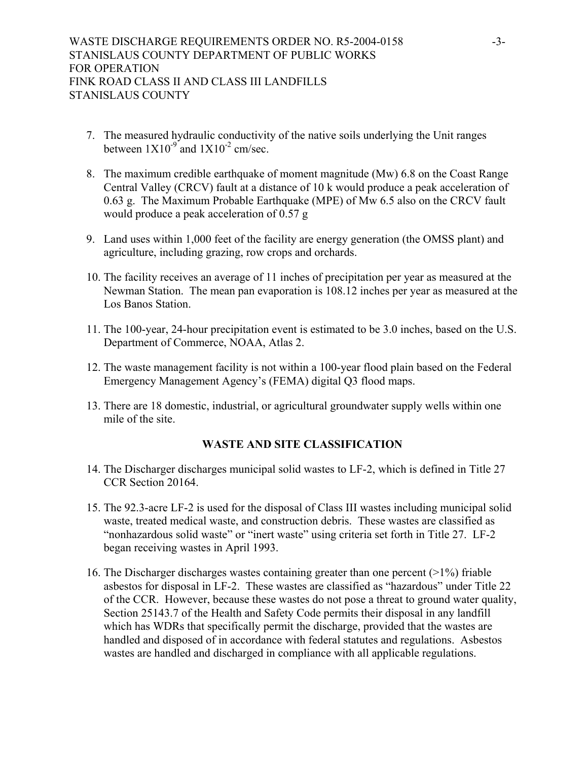7. The measured hydraulic conductivity of the native soils underlying the Unit ranges between $1X10^{-9}$ and $1X10^{-2}$ cm/sec.

8. The maximum credible earthquake of moment magnitude (Mw) 6.8 on the Coast Range Central Valley (CRCV) fault at a distance of 10 k would produce a peak acceleration of 0.63 g. The Maximum Probable Earthquake (MPE) of Mw 6.5 also on the CRCV fault would produce a peak acceleration of 0.57 g

9. Land uses within 1,000 feet of the facility are energy generation (the OMSS plant) and agriculture, including grazing, row crops and orchards.

10. The facility receives an average of 11 inches of precipitation per year as measured at the Newman Station. The mean pan evaporation is 108.12 inches per year as measured at the Los Banos Station.

11. The 100-year, 24-hour precipitation event is estimated to be 3.0 inches, based on the U.S. Department of Commerce, NOAA, Atlas 2.

12. The waste management facility is not within a 100-year flood plain based on the Federal Emergency Management Agency's (FEMA) digital Q3 flood maps.

13. There are 18 domestic, industrial, or agricultural groundwater supply wells within one mile of the site.

## WASTE AND SITE CLASSIFICATION

14. The Discharger discharges municipal solid wastes to LF-2, which is defined in Title 27 CCR Section 20164.

15. The 92.3-acre LF-2 is used for the disposal of Class III wastes including municipal solid waste, treated medical waste, and construction debris. These wastes are classified as "nonhazardous solid waste" or "inert waste" using criteria set forth in Title 27. LF-2 began receiving wastes in April 1993.

16. The Discharger discharges wastes containing greater than one percent (>1%) friable asbestos for disposal in LF-2. These wastes are classified as "hazardous" under Title 22 of the CCR. However, because these wastes do not pose a threat to ground water quality, Section 25143.7 of the Health and Safety Code permits their disposal in any landfill which has WDRs that specifically permit the discharge, provided that the wastes are handled and disposed of in accordance with federal statutes and regulations. Asbestos wastes are handled and discharged in compliance with all applicable regulations.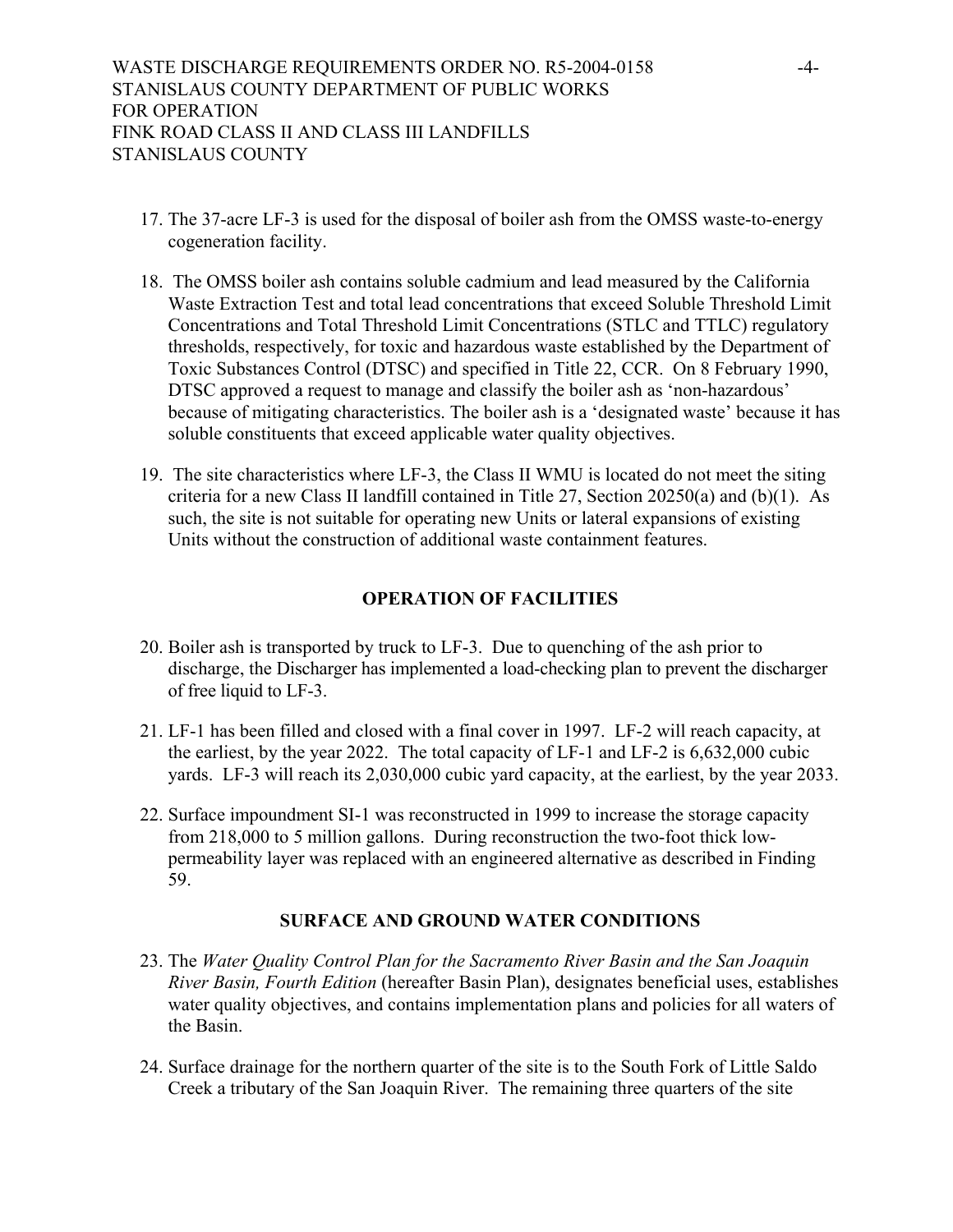17. The 37-acre LF-3 is used for the disposal of boiler ash from the OMSS waste-to-energy cogeneration facility.

18. The OMSS boiler ash contains soluble cadmium and lead measured by the California Waste Extraction Test and total lead concentrations that exceed Soluble Threshold Limit Concentrations and Total Threshold Limit Concentrations (STLC and TTLC) regulatory thresholds, respectively, for toxic and hazardous waste established by the Department of Toxic Substances Control (DTSC) and specified in Title 22, CCR. On 8 February 1990, DTSC approved a request to manage and classify the boiler ash as 'non-hazardous' because of mitigating characteristics. The boiler ash is a 'designated waste' because it has soluble constituents that exceed applicable water quality objectives.

19. The site characteristics where LF-3, the Class II WMU is located do not meet the siting criteria for a new Class II landfill contained in Title 27, Section 20250(a) and (b)(1). As such, the site is not suitable for operating new Units or lateral expansions of existing Units without the construction of additional waste containment features.

## OPERATION OF FACILITIES

20. Boiler ash is transported by truck to LF-3. Due to quenching of the ash prior to discharge, the Discharger has implemented a load-checking plan to prevent the discharger of free liquid to LF-3.

21. LF-1 has been filled and closed with a final cover in 1997. LF-2 will reach capacity, at the earliest, by the year 2022. The total capacity of LF-1 and LF-2 is 6,632,000 cubic yards. LF-3 will reach its 2,030,000 cubic yard capacity, at the earliest, by the year 2033.

22. Surface impoundment SI-1 was reconstructed in 1999 to increase the storage capacity from 218,000 to 5 million gallons. During reconstruction the two-foot thick low-permeability layer was replaced with an engineered alternative as described in Finding 59.

## SURFACE AND GROUND WATER CONDITIONS

23. The *Water Quality Control Plan for the Sacramento River Basin and the San Joaquin River Basin, Fourth Edition* (hereafter Basin Plan), designates beneficial uses, establishes water quality objectives, and contains implementation plans and policies for all waters of the Basin.

24. Surface drainage for the northern quarter of the site is to the South Fork of Little Saldo Creek a tributary of the San Joaquin River. The remaining three quarters of the site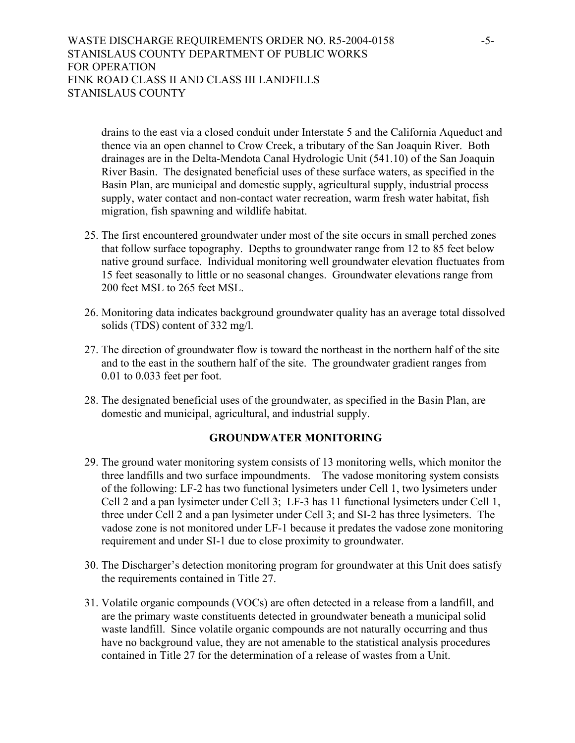drains to the east via a closed conduit under Interstate 5 and the California Aqueduct and thence via an open channel to Crow Creek, a tributary of the San Joaquin River. Both drainages are in the Delta-Mendota Canal Hydrologic Unit (541.10) of the San Joaquin River Basin. The designated beneficial uses of these surface waters, as specified in the Basin Plan, are municipal and domestic supply, agricultural supply, industrial process supply, water contact and non-contact water recreation, warm fresh water habitat, fish migration, fish spawning and wildlife habitat.

25. The first encountered groundwater under most of the site occurs in small perched zones that follow surface topography. Depths to groundwater range from 12 to 85 feet below native ground surface. Individual monitoring well groundwater elevation fluctuates from 15 feet seasonally to little or no seasonal changes. Groundwater elevations range from 200 feet MSL to 265 feet MSL.

26. Monitoring data indicates background groundwater quality has an average total dissolved solids (TDS) content of 332 mg/l.

27. The direction of groundwater flow is toward the northeast in the northern half of the site and to the east in the southern half of the site. The groundwater gradient ranges from 0.01 to 0.033 feet per foot.

28. The designated beneficial uses of the groundwater, as specified in the Basin Plan, are domestic and municipal, agricultural, and industrial supply.

## GROUNDWATER MONITORING

29. The ground water monitoring system consists of 13 monitoring wells, which monitor the three landfills and two surface impoundments. The vadose monitoring system consists of the following: LF-2 has two functional lysimeters under Cell 1, two lysimeters under Cell 2 and a pan lysimeter under Cell 3; LF-3 has 11 functional lysimeters under Cell 1, three under Cell 2 and a pan lysimeter under Cell 3; and SI-2 has three lysimeters. The vadose zone is not monitored under LF-1 because it predates the vadose zone monitoring requirement and under SI-1 due to close proximity to groundwater.

30. The Discharger's detection monitoring program for groundwater at this Unit does satisfy the requirements contained in Title 27.

31. Volatile organic compounds (VOCs) are often detected in a release from a landfill, and are the primary waste constituents detected in groundwater beneath a municipal solid waste landfill. Since volatile organic compounds are not naturally occurring and thus have no background value, they are not amenable to the statistical analysis procedures contained in Title 27 for the determination of a release of wastes from a Unit.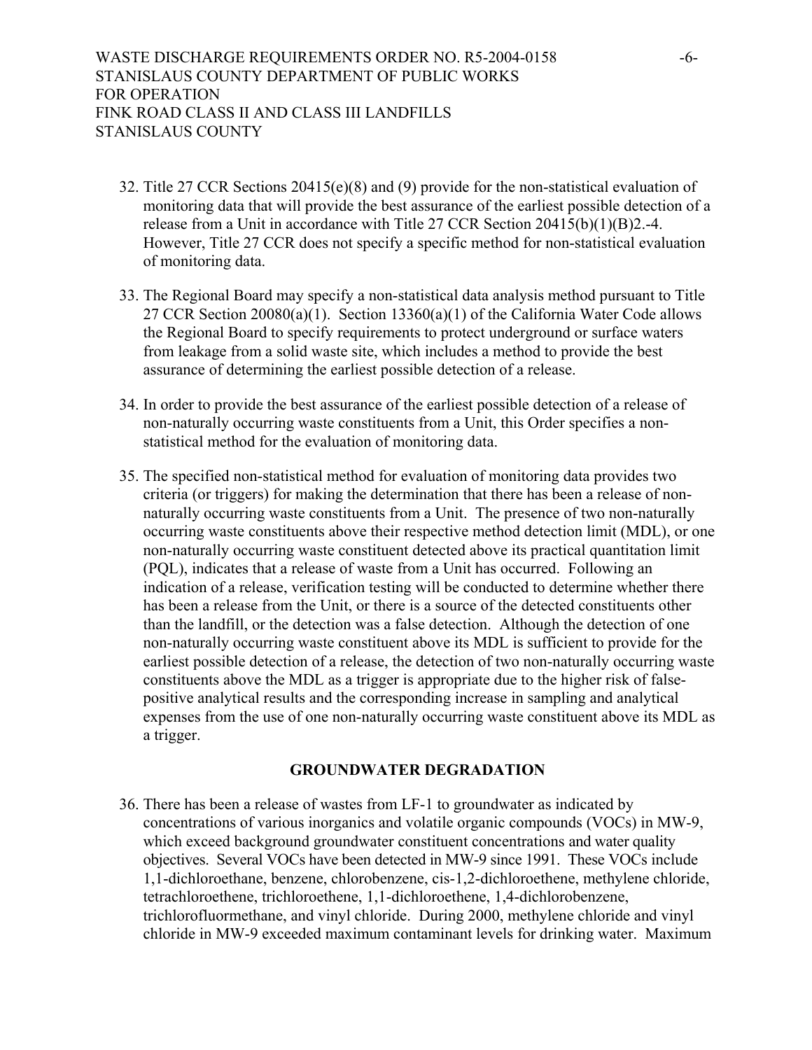32. Title 27 CCR Sections 20415(e)(8) and (9) provide for the non-statistical evaluation of monitoring data that will provide the best assurance of the earliest possible detection of a release from a Unit in accordance with Title 27 CCR Section 20415(b)(1)(B)2.-4. However, Title 27 CCR does not specify a specific method for non-statistical evaluation of monitoring data.

33. The Regional Board may specify a non-statistical data analysis method pursuant to Title 27 CCR Section 20080(a)(1). Section 13360(a)(1) of the California Water Code allows the Regional Board to specify requirements to protect underground or surface waters from leakage from a solid waste site, which includes a method to provide the best assurance of determining the earliest possible detection of a release.

34. In order to provide the best assurance of the earliest possible detection of a release of non-naturally occurring waste constituents from a Unit, this Order specifies a non-statistical method for the evaluation of monitoring data.

35. The specified non-statistical method for evaluation of monitoring data provides two criteria (or triggers) for making the determination that there has been a release of non-naturally occurring waste constituents from a Unit. The presence of two non-naturally occurring waste constituents above their respective method detection limit (MDL), or one non-naturally occurring waste constituent detected above its practical quantitation limit (PQL), indicates that a release of waste from a Unit has occurred. Following an indication of a release, verification testing will be conducted to determine whether there has been a release from the Unit, or there is a source of the detected constituents other than the landfill, or the detection was a false detection. Although the detection of one non-naturally occurring waste constituent above its MDL is sufficient to provide for the earliest possible detection of a release, the detection of two non-naturally occurring waste constituents above the MDL as a trigger is appropriate due to the higher risk of false-positive analytical results and the corresponding increase in sampling and analytical expenses from the use of one non-naturally occurring waste constituent above its MDL as a trigger.

**GROUNDWATER DEGRADATION**

36. There has been a release of wastes from LF-1 to groundwater as indicated by concentrations of various inorganics and volatile organic compounds (VOCs) in MW-9, which exceed background groundwater constituent concentrations and water quality objectives. Several VOCs have been detected in MW-9 since 1991. These VOCs include 1,1-dichloroethane, benzene, chlorobenzene, cis-1,2-dichloroethene, methylene chloride, tetrachloroethene, trichloroethene, 1,1-dichloroethene, 1,4-dichlorobenzene, trichlorofluormethane, and vinyl chloride. During 2000, methylene chloride and vinyl chloride in MW-9 exceeded maximum contaminant levels for drinking water. Maximum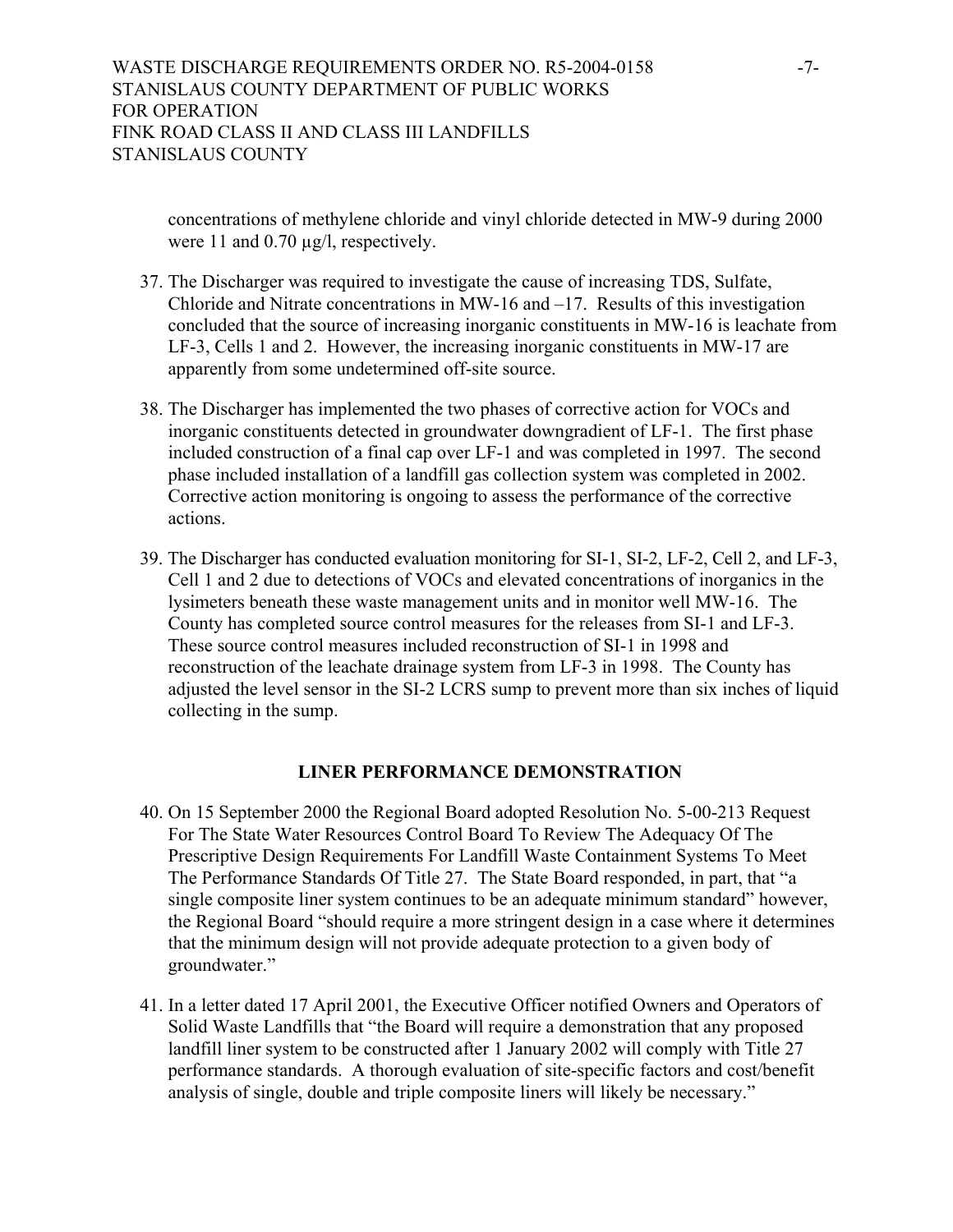concentrations of methylene chloride and vinyl chloride detected in MW-9 during 2000 were 11 and 0.70 µg/l, respectively.

37. The Discharger was required to investigate the cause of increasing TDS, Sulfate, Chloride and Nitrate concentrations in MW-16 and –17. Results of this investigation concluded that the source of increasing inorganic constituents in MW-16 is leachate from LF-3, Cells 1 and 2. However, the increasing inorganic constituents in MW-17 are apparently from some undetermined off-site source.

38. The Discharger has implemented the two phases of corrective action for VOCs and inorganic constituents detected in groundwater downgradient of LF-1. The first phase included construction of a final cap over LF-1 and was completed in 1997. The second phase included installation of a landfill gas collection system was completed in 2002. Corrective action monitoring is ongoing to assess the performance of the corrective actions.

39. The Discharger has conducted evaluation monitoring for SI-1, SI-2, LF-2, Cell 2, and LF-3, Cell 1 and 2 due to detections of VOCs and elevated concentrations of inorganics in the lysimeters beneath these waste management units and in monitor well MW-16. The County has completed source control measures for the releases from SI-1 and LF-3. These source control measures included reconstruction of SI-1 in 1998 and reconstruction of the leachate drainage system from LF-3 in 1998. The County has adjusted the level sensor in the SI-2 LCRS sump to prevent more than six inches of liquid collecting in the sump.

## LINER PERFORMANCE DEMONSTRATION

40. On 15 September 2000 the Regional Board adopted Resolution No. 5-00-213 Request For The State Water Resources Control Board To Review The Adequacy Of The Prescriptive Design Requirements For Landfill Waste Containment Systems To Meet The Performance Standards Of Title 27. The State Board responded, in part, that "a single composite liner system continues to be an adequate minimum standard" however, the Regional Board "should require a more stringent design in a case where it determines that the minimum design will not provide adequate protection to a given body of groundwater."

41. In a letter dated 17 April 2001, the Executive Officer notified Owners and Operators of Solid Waste Landfills that "the Board will require a demonstration that any proposed landfill liner system to be constructed after 1 January 2002 will comply with Title 27 performance standards. A thorough evaluation of site-specific factors and cost/benefit analysis of single, double and triple composite liners will likely be necessary."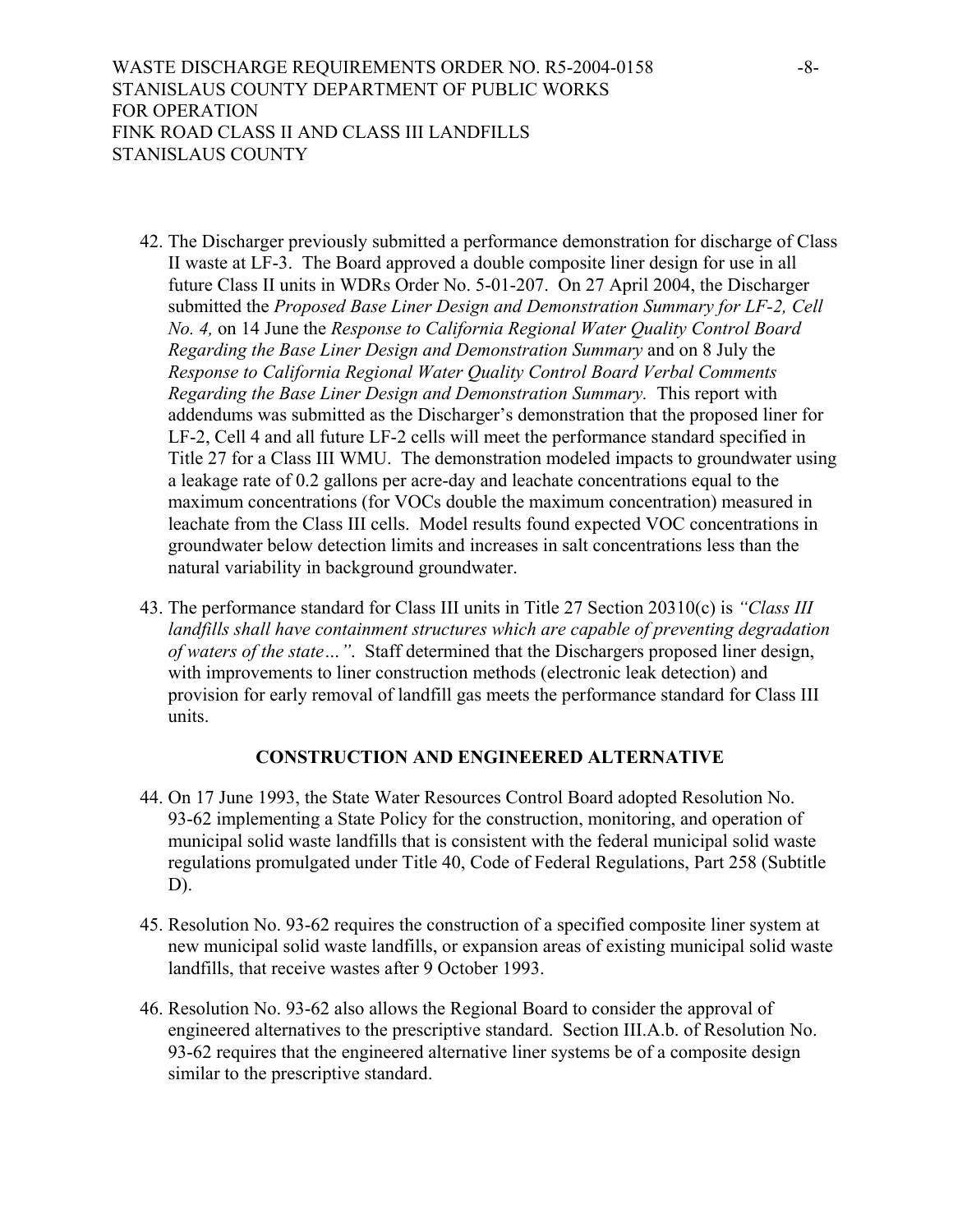42. The Discharger previously submitted a performance demonstration for discharge of Class II waste at LF-3. The Board approved a double composite liner design for use in all future Class II units in WDRs Order No. 5-01-207. On 27 April 2004, the Discharger submitted the *Proposed Base Liner Design and Demonstration Summary for LF-2, Cell No. 4,* on 14 June the *Response to California Regional Water Quality Control Board Regarding the Base Liner Design and Demonstration Summary* and on 8 July the *Response to California Regional Water Quality Control Board Verbal Comments Regarding the Base Liner Design and Demonstration Summary.* This report with addendums was submitted as the Discharger's demonstration that the proposed liner for LF-2, Cell 4 and all future LF-2 cells will meet the performance standard specified in Title 27 for a Class III WMU. The demonstration modeled impacts to groundwater using a leakage rate of 0.2 gallons per acre-day and leachate concentrations equal to the maximum concentrations (for VOCs double the maximum concentration) measured in leachate from the Class III cells. Model results found expected VOC concentrations in groundwater below detection limits and increases in salt concentrations less than the natural variability in background groundwater.

43. The performance standard for Class III units in Title 27 Section 20310(c) is *"Class III landfills shall have containment structures which are capable of preventing degradation of waters of the state…"*. Staff determined that the Dischargers proposed liner design, with improvements to liner construction methods (electronic leak detection) and provision for early removal of landfill gas meets the performance standard for Class III units.

## CONSTRUCTION AND ENGINEERED ALTERNATIVE

44. On 17 June 1993, the State Water Resources Control Board adopted Resolution No. 93-62 implementing a State Policy for the construction, monitoring, and operation of municipal solid waste landfills that is consistent with the federal municipal solid waste regulations promulgated under Title 40, Code of Federal Regulations, Part 258 (Subtitle D).

45. Resolution No. 93-62 requires the construction of a specified composite liner system at new municipal solid waste landfills, or expansion areas of existing municipal solid waste landfills, that receive wastes after 9 October 1993.

46. Resolution No. 93-62 also allows the Regional Board to consider the approval of engineered alternatives to the prescriptive standard. Section III.A.b. of Resolution No. 93-62 requires that the engineered alternative liner systems be of a composite design similar to the prescriptive standard.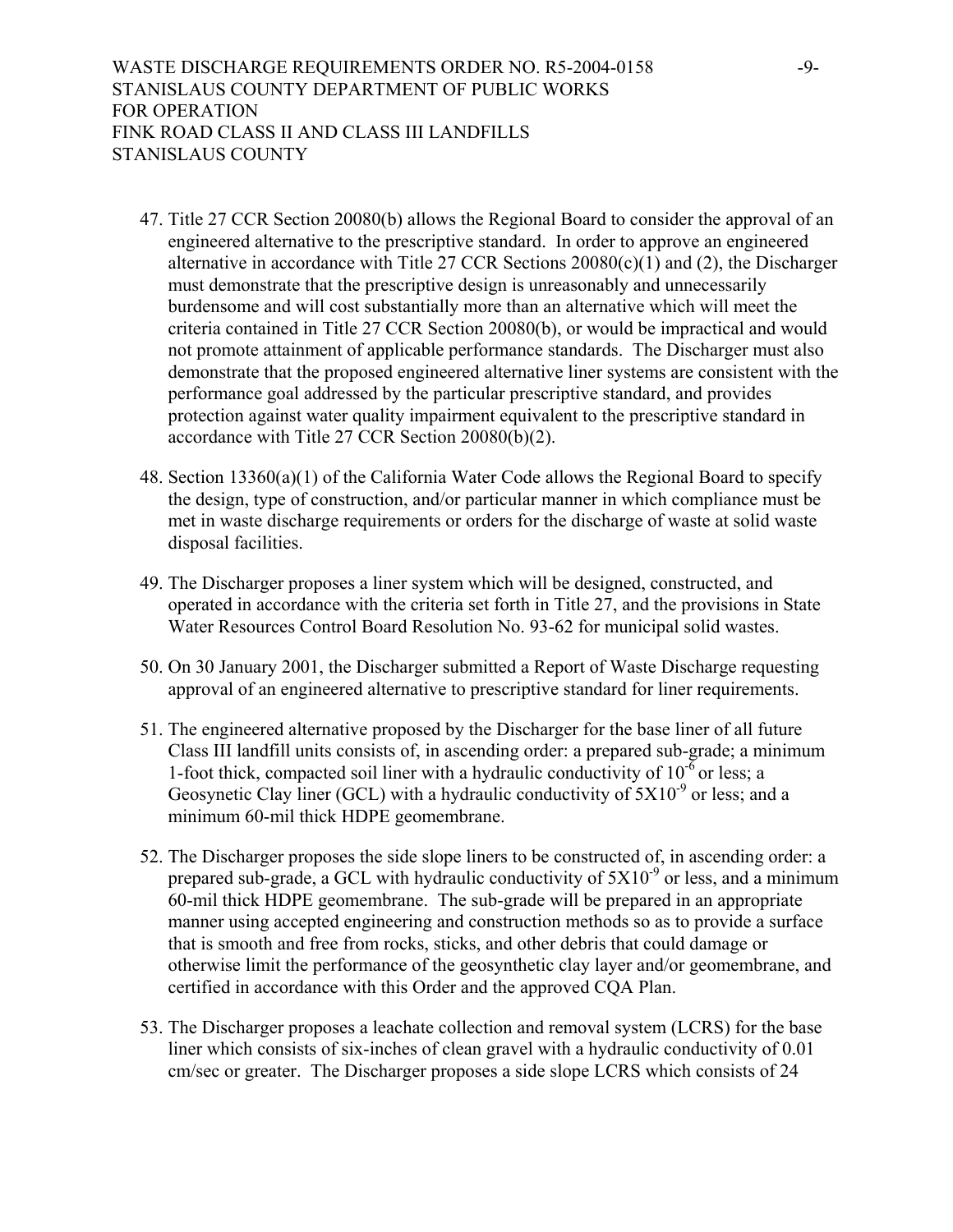47. Title 27 CCR Section 20080(b) allows the Regional Board to consider the approval of an engineered alternative to the prescriptive standard. In order to approve an engineered alternative in accordance with Title 27 CCR Sections 20080(c)(1) and (2), the Discharger must demonstrate that the prescriptive design is unreasonably and unnecessarily burdensome and will cost substantially more than an alternative which will meet the criteria contained in Title 27 CCR Section 20080(b), or would be impractical and would not promote attainment of applicable performance standards. The Discharger must also demonstrate that the proposed engineered alternative liner systems are consistent with the performance goal addressed by the particular prescriptive standard, and provides protection against water quality impairment equivalent to the prescriptive standard in accordance with Title 27 CCR Section 20080(b)(2).

48. Section 13360(a)(1) of the California Water Code allows the Regional Board to specify the design, type of construction, and/or particular manner in which compliance must be met in waste discharge requirements or orders for the discharge of waste at solid waste disposal facilities.

49. The Discharger proposes a liner system which will be designed, constructed, and operated in accordance with the criteria set forth in Title 27, and the provisions in State Water Resources Control Board Resolution No. 93-62 for municipal solid wastes.

50. On 30 January 2001, the Discharger submitted a Report of Waste Discharge requesting approval of an engineered alternative to prescriptive standard for liner requirements.

51. The engineered alternative proposed by the Discharger for the base liner of all future Class III landfill units consists of, in ascending order: a prepared sub-grade; a minimum 1-foot thick, compacted soil liner with a hydraulic conductivity of $10^{-6}$ or less; a Geosynetic Clay liner (GCL) with a hydraulic conductivity of $5X10^{-9}$ or less; and a minimum 60-mil thick HDPE geomembrane.

52. The Discharger proposes the side slope liners to be constructed of, in ascending order: a prepared sub-grade, a GCL with hydraulic conductivity of $5X10^{-9}$ or less, and a minimum 60-mil thick HDPE geomembrane. The sub-grade will be prepared in an appropriate manner using accepted engineering and construction methods so as to provide a surface that is smooth and free from rocks, sticks, and other debris that could damage or otherwise limit the performance of the geosynthetic clay layer and/or geomembrane, and certified in accordance with this Order and the approved CQA Plan.

53. The Discharger proposes a leachate collection and removal system (LCRS) for the base liner which consists of six-inches of clean gravel with a hydraulic conductivity of 0.01 cm/sec or greater. The Discharger proposes a side slope LCRS which consists of 24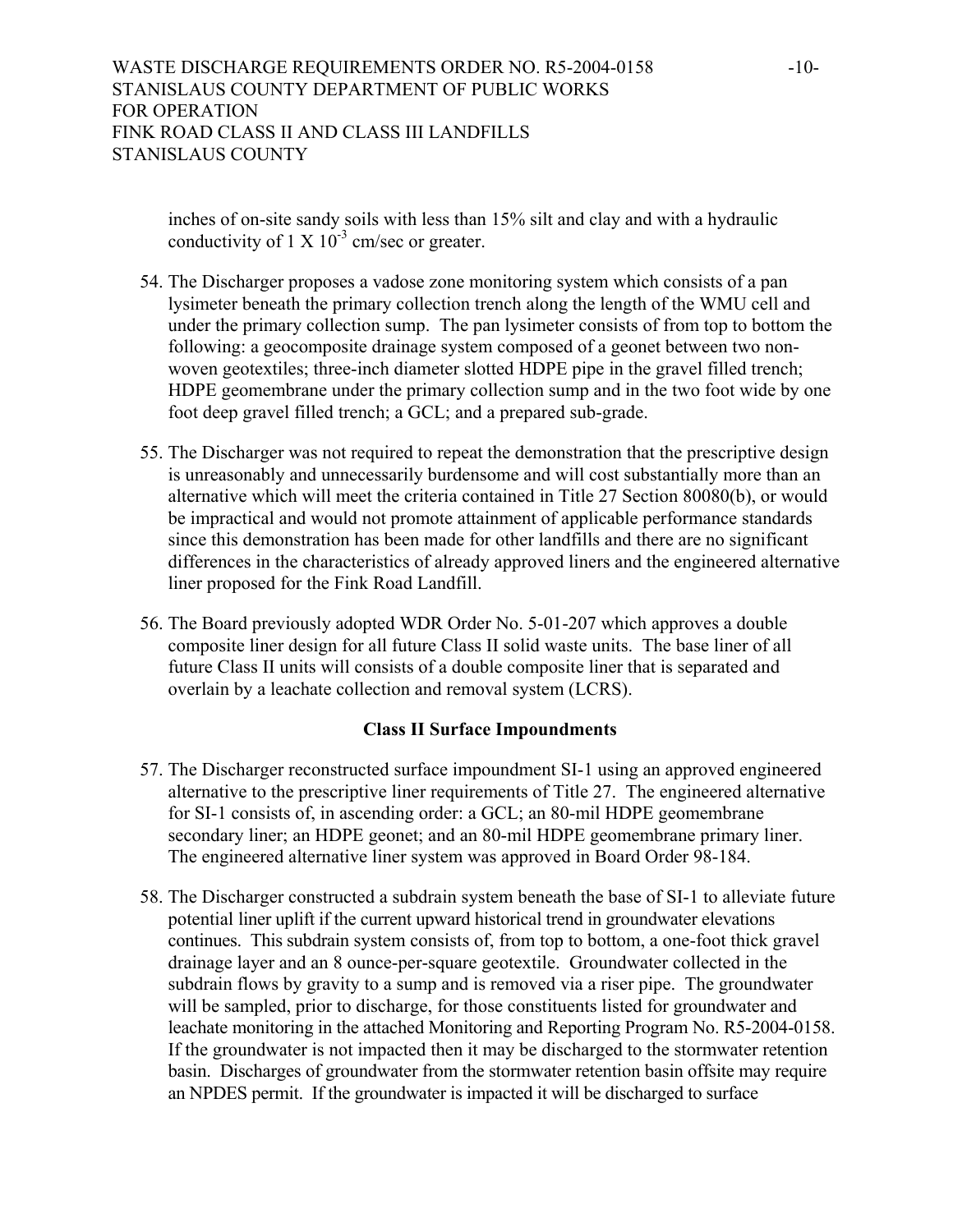inches of on-site sandy soils with less than 15% silt and clay and with a hydraulic conductivity of 1 X $10^{-3}$ cm/sec or greater.

54. The Discharger proposes a vadose zone monitoring system which consists of a pan lysimeter beneath the primary collection trench along the length of the WMU cell and under the primary collection sump. The pan lysimeter consists of from top to bottom the following: a geocomposite drainage system composed of a geonet between two non-woven geotextiles; three-inch diameter slotted HDPE pipe in the gravel filled trench; HDPE geomembrane under the primary collection sump and in the two foot wide by one foot deep gravel filled trench; a GCL; and a prepared sub-grade.

55. The Discharger was not required to repeat the demonstration that the prescriptive design is unreasonably and unnecessarily burdensome and will cost substantially more than an alternative which will meet the criteria contained in Title 27 Section 80080(b), or would be impractical and would not promote attainment of applicable performance standards since this demonstration has been made for other landfills and there are no significant differences in the characteristics of already approved liners and the engineered alternative liner proposed for the Fink Road Landfill.

56. The Board previously adopted WDR Order No. 5-01-207 which approves a double composite liner design for all future Class II solid waste units. The base liner of all future Class II units will consists of a double composite liner that is separated and overlain by a leachate collection and removal system (LCRS).

**Class II Surface Impoundments**

57. The Discharger reconstructed surface impoundment SI-1 using an approved engineered alternative to the prescriptive liner requirements of Title 27. The engineered alternative for SI-1 consists of, in ascending order: a GCL; an 80-mil HDPE geomembrane secondary liner; an HDPE geonet; and an 80-mil HDPE geomembrane primary liner. The engineered alternative liner system was approved in Board Order 98-184.

58. The Discharger constructed a subdrain system beneath the base of SI-1 to alleviate future potential liner uplift if the current upward historical trend in groundwater elevations continues. This subdrain system consists of, from top to bottom, a one-foot thick gravel drainage layer and an 8 ounce-per-square geotextile. Groundwater collected in the subdrain flows by gravity to a sump and is removed via a riser pipe. The groundwater will be sampled, prior to discharge, for those constituents listed for groundwater and leachate monitoring in the attached Monitoring and Reporting Program No. R5-2004-0158. If the groundwater is not impacted then it may be discharged to the stormwater retention basin. Discharges of groundwater from the stormwater retention basin offsite may require an NPDES permit. If the groundwater is impacted it will be discharged to surface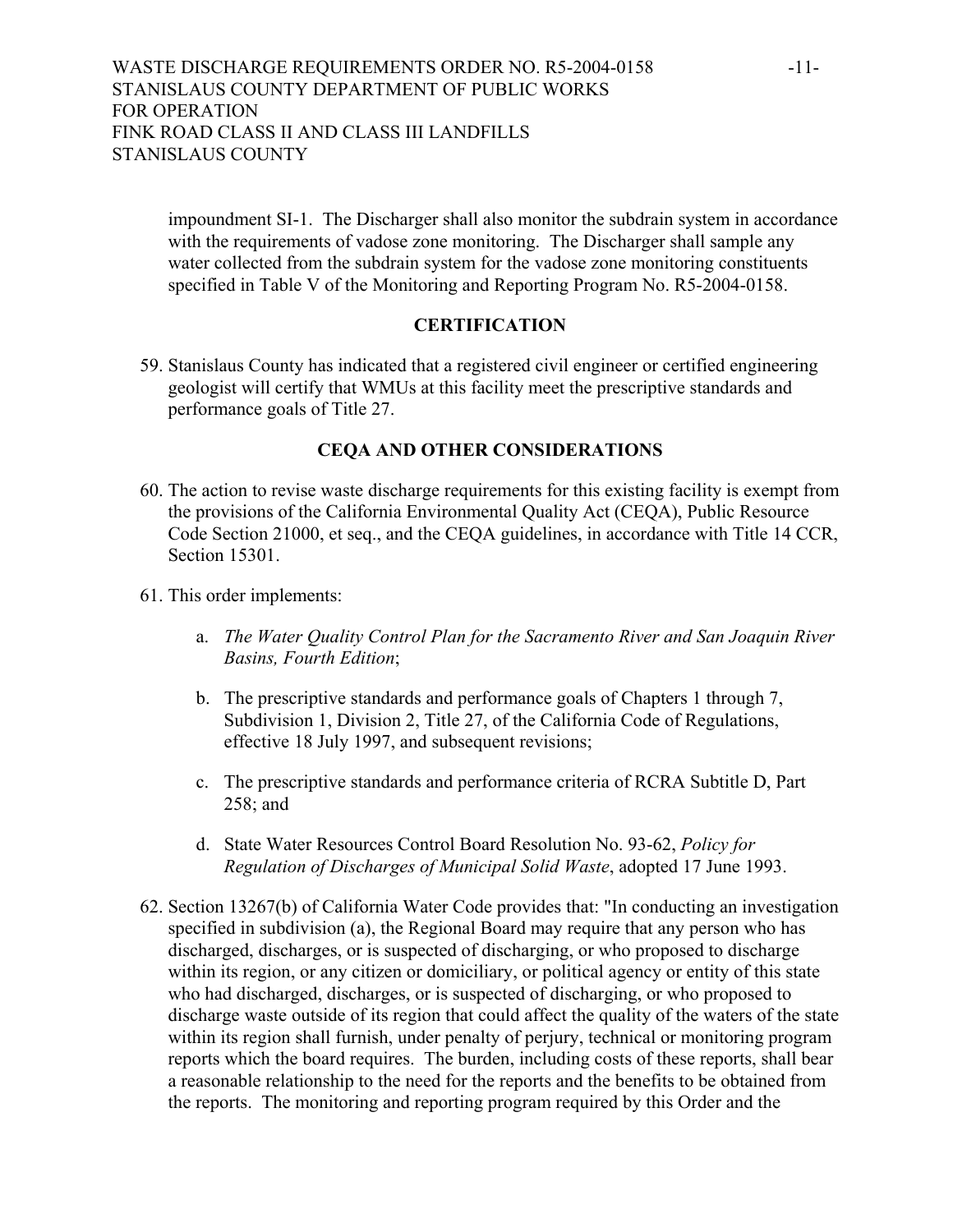impoundment SI-1. The Discharger shall also monitor the subdrain system in accordance with the requirements of vadose zone monitoring. The Discharger shall sample any water collected from the subdrain system for the vadose zone monitoring constituents specified in Table V of the Monitoring and Reporting Program No. R5-2004-0158.

## CERTIFICATION

59. Stanislaus County has indicated that a registered civil engineer or certified engineering geologist will certify that WMUs at this facility meet the prescriptive standards and performance goals of Title 27.

## CEQA AND OTHER CONSIDERATIONS

60. The action to revise waste discharge requirements for this existing facility is exempt from the provisions of the California Environmental Quality Act (CEQA), Public Resource Code Section 21000, et seq., and the CEQA guidelines, in accordance with Title 14 CCR, Section 15301.

61. This order implements:

    a. *The Water Quality Control Plan for the Sacramento River and San Joaquin River Basins, Fourth Edition*;

    b. The prescriptive standards and performance goals of Chapters 1 through 7, Subdivision 1, Division 2, Title 27, of the California Code of Regulations, effective 18 July 1997, and subsequent revisions;

    c. The prescriptive standards and performance criteria of RCRA Subtitle D, Part 258; and

    d. State Water Resources Control Board Resolution No. 93-62, *Policy for Regulation of Discharges of Municipal Solid Waste*, adopted 17 June 1993.

62. Section 13267(b) of California Water Code provides that: "In conducting an investigation specified in subdivision (a), the Regional Board may require that any person who has discharged, discharges, or is suspected of discharging, or who proposed to discharge within its region, or any citizen or domiciliary, or political agency or entity of this state who had discharged, discharges, or is suspected of discharging, or who proposed to discharge waste outside of its region that could affect the quality of the waters of the state within its region shall furnish, under penalty of perjury, technical or monitoring program reports which the board requires. The burden, including costs of these reports, shall bear a reasonable relationship to the need for the reports and the benefits to be obtained from the reports. The monitoring and reporting program required by this Order and the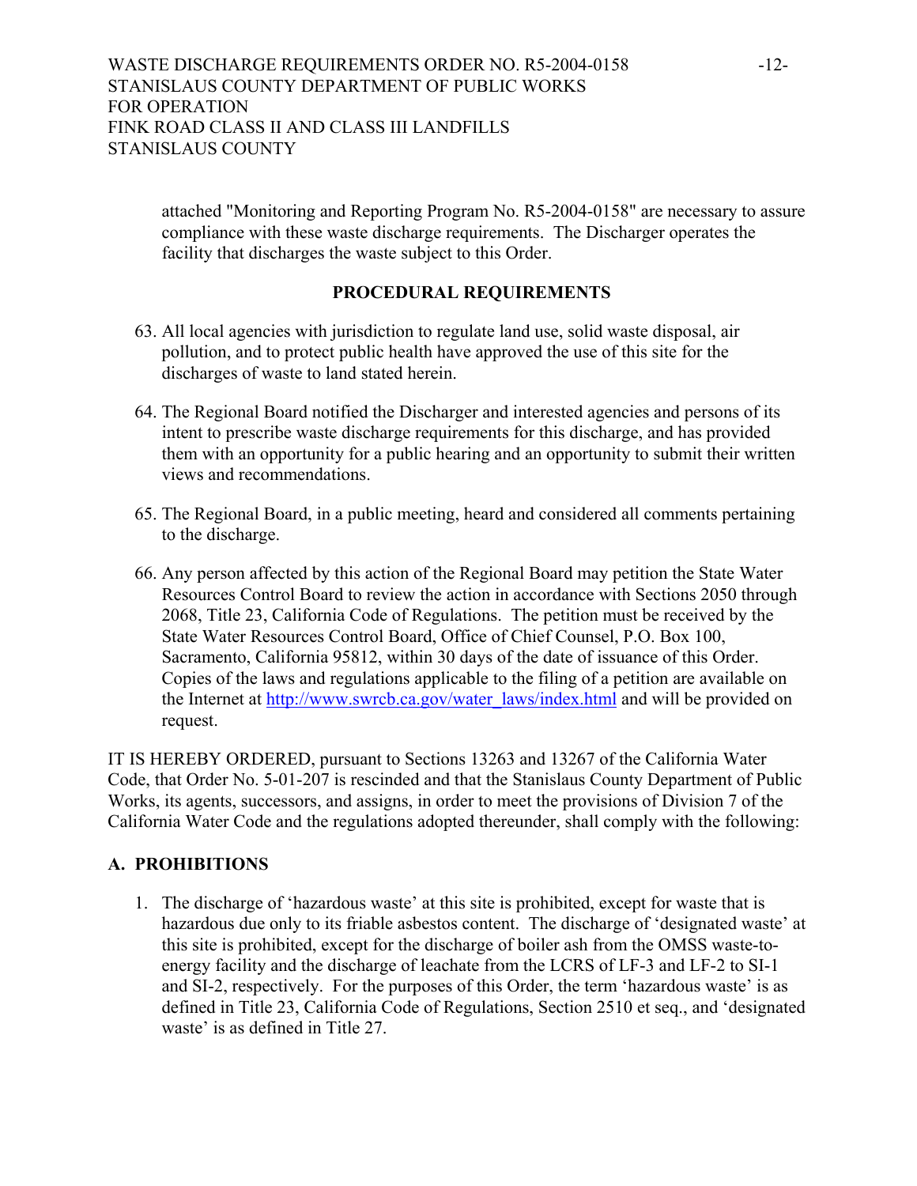attached "Monitoring and Reporting Program No. R5-2004-0158" are necessary to assure compliance with these waste discharge requirements. The Discharger operates the facility that discharges the waste subject to this Order.

## PROCEDURAL REQUIREMENTS

63. All local agencies with jurisdiction to regulate land use, solid waste disposal, air pollution, and to protect public health have approved the use of this site for the discharges of waste to land stated herein.

64. The Regional Board notified the Discharger and interested agencies and persons of its intent to prescribe waste discharge requirements for this discharge, and has provided them with an opportunity for a public hearing and an opportunity to submit their written views and recommendations.

65. The Regional Board, in a public meeting, heard and considered all comments pertaining to the discharge.

66. Any person affected by this action of the Regional Board may petition the State Water Resources Control Board to review the action in accordance with Sections 2050 through 2068, Title 23, California Code of Regulations. The petition must be received by the State Water Resources Control Board, Office of Chief Counsel, P.O. Box 100, Sacramento, California 95812, within 30 days of the date of issuance of this Order. Copies of the laws and regulations applicable to the filing of a petition are available on the Internet at http://www.swrcb.ca.gov/water_laws/index.html and will be provided on request.

IT IS HEREBY ORDERED, pursuant to Sections 13263 and 13267 of the California Water Code, that Order No. 5-01-207 is rescinded and that the Stanislaus County Department of Public Works, its agents, successors, and assigns, in order to meet the provisions of Division 7 of the California Water Code and the regulations adopted thereunder, shall comply with the following:

## A. PROHIBITIONS

1. The discharge of 'hazardous waste' at this site is prohibited, except for waste that is hazardous due only to its friable asbestos content. The discharge of 'designated waste' at this site is prohibited, except for the discharge of boiler ash from the OMSS waste-to-energy facility and the discharge of leachate from the LCRS of LF-3 and LF-2 to SI-1 and SI-2, respectively. For the purposes of this Order, the term 'hazardous waste' is as defined in Title 23, California Code of Regulations, Section 2510 et seq., and 'designated waste' is as defined in Title 27.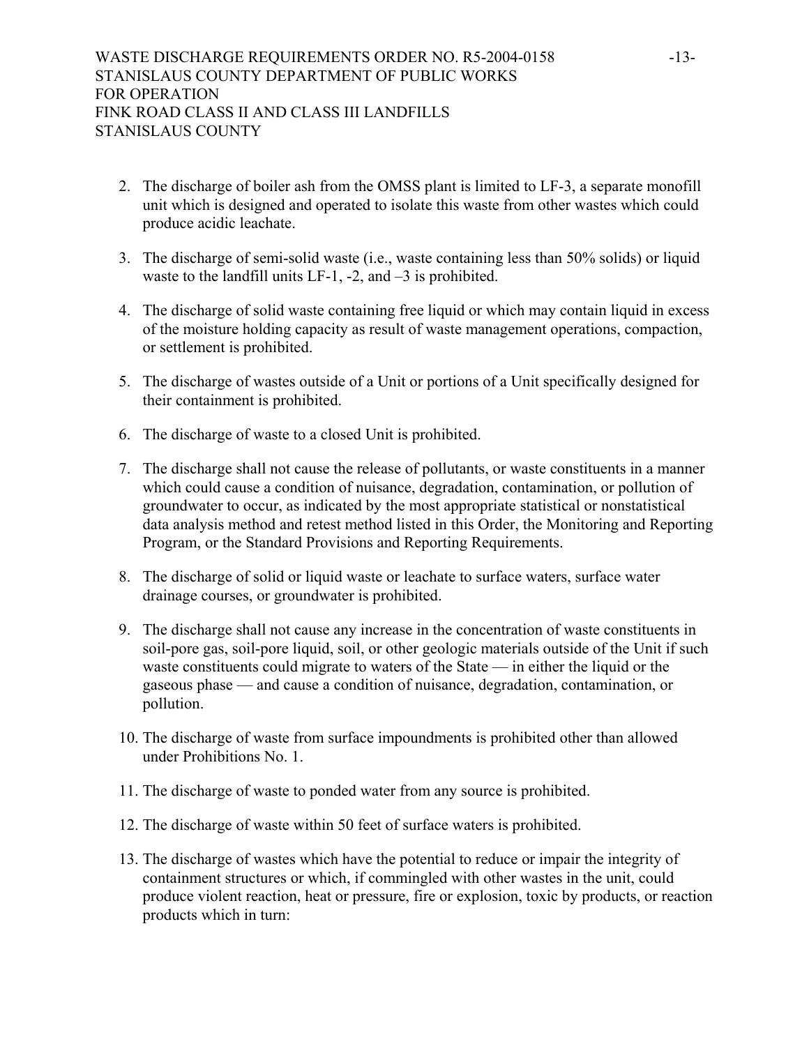2. The discharge of boiler ash from the OMSS plant is limited to LF-3, a separate monofill unit which is designed and operated to isolate this waste from other wastes which could produce acidic leachate.

3. The discharge of semi-solid waste (i.e., waste containing less than 50% solids) or liquid waste to the landfill units LF-1, -2, and –3 is prohibited.

4. The discharge of solid waste containing free liquid or which may contain liquid in excess of the moisture holding capacity as result of waste management operations, compaction, or settlement is prohibited.

5. The discharge of wastes outside of a Unit or portions of a Unit specifically designed for their containment is prohibited.

6. The discharge of waste to a closed Unit is prohibited.

7. The discharge shall not cause the release of pollutants, or waste constituents in a manner which could cause a condition of nuisance, degradation, contamination, or pollution of groundwater to occur, as indicated by the most appropriate statistical or nonstatistical data analysis method and retest method listed in this Order, the Monitoring and Reporting Program, or the Standard Provisions and Reporting Requirements.

8. The discharge of solid or liquid waste or leachate to surface waters, surface water drainage courses, or groundwater is prohibited.

9. The discharge shall not cause any increase in the concentration of waste constituents in soil-pore gas, soil-pore liquid, soil, or other geologic materials outside of the Unit if such waste constituents could migrate to waters of the State — in either the liquid or the gaseous phase — and cause a condition of nuisance, degradation, contamination, or pollution.

10. The discharge of waste from surface impoundments is prohibited other than allowed under Prohibitions No. 1.

11. The discharge of waste to ponded water from any source is prohibited.

12. The discharge of waste within 50 feet of surface waters is prohibited.

13. The discharge of wastes which have the potential to reduce or impair the integrity of containment structures or which, if commingled with other wastes in the unit, could produce violent reaction, heat or pressure, fire or explosion, toxic by products, or reaction products which in turn: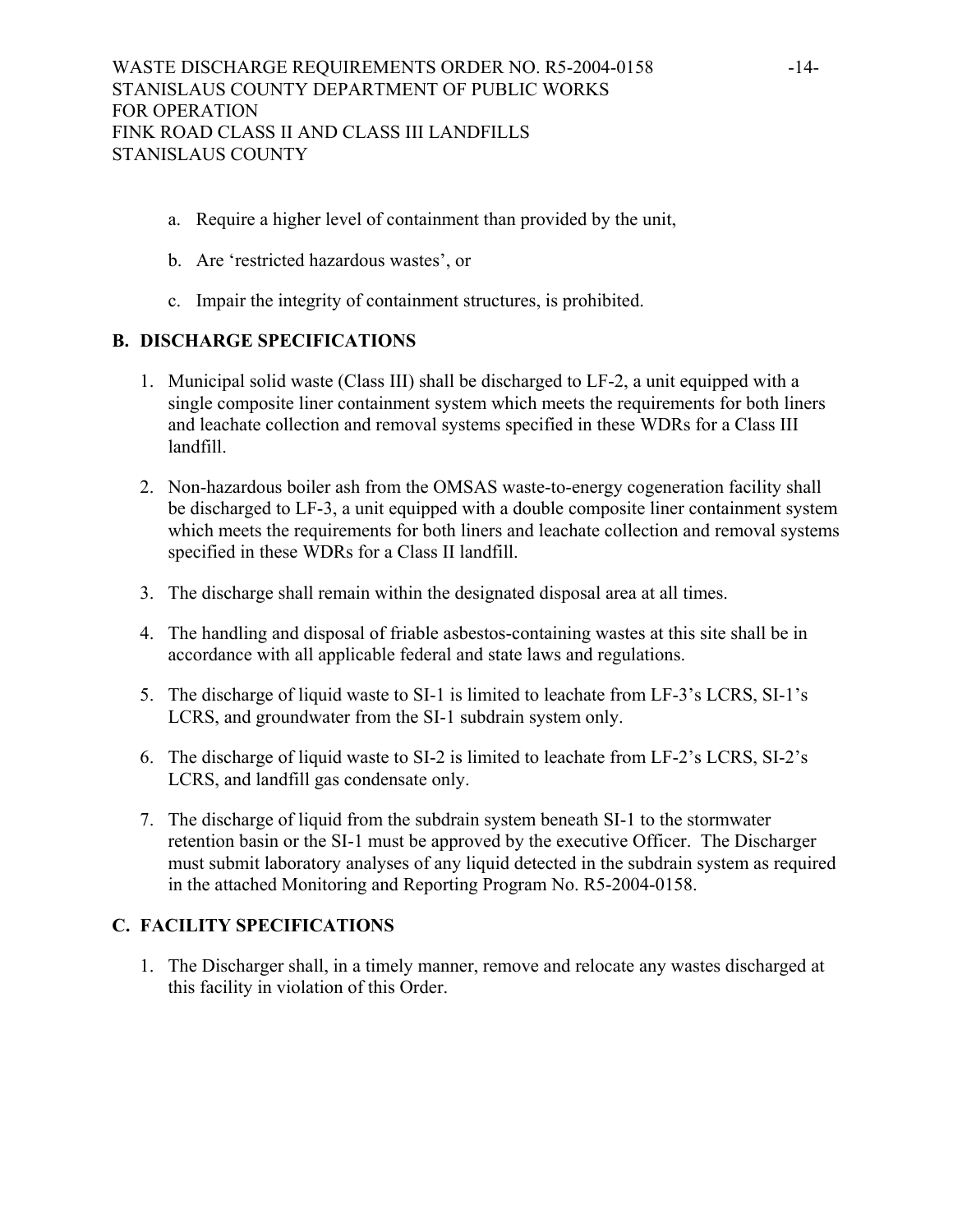a. Require a higher level of containment than provided by the unit,

b. Are 'restricted hazardous wastes', or

c. Impair the integrity of containment structures, is prohibited.

## B. DISCHARGE SPECIFICATIONS

1. Municipal solid waste (Class III) shall be discharged to LF-2, a unit equipped with a single composite liner containment system which meets the requirements for both liners and leachate collection and removal systems specified in these WDRs for a Class III landfill.

2. Non-hazardous boiler ash from the OMSAS waste-to-energy cogeneration facility shall be discharged to LF-3, a unit equipped with a double composite liner containment system which meets the requirements for both liners and leachate collection and removal systems specified in these WDRs for a Class II landfill.

3. The discharge shall remain within the designated disposal area at all times.

4. The handling and disposal of friable asbestos-containing wastes at this site shall be in accordance with all applicable federal and state laws and regulations.

5. The discharge of liquid waste to SI-1 is limited to leachate from LF-3's LCRS, SI-1's LCRS, and groundwater from the SI-1 subdrain system only.

6. The discharge of liquid waste to SI-2 is limited to leachate from LF-2's LCRS, SI-2's LCRS, and landfill gas condensate only.

7. The discharge of liquid from the subdrain system beneath SI-1 to the stormwater retention basin or the SI-1 must be approved by the executive Officer. The Discharger must submit laboratory analyses of any liquid detected in the subdrain system as required in the attached Monitoring and Reporting Program No. R5-2004-0158.

## C. FACILITY SPECIFICATIONS

1. The Discharger shall, in a timely manner, remove and relocate any wastes discharged at this facility in violation of this Order.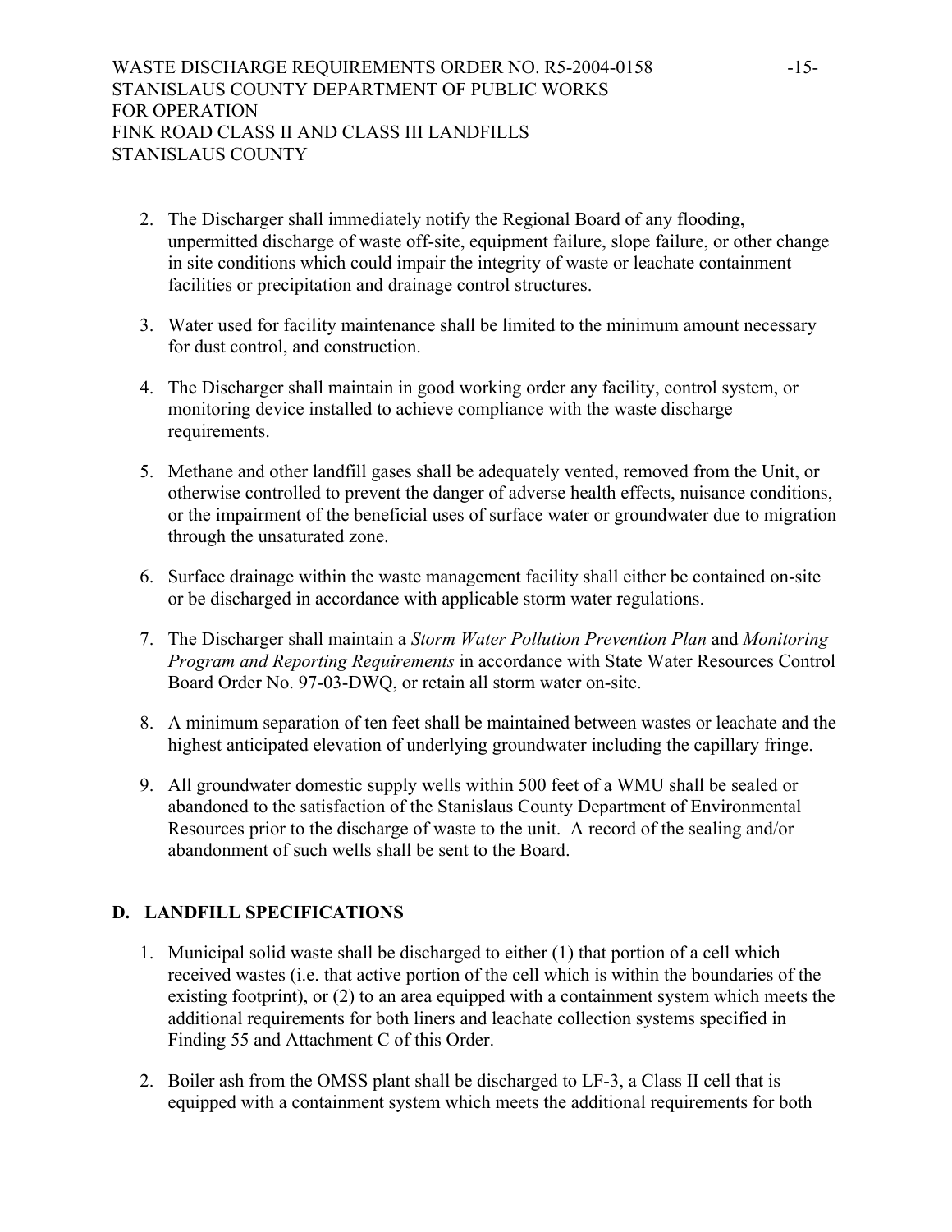2. The Discharger shall immediately notify the Regional Board of any flooding, unpermitted discharge of waste off-site, equipment failure, slope failure, or other change in site conditions which could impair the integrity of waste or leachate containment facilities or precipitation and drainage control structures.

3. Water used for facility maintenance shall be limited to the minimum amount necessary for dust control, and construction.

4. The Discharger shall maintain in good working order any facility, control system, or monitoring device installed to achieve compliance with the waste discharge requirements.

5. Methane and other landfill gases shall be adequately vented, removed from the Unit, or otherwise controlled to prevent the danger of adverse health effects, nuisance conditions, or the impairment of the beneficial uses of surface water or groundwater due to migration through the unsaturated zone.

6. Surface drainage within the waste management facility shall either be contained on-site or be discharged in accordance with applicable storm water regulations.

7. The Discharger shall maintain a *Storm Water Pollution Prevention Plan* and *Monitoring Program and Reporting Requirements* in accordance with State Water Resources Control Board Order No. 97-03-DWQ, or retain all storm water on-site.

8. A minimum separation of ten feet shall be maintained between wastes or leachate and the highest anticipated elevation of underlying groundwater including the capillary fringe.

9. All groundwater domestic supply wells within 500 feet of a WMU shall be sealed or abandoned to the satisfaction of the Stanislaus County Department of Environmental Resources prior to the discharge of waste to the unit. A record of the sealing and/or abandonment of such wells shall be sent to the Board.

## D. LANDFILL SPECIFICATIONS

1. Municipal solid waste shall be discharged to either (1) that portion of a cell which received wastes (i.e. that active portion of the cell which is within the boundaries of the existing footprint), or (2) to an area equipped with a containment system which meets the additional requirements for both liners and leachate collection systems specified in Finding 55 and Attachment C of this Order.

2. Boiler ash from the OMSS plant shall be discharged to LF-3, a Class II cell that is equipped with a containment system which meets the additional requirements for both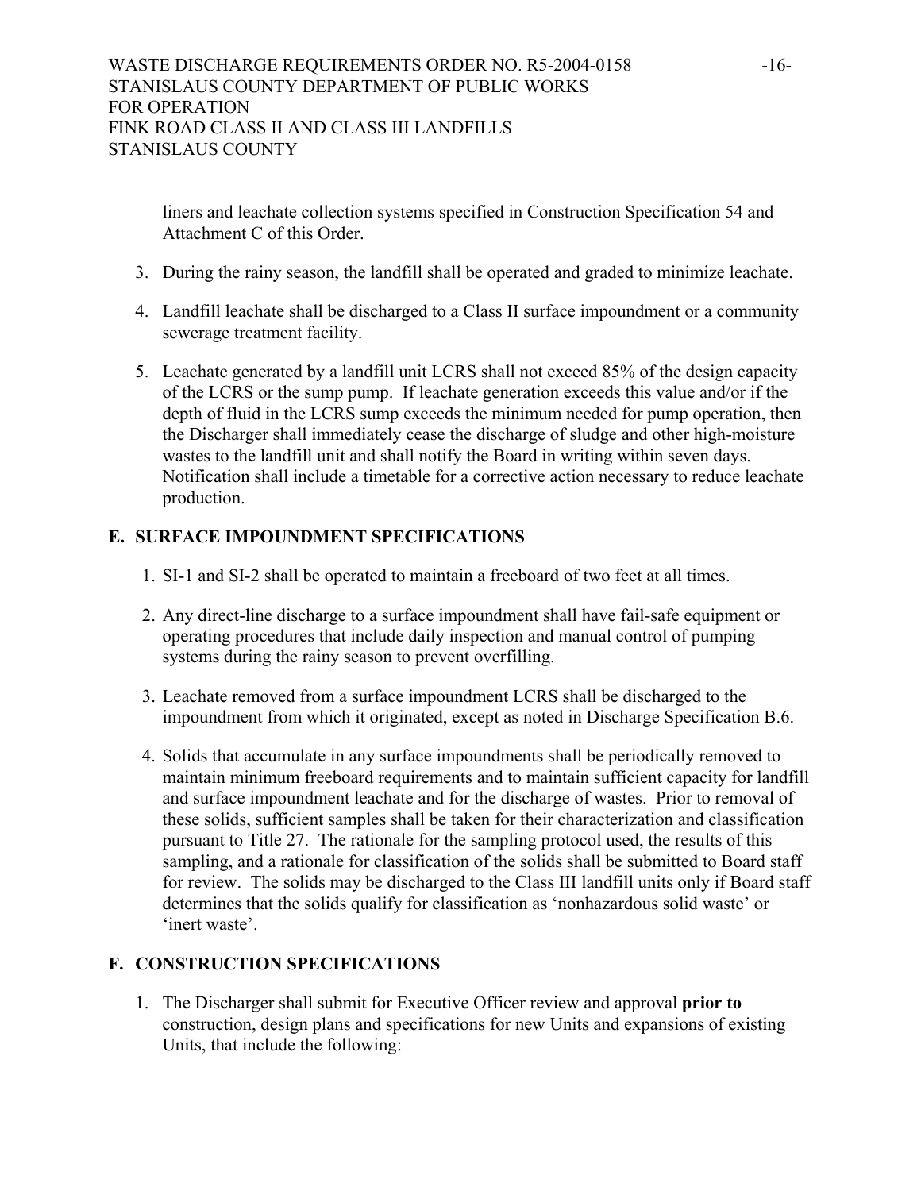liners and leachate collection systems specified in Construction Specification 54 and Attachment C of this Order.

3. During the rainy season, the landfill shall be operated and graded to minimize leachate.

4. Landfill leachate shall be discharged to a Class II surface impoundment or a community sewerage treatment facility.

5. Leachate generated by a landfill unit LCRS shall not exceed 85% of the design capacity of the LCRS or the sump pump. If leachate generation exceeds this value and/or if the depth of fluid in the LCRS sump exceeds the minimum needed for pump operation, then the Discharger shall immediately cease the discharge of sludge and other high-moisture wastes to the landfill unit and shall notify the Board in writing within seven days. Notification shall include a timetable for a corrective action necessary to reduce leachate production.

## E. SURFACE IMPOUNDMENT SPECIFICATIONS

1. SI-1 and SI-2 shall be operated to maintain a freeboard of two feet at all times.

2. Any direct-line discharge to a surface impoundment shall have fail-safe equipment or operating procedures that include daily inspection and manual control of pumping systems during the rainy season to prevent overfilling.

3. Leachate removed from a surface impoundment LCRS shall be discharged to the impoundment from which it originated, except as noted in Discharge Specification B.6.

4. Solids that accumulate in any surface impoundments shall be periodically removed to maintain minimum freeboard requirements and to maintain sufficient capacity for landfill and surface impoundment leachate and for the discharge of wastes. Prior to removal of these solids, sufficient samples shall be taken for their characterization and classification pursuant to Title 27. The rationale for the sampling protocol used, the results of this sampling, and a rationale for classification of the solids shall be submitted to Board staff for review. The solids may be discharged to the Class III landfill units only if Board staff determines that the solids qualify for classification as 'nonhazardous solid waste' or 'inert waste'.

## F. CONSTRUCTION SPECIFICATIONS

1. The Discharger shall submit for Executive Officer review and approval **prior to** construction, design plans and specifications for new Units and expansions of existing Units, that include the following: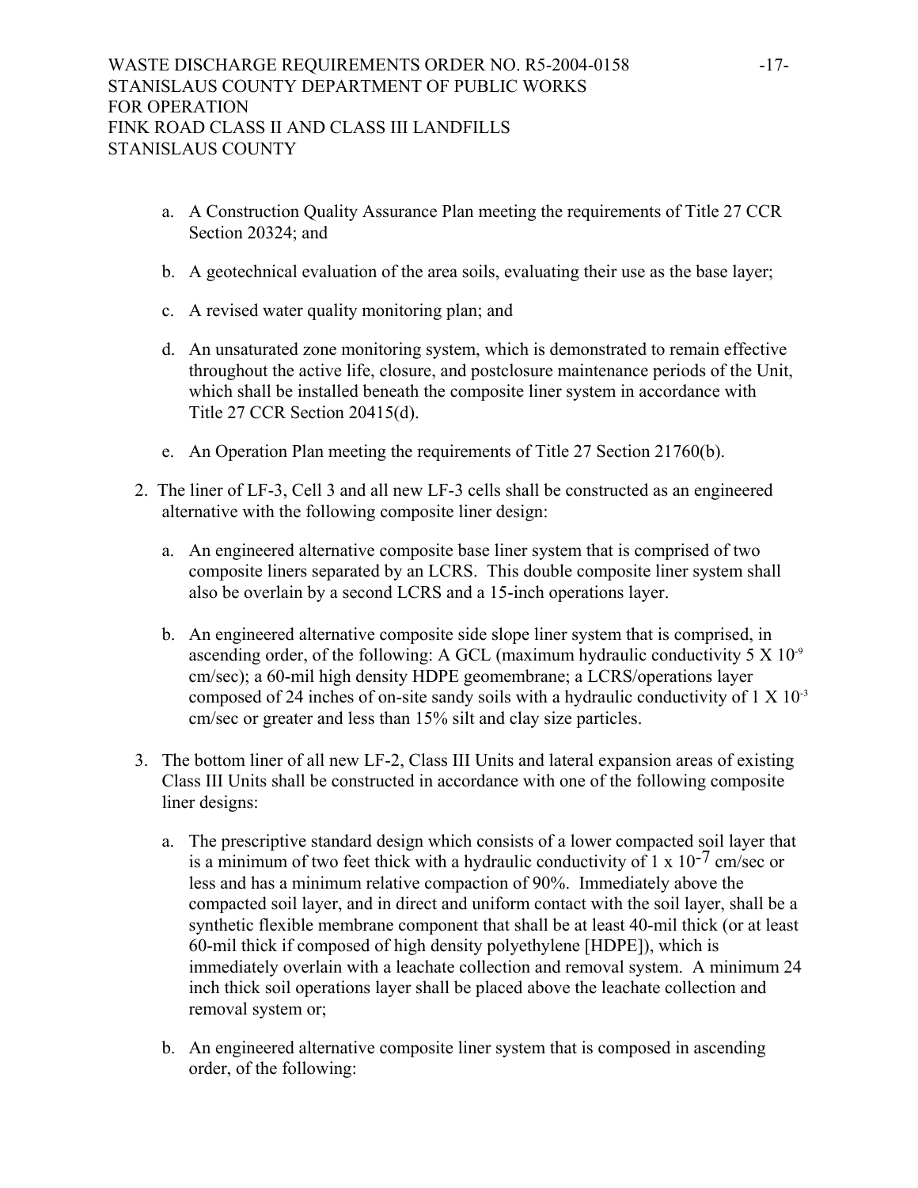a. A Construction Quality Assurance Plan meeting the requirements of Title 27 CCR Section 20324; and

b. A geotechnical evaluation of the area soils, evaluating their use as the base layer;

c. A revised water quality monitoring plan; and

d. An unsaturated zone monitoring system, which is demonstrated to remain effective throughout the active life, closure, and postclosure maintenance periods of the Unit, which shall be installed beneath the composite liner system in accordance with Title 27 CCR Section 20415(d).

e. An Operation Plan meeting the requirements of Title 27 Section 21760(b).

2. The liner of LF-3, Cell 3 and all new LF-3 cells shall be constructed as an engineered alternative with the following composite liner design:

   a. An engineered alternative composite base liner system that is comprised of two composite liners separated by an LCRS. This double composite liner system shall also be overlain by a second LCRS and a 15-inch operations layer.

   b. An engineered alternative composite side slope liner system that is comprised, in ascending order, of the following: A GCL (maximum hydraulic conductivity 5 X $10^{-9}$ cm/sec); a 60-mil high density HDPE geomembrane; a LCRS/operations layer composed of 24 inches of on-site sandy soils with a hydraulic conductivity of 1 X $10^{-3}$ cm/sec or greater and less than 15% silt and clay size particles.

3. The bottom liner of all new LF-2, Class III Units and lateral expansion areas of existing Class III Units shall be constructed in accordance with one of the following composite liner designs:

   a. The prescriptive standard design which consists of a lower compacted soil layer that is a minimum of two feet thick with a hydraulic conductivity of 1 x $10^{-7}$ cm/sec or less and has a minimum relative compaction of 90%. Immediately above the compacted soil layer, and in direct and uniform contact with the soil layer, shall be a synthetic flexible membrane component that shall be at least 40-mil thick (or at least 60-mil thick if composed of high density polyethylene [HDPE]), which is immediately overlain with a leachate collection and removal system. A minimum 24 inch thick soil operations layer shall be placed above the leachate collection and removal system or;

   b. An engineered alternative composite liner system that is composed in ascending order, of the following: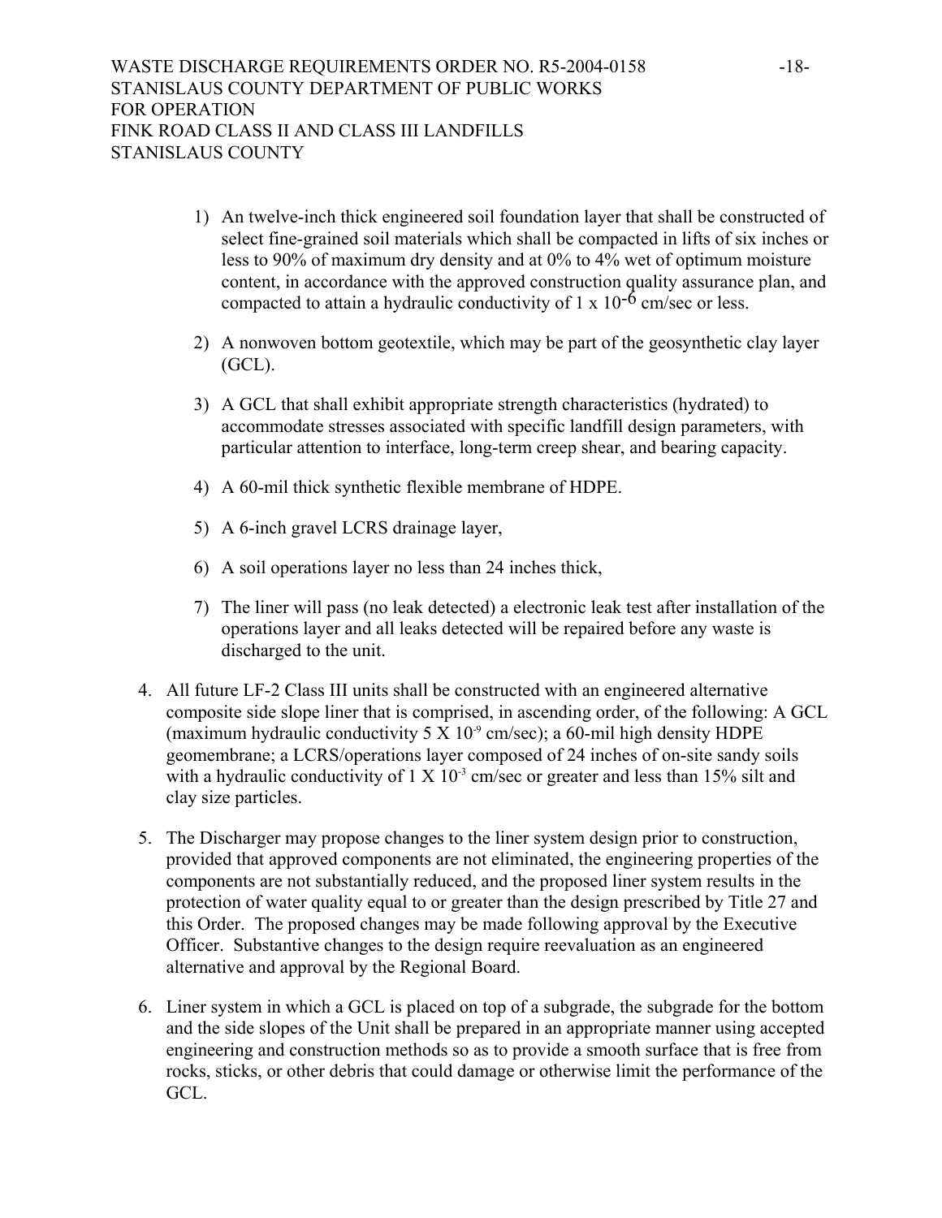1) An twelve-inch thick engineered soil foundation layer that shall be constructed of select fine-grained soil materials which shall be compacted in lifts of six inches or less to 90% of maximum dry density and at 0% to 4% wet of optimum moisture content, in accordance with the approved construction quality assurance plan, and compacted to attain a hydraulic conductivity of $1 \times 10^{-6}$ cm/sec or less.

2) A nonwoven bottom geotextile, which may be part of the geosynthetic clay layer (GCL).

3) A GCL that shall exhibit appropriate strength characteristics (hydrated) to accommodate stresses associated with specific landfill design parameters, with particular attention to interface, long-term creep shear, and bearing capacity.

4) A 60-mil thick synthetic flexible membrane of HDPE.

5) A 6-inch gravel LCRS drainage layer,

6) A soil operations layer no less than 24 inches thick,

7) The liner will pass (no leak detected) a electronic leak test after installation of the operations layer and all leaks detected will be repaired before any waste is discharged to the unit.

4. All future LF-2 Class III units shall be constructed with an engineered alternative composite side slope liner that is comprised, in ascending order, of the following: A GCL (maximum hydraulic conductivity $5 \times 10^{-9}$ cm/sec); a 60-mil high density HDPE geomembrane; a LCRS/operations layer composed of 24 inches of on-site sandy soils with a hydraulic conductivity of $1 \times 10^{-3}$ cm/sec or greater and less than 15% silt and clay size particles.

5. The Discharger may propose changes to the liner system design prior to construction, provided that approved components are not eliminated, the engineering properties of the components are not substantially reduced, and the proposed liner system results in the protection of water quality equal to or greater than the design prescribed by Title 27 and this Order. The proposed changes may be made following approval by the Executive Officer. Substantive changes to the design require reevaluation as an engineered alternative and approval by the Regional Board.

6. Liner system in which a GCL is placed on top of a subgrade, the subgrade for the bottom and the side slopes of the Unit shall be prepared in an appropriate manner using accepted engineering and construction methods so as to provide a smooth surface that is free from rocks, sticks, or other debris that could damage or otherwise limit the performance of the GCL.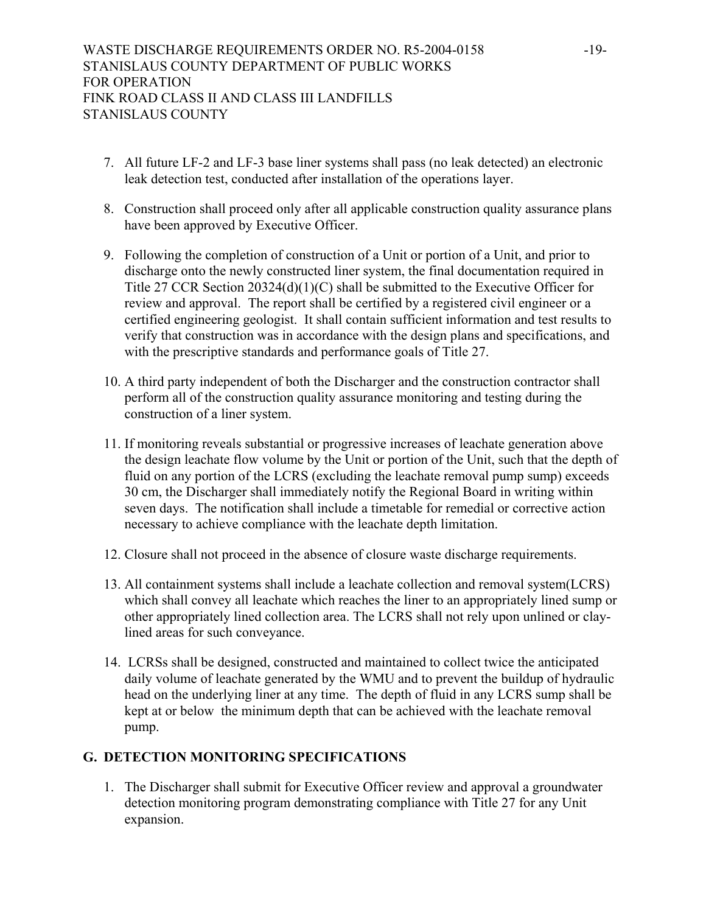7. All future LF-2 and LF-3 base liner systems shall pass (no leak detected) an electronic leak detection test, conducted after installation of the operations layer.

8. Construction shall proceed only after all applicable construction quality assurance plans have been approved by Executive Officer.

9. Following the completion of construction of a Unit or portion of a Unit, and prior to discharge onto the newly constructed liner system, the final documentation required in Title 27 CCR Section 20324(d)(1)(C) shall be submitted to the Executive Officer for review and approval. The report shall be certified by a registered civil engineer or a certified engineering geologist. It shall contain sufficient information and test results to verify that construction was in accordance with the design plans and specifications, and with the prescriptive standards and performance goals of Title 27.

10. A third party independent of both the Discharger and the construction contractor shall perform all of the construction quality assurance monitoring and testing during the construction of a liner system.

11. If monitoring reveals substantial or progressive increases of leachate generation above the design leachate flow volume by the Unit or portion of the Unit, such that the depth of fluid on any portion of the LCRS (excluding the leachate removal pump sump) exceeds 30 cm, the Discharger shall immediately notify the Regional Board in writing within seven days. The notification shall include a timetable for remedial or corrective action necessary to achieve compliance with the leachate depth limitation.

12. Closure shall not proceed in the absence of closure waste discharge requirements.

13. All containment systems shall include a leachate collection and removal system(LCRS) which shall convey all leachate which reaches the liner to an appropriately lined sump or other appropriately lined collection area. The LCRS shall not rely upon unlined or clay-lined areas for such conveyance.

14. LCRSs shall be designed, constructed and maintained to collect twice the anticipated daily volume of leachate generated by the WMU and to prevent the buildup of hydraulic head on the underlying liner at any time. The depth of fluid in any LCRS sump shall be kept at or below the minimum depth that can be achieved with the leachate removal pump.

## G. DETECTION MONITORING SPECIFICATIONS

1. The Discharger shall submit for Executive Officer review and approval a groundwater detection monitoring program demonstrating compliance with Title 27 for any Unit expansion.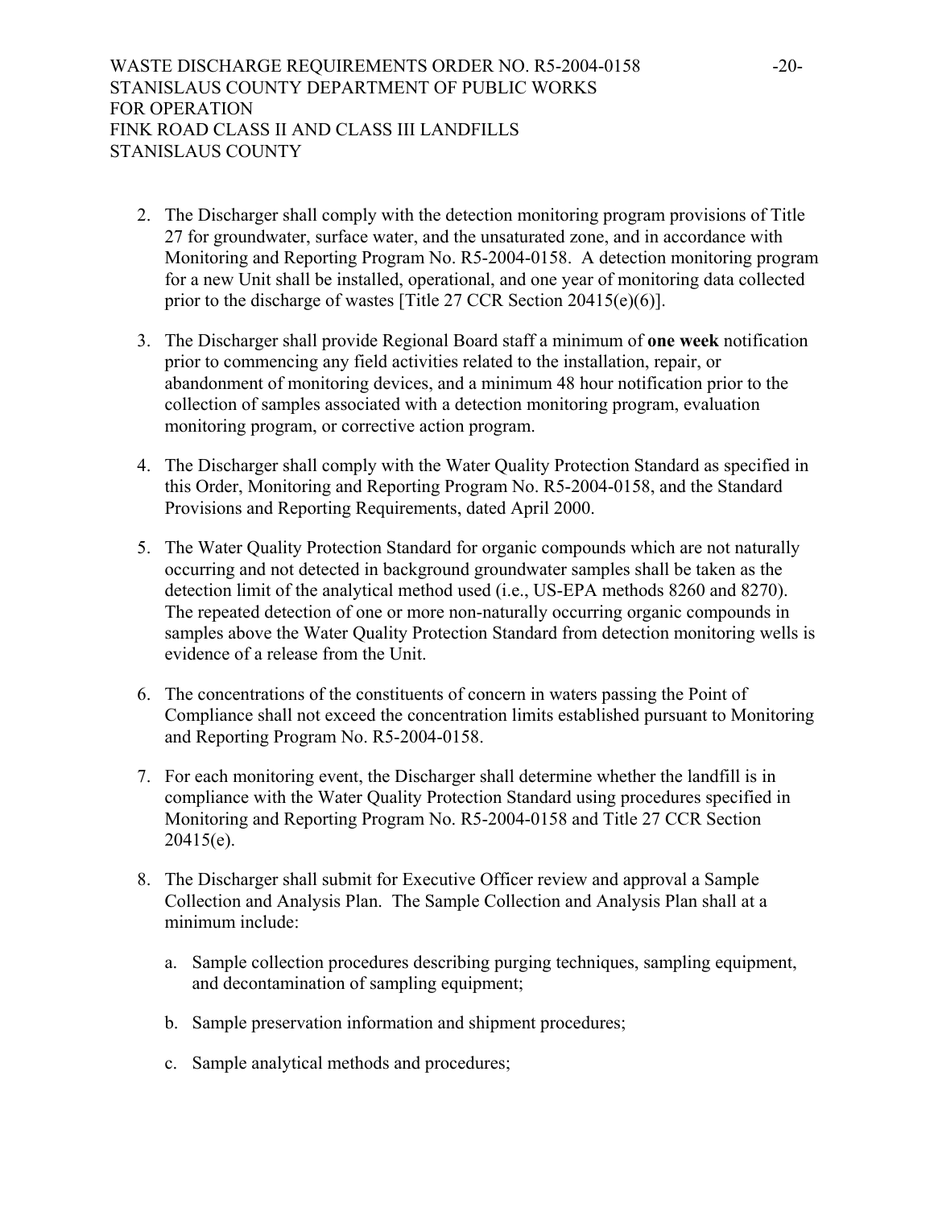2. The Discharger shall comply with the detection monitoring program provisions of Title 27 for groundwater, surface water, and the unsaturated zone, and in accordance with Monitoring and Reporting Program No. R5-2004-0158. A detection monitoring program for a new Unit shall be installed, operational, and one year of monitoring data collected prior to the discharge of wastes [Title 27 CCR Section 20415(e)(6)].

3. The Discharger shall provide Regional Board staff a minimum of **one week** notification prior to commencing any field activities related to the installation, repair, or abandonment of monitoring devices, and a minimum 48 hour notification prior to the collection of samples associated with a detection monitoring program, evaluation monitoring program, or corrective action program.

4. The Discharger shall comply with the Water Quality Protection Standard as specified in this Order, Monitoring and Reporting Program No. R5-2004-0158, and the Standard Provisions and Reporting Requirements, dated April 2000.

5. The Water Quality Protection Standard for organic compounds which are not naturally occurring and not detected in background groundwater samples shall be taken as the detection limit of the analytical method used (i.e., US-EPA methods 8260 and 8270). The repeated detection of one or more non-naturally occurring organic compounds in samples above the Water Quality Protection Standard from detection monitoring wells is evidence of a release from the Unit.

6. The concentrations of the constituents of concern in waters passing the Point of Compliance shall not exceed the concentration limits established pursuant to Monitoring and Reporting Program No. R5-2004-0158.

7. For each monitoring event, the Discharger shall determine whether the landfill is in compliance with the Water Quality Protection Standard using procedures specified in Monitoring and Reporting Program No. R5-2004-0158 and Title 27 CCR Section 20415(e).

8. The Discharger shall submit for Executive Officer review and approval a Sample Collection and Analysis Plan. The Sample Collection and Analysis Plan shall at a minimum include:

   a. Sample collection procedures describing purging techniques, sampling equipment, and decontamination of sampling equipment;

   b. Sample preservation information and shipment procedures;

   c. Sample analytical methods and procedures;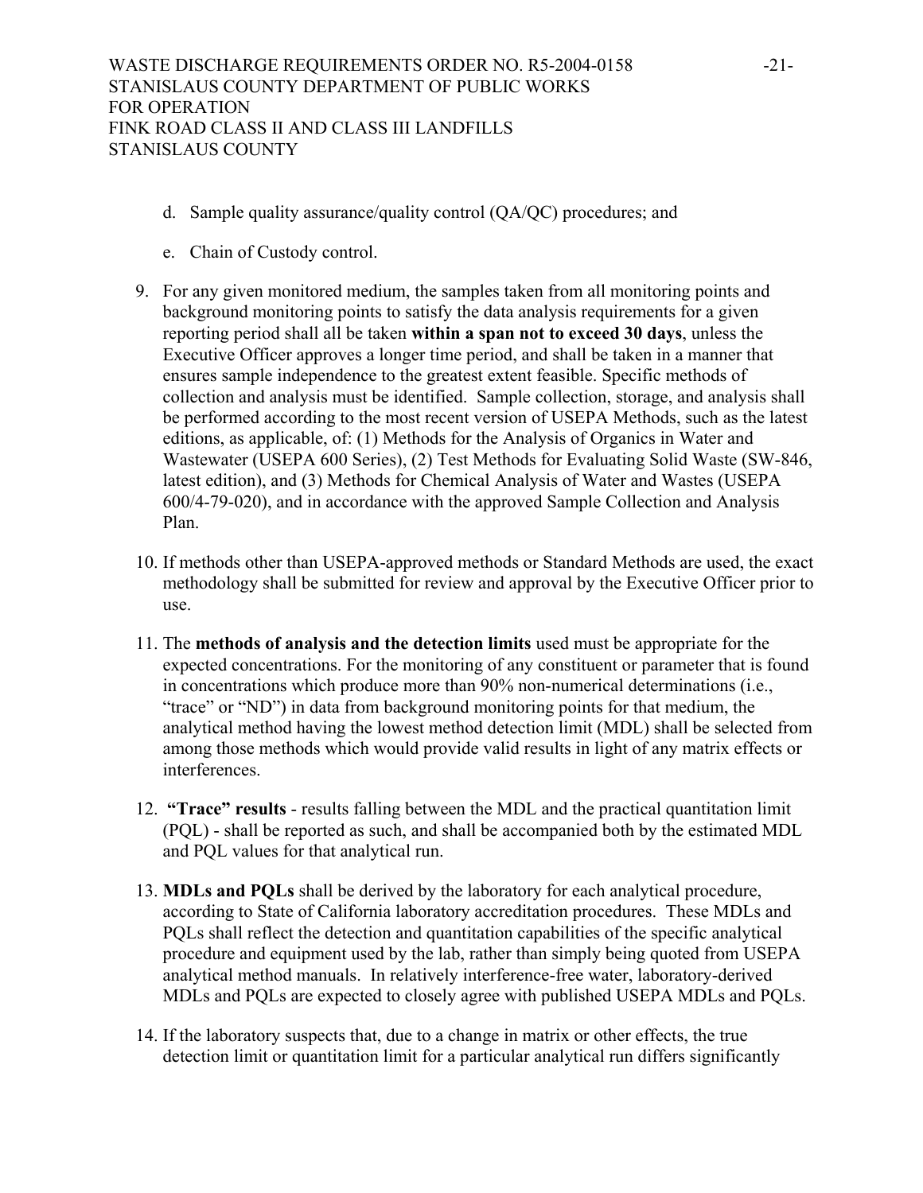d. Sample quality assurance/quality control (QA/QC) procedures; and

e. Chain of Custody control.

9. For any given monitored medium, the samples taken from all monitoring points and background monitoring points to satisfy the data analysis requirements for a given reporting period shall all be taken **within a span not to exceed 30 days**, unless the Executive Officer approves a longer time period, and shall be taken in a manner that ensures sample independence to the greatest extent feasible. Specific methods of collection and analysis must be identified. Sample collection, storage, and analysis shall be performed according to the most recent version of USEPA Methods, such as the latest editions, as applicable, of: (1) Methods for the Analysis of Organics in Water and Wastewater (USEPA 600 Series), (2) Test Methods for Evaluating Solid Waste (SW-846, latest edition), and (3) Methods for Chemical Analysis of Water and Wastes (USEPA 600/4-79-020), and in accordance with the approved Sample Collection and Analysis Plan.

10. If methods other than USEPA-approved methods or Standard Methods are used, the exact methodology shall be submitted for review and approval by the Executive Officer prior to use.

11. The **methods of analysis and the detection limits** used must be appropriate for the expected concentrations. For the monitoring of any constituent or parameter that is found in concentrations which produce more than 90% non-numerical determinations (i.e., "trace" or "ND") in data from background monitoring points for that medium, the analytical method having the lowest method detection limit (MDL) shall be selected from among those methods which would provide valid results in light of any matrix effects or interferences.

12. **"Trace" results** - results falling between the MDL and the practical quantitation limit (PQL) - shall be reported as such, and shall be accompanied both by the estimated MDL and PQL values for that analytical run.

13. **MDLs and PQLs** shall be derived by the laboratory for each analytical procedure, according to State of California laboratory accreditation procedures. These MDLs and PQLs shall reflect the detection and quantitation capabilities of the specific analytical procedure and equipment used by the lab, rather than simply being quoted from USEPA analytical method manuals. In relatively interference-free water, laboratory-derived MDLs and PQLs are expected to closely agree with published USEPA MDLs and PQLs.

14. If the laboratory suspects that, due to a change in matrix or other effects, the true detection limit or quantitation limit for a particular analytical run differs significantly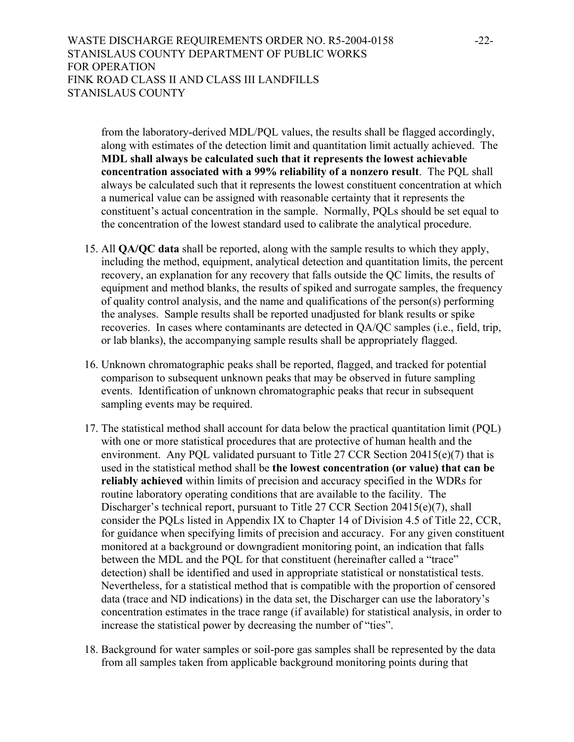from the laboratory-derived MDL/PQL values, the results shall be flagged accordingly, along with estimates of the detection limit and quantitation limit actually achieved. The **MDL shall always be calculated such that it represents the lowest achievable concentration associated with a 99% reliability of a nonzero result**. The PQL shall always be calculated such that it represents the lowest constituent concentration at which a numerical value can be assigned with reasonable certainty that it represents the constituent's actual concentration in the sample. Normally, PQLs should be set equal to the concentration of the lowest standard used to calibrate the analytical procedure.

15. All **QA/QC data** shall be reported, along with the sample results to which they apply, including the method, equipment, analytical detection and quantitation limits, the percent recovery, an explanation for any recovery that falls outside the QC limits, the results of equipment and method blanks, the results of spiked and surrogate samples, the frequency of quality control analysis, and the name and qualifications of the person(s) performing the analyses. Sample results shall be reported unadjusted for blank results or spike recoveries. In cases where contaminants are detected in QA/QC samples (i.e., field, trip, or lab blanks), the accompanying sample results shall be appropriately flagged.

16. Unknown chromatographic peaks shall be reported, flagged, and tracked for potential comparison to subsequent unknown peaks that may be observed in future sampling events. Identification of unknown chromatographic peaks that recur in subsequent sampling events may be required.

17. The statistical method shall account for data below the practical quantitation limit (PQL) with one or more statistical procedures that are protective of human health and the environment. Any PQL validated pursuant to Title 27 CCR Section 20415(e)(7) that is used in the statistical method shall be **the lowest concentration (or value) that can be reliably achieved** within limits of precision and accuracy specified in the WDRs for routine laboratory operating conditions that are available to the facility. The Discharger's technical report, pursuant to Title 27 CCR Section 20415(e)(7), shall consider the PQLs listed in Appendix IX to Chapter 14 of Division 4.5 of Title 22, CCR, for guidance when specifying limits of precision and accuracy. For any given constituent monitored at a background or downgradient monitoring point, an indication that falls between the MDL and the PQL for that constituent (hereinafter called a "trace" detection) shall be identified and used in appropriate statistical or nonstatistical tests. Nevertheless, for a statistical method that is compatible with the proportion of censored data (trace and ND indications) in the data set, the Discharger can use the laboratory's concentration estimates in the trace range (if available) for statistical analysis, in order to increase the statistical power by decreasing the number of "ties".

18. Background for water samples or soil-pore gas samples shall be represented by the data from all samples taken from applicable background monitoring points during that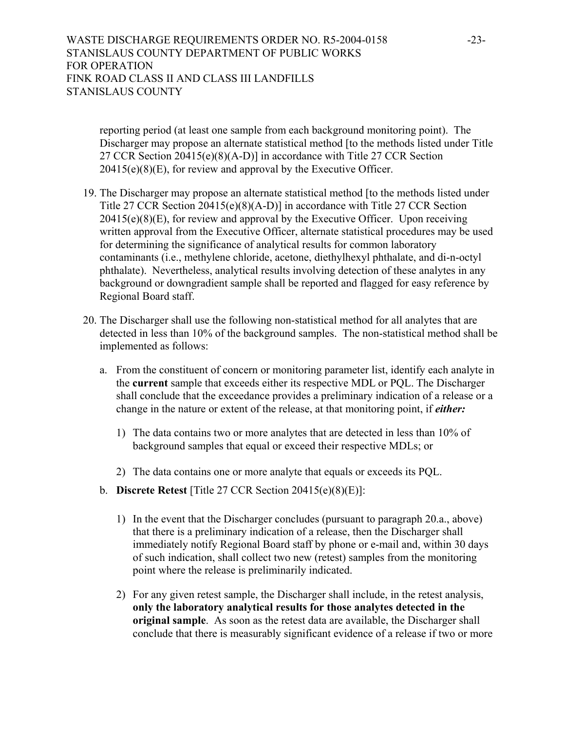reporting period (at least one sample from each background monitoring point). The Discharger may propose an alternate statistical method [to the methods listed under Title 27 CCR Section 20415(e)(8)(A-D)] in accordance with Title 27 CCR Section 20415(e)(8)(E), for review and approval by the Executive Officer.

19. The Discharger may propose an alternate statistical method [to the methods listed under Title 27 CCR Section 20415(e)(8)(A-D)] in accordance with Title 27 CCR Section 20415(e)(8)(E), for review and approval by the Executive Officer. Upon receiving written approval from the Executive Officer, alternate statistical procedures may be used for determining the significance of analytical results for common laboratory contaminants (i.e., methylene chloride, acetone, diethylhexyl phthalate, and di-n-octyl phthalate). Nevertheless, analytical results involving detection of these analytes in any background or downgradient sample shall be reported and flagged for easy reference by Regional Board staff.

20. The Discharger shall use the following non-statistical method for all analytes that are detected in less than 10% of the background samples. The non-statistical method shall be implemented as follows:

    a. From the constituent of concern or monitoring parameter list, identify each analyte in the **current** sample that exceeds either its respective MDL or PQL. The Discharger shall conclude that the exceedance provides a preliminary indication of a release or a change in the nature or extent of the release, at that monitoring point, if ***either:***

        1) The data contains two or more analytes that are detected in less than 10% of background samples that equal or exceed their respective MDLs; or

        2) The data contains one or more analyte that equals or exceeds its PQL.

    b. **Discrete Retest** [Title 27 CCR Section 20415(e)(8)(E)]:

        1) In the event that the Discharger concludes (pursuant to paragraph 20.a., above) that there is a preliminary indication of a release, then the Discharger shall immediately notify Regional Board staff by phone or e-mail and, within 30 days of such indication, shall collect two new (retest) samples from the monitoring point where the release is preliminarily indicated.

        2) For any given retest sample, the Discharger shall include, in the retest analysis, **only the laboratory analytical results for those analytes detected in the original sample**. As soon as the retest data are available, the Discharger shall conclude that there is measurably significant evidence of a release if two or more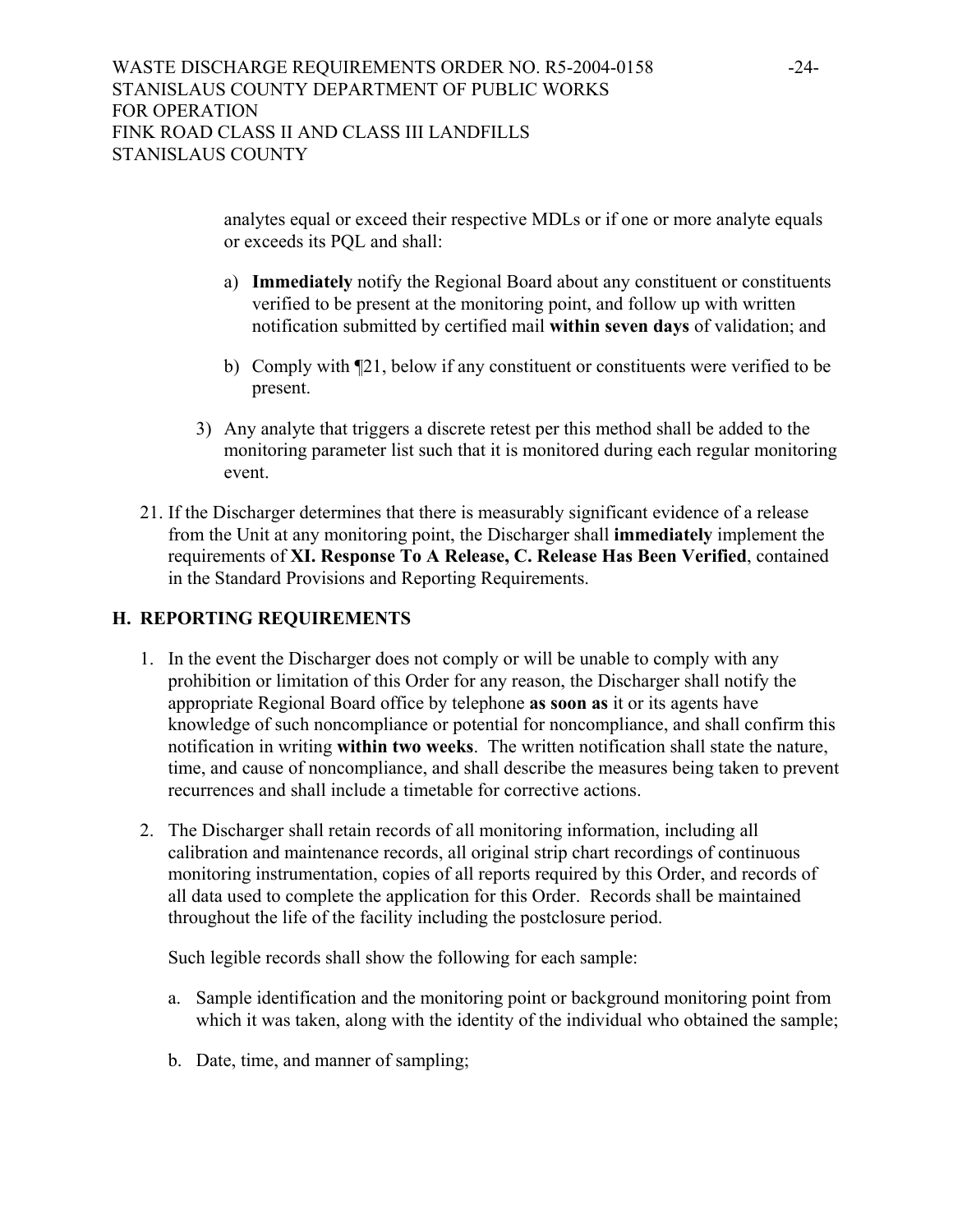analytes equal or exceed their respective MDLs or if one or more analyte equals or exceeds its PQL and shall:

a) **Immediately** notify the Regional Board about any constituent or constituents verified to be present at the monitoring point, and follow up with written notification submitted by certified mail **within seven days** of validation; and

b) Comply with ¶21, below if any constituent or constituents were verified to be present.

3) Any analyte that triggers a discrete retest per this method shall be added to the monitoring parameter list such that it is monitored during each regular monitoring event.

21. If the Discharger determines that there is measurably significant evidence of a release from the Unit at any monitoring point, the Discharger shall **immediately** implement the requirements of **XI. Response To A Release, C. Release Has Been Verified**, contained in the Standard Provisions and Reporting Requirements.

## H. REPORTING REQUIREMENTS

1. In the event the Discharger does not comply or will be unable to comply with any prohibition or limitation of this Order for any reason, the Discharger shall notify the appropriate Regional Board office by telephone **as soon as** it or its agents have knowledge of such noncompliance or potential for noncompliance, and shall confirm this notification in writing **within two weeks**. The written notification shall state the nature, time, and cause of noncompliance, and shall describe the measures being taken to prevent recurrences and shall include a timetable for corrective actions.

2. The Discharger shall retain records of all monitoring information, including all calibration and maintenance records, all original strip chart recordings of continuous monitoring instrumentation, copies of all reports required by this Order, and records of all data used to complete the application for this Order. Records shall be maintained throughout the life of the facility including the postclosure period.

   Such legible records shall show the following for each sample:

   a. Sample identification and the monitoring point or background monitoring point from which it was taken, along with the identity of the individual who obtained the sample;

   b. Date, time, and manner of sampling;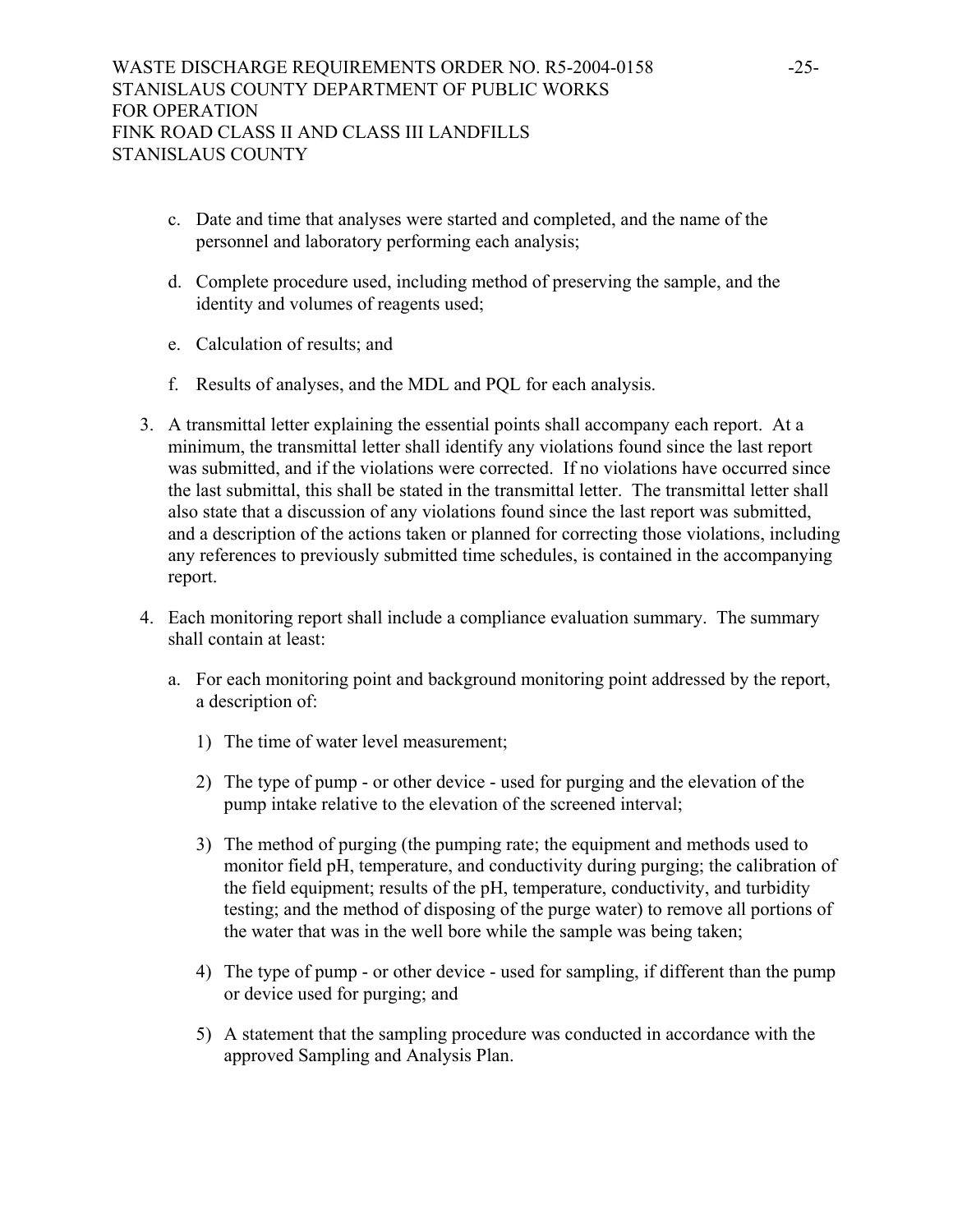c. Date and time that analyses were started and completed, and the name of the personnel and laboratory performing each analysis;

d. Complete procedure used, including method of preserving the sample, and the identity and volumes of reagents used;

e. Calculation of results; and

f. Results of analyses, and the MDL and PQL for each analysis.

3. A transmittal letter explaining the essential points shall accompany each report. At a minimum, the transmittal letter shall identify any violations found since the last report was submitted, and if the violations were corrected. If no violations have occurred since the last submittal, this shall be stated in the transmittal letter. The transmittal letter shall also state that a discussion of any violations found since the last report was submitted, and a description of the actions taken or planned for correcting those violations, including any references to previously submitted time schedules, is contained in the accompanying report.

4. Each monitoring report shall include a compliance evaluation summary. The summary shall contain at least:

   a. For each monitoring point and background monitoring point addressed by the report, a description of:

      1) The time of water level measurement;

      2) The type of pump - or other device - used for purging and the elevation of the pump intake relative to the elevation of the screened interval;

      3) The method of purging (the pumping rate; the equipment and methods used to monitor field pH, temperature, and conductivity during purging; the calibration of the field equipment; results of the pH, temperature, conductivity, and turbidity testing; and the method of disposing of the purge water) to remove all portions of the water that was in the well bore while the sample was being taken;

      4) The type of pump - or other device - used for sampling, if different than the pump or device used for purging; and

      5) A statement that the sampling procedure was conducted in accordance with the approved Sampling and Analysis Plan.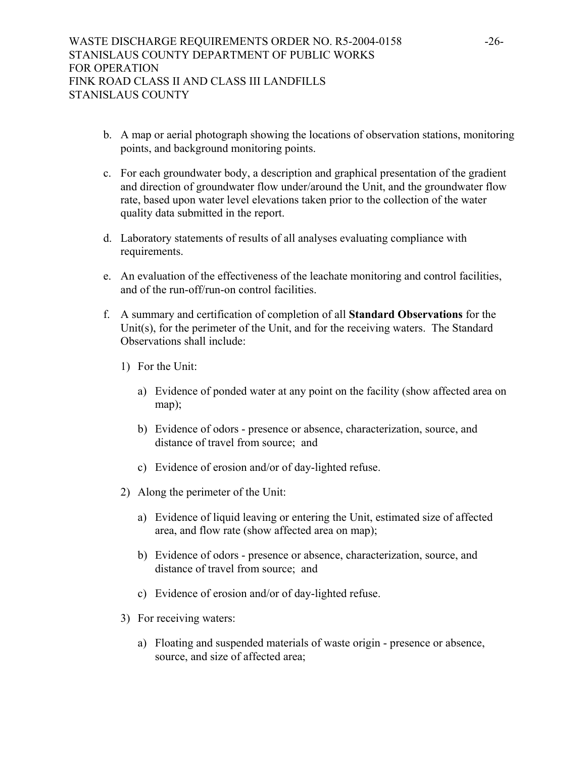b. A map or aerial photograph showing the locations of observation stations, monitoring points, and background monitoring points.

c. For each groundwater body, a description and graphical presentation of the gradient and direction of groundwater flow under/around the Unit, and the groundwater flow rate, based upon water level elevations taken prior to the collection of the water quality data submitted in the report.

d. Laboratory statements of results of all analyses evaluating compliance with requirements.

e. An evaluation of the effectiveness of the leachate monitoring and control facilities, and of the run-off/run-on control facilities.

f. A summary and certification of completion of all **Standard Observations** for the Unit(s), for the perimeter of the Unit, and for the receiving waters. The Standard Observations shall include:

   1) For the Unit:

      a) Evidence of ponded water at any point on the facility (show affected area on map);

      b) Evidence of odors - presence or absence, characterization, source, and distance of travel from source; and

      c) Evidence of erosion and/or of day-lighted refuse.

   2) Along the perimeter of the Unit:

      a) Evidence of liquid leaving or entering the Unit, estimated size of affected area, and flow rate (show affected area on map);

      b) Evidence of odors - presence or absence, characterization, source, and distance of travel from source; and

      c) Evidence of erosion and/or of day-lighted refuse.

   3) For receiving waters:

      a) Floating and suspended materials of waste origin - presence or absence, source, and size of affected area;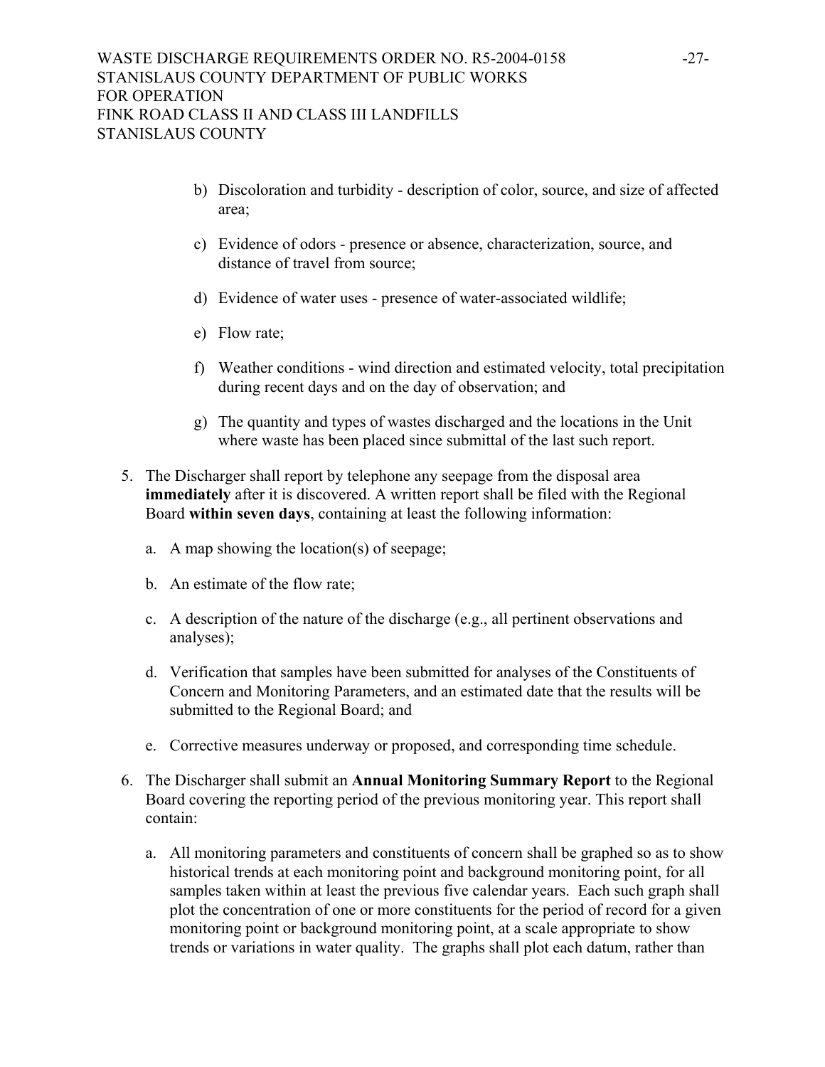b) Discoloration and turbidity - description of color, source, and size of affected area;

c) Evidence of odors - presence or absence, characterization, source, and distance of travel from source;

d) Evidence of water uses - presence of water-associated wildlife;

e) Flow rate;

f) Weather conditions - wind direction and estimated velocity, total precipitation during recent days and on the day of observation; and

g) The quantity and types of wastes discharged and the locations in the Unit where waste has been placed since submittal of the last such report.

5. The Discharger shall report by telephone any seepage from the disposal area **immediately** after it is discovered. A written report shall be filed with the Regional Board **within seven days**, containing at least the following information:

   a. A map showing the location(s) of seepage;

   b. An estimate of the flow rate;

   c. A description of the nature of the discharge (e.g., all pertinent observations and analyses);

   d. Verification that samples have been submitted for analyses of the Constituents of Concern and Monitoring Parameters, and an estimated date that the results will be submitted to the Regional Board; and

   e. Corrective measures underway or proposed, and corresponding time schedule.

6. The Discharger shall submit an **Annual Monitoring Summary Report** to the Regional Board covering the reporting period of the previous monitoring year. This report shall contain:

   a. All monitoring parameters and constituents of concern shall be graphed so as to show historical trends at each monitoring point and background monitoring point, for all samples taken within at least the previous five calendar years. Each such graph shall plot the concentration of one or more constituents for the period of record for a given monitoring point or background monitoring point, at a scale appropriate to show trends or variations in water quality. The graphs shall plot each datum, rather than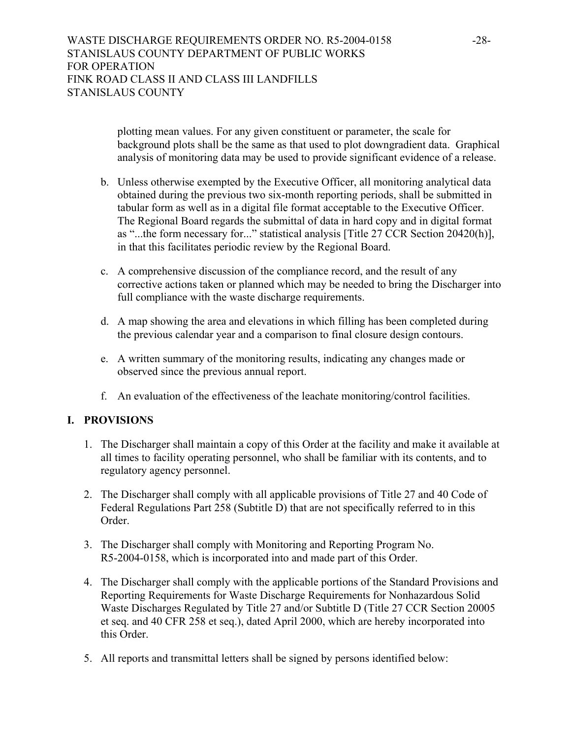plotting mean values. For any given constituent or parameter, the scale for background plots shall be the same as that used to plot downgradient data. Graphical analysis of monitoring data may be used to provide significant evidence of a release.

b. Unless otherwise exempted by the Executive Officer, all monitoring analytical data obtained during the previous two six-month reporting periods, shall be submitted in tabular form as well as in a digital file format acceptable to the Executive Officer. The Regional Board regards the submittal of data in hard copy and in digital format as "...the form necessary for..." statistical analysis [Title 27 CCR Section 20420(h)], in that this facilitates periodic review by the Regional Board.

c. A comprehensive discussion of the compliance record, and the result of any corrective actions taken or planned which may be needed to bring the Discharger into full compliance with the waste discharge requirements.

d. A map showing the area and elevations in which filling has been completed during the previous calendar year and a comparison to final closure design contours.

e. A written summary of the monitoring results, indicating any changes made or observed since the previous annual report.

f. An evaluation of the effectiveness of the leachate monitoring/control facilities.

## I. PROVISIONS

1. The Discharger shall maintain a copy of this Order at the facility and make it available at all times to facility operating personnel, who shall be familiar with its contents, and to regulatory agency personnel.

2. The Discharger shall comply with all applicable provisions of Title 27 and 40 Code of Federal Regulations Part 258 (Subtitle D) that are not specifically referred to in this Order.

3. The Discharger shall comply with Monitoring and Reporting Program No. R5-2004-0158, which is incorporated into and made part of this Order.

4. The Discharger shall comply with the applicable portions of the Standard Provisions and Reporting Requirements for Waste Discharge Requirements for Nonhazardous Solid Waste Discharges Regulated by Title 27 and/or Subtitle D (Title 27 CCR Section 20005 et seq. and 40 CFR 258 et seq.), dated April 2000, which are hereby incorporated into this Order.

5. All reports and transmittal letters shall be signed by persons identified below: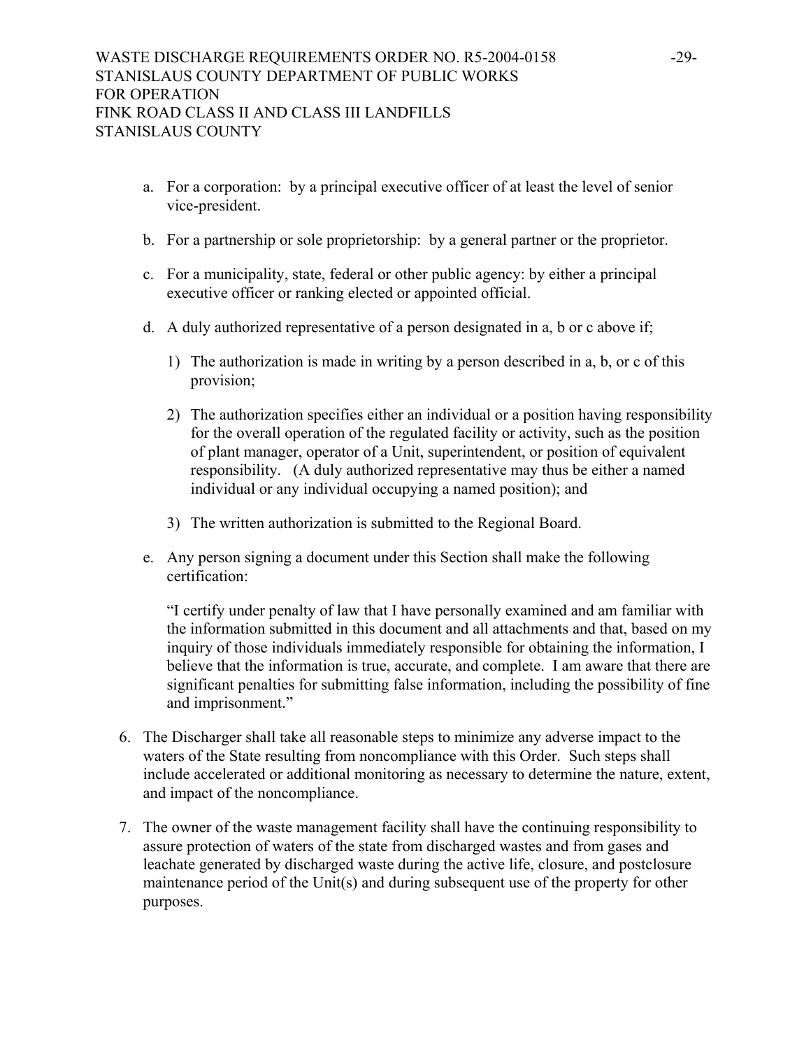a. For a corporation: by a principal executive officer of at least the level of senior vice-president.

b. For a partnership or sole proprietorship: by a general partner or the proprietor.

c. For a municipality, state, federal or other public agency: by either a principal executive officer or ranking elected or appointed official.

d. A duly authorized representative of a person designated in a, b or c above if;

   1) The authorization is made in writing by a person described in a, b, or c of this provision;

   2) The authorization specifies either an individual or a position having responsibility for the overall operation of the regulated facility or activity, such as the position of plant manager, operator of a Unit, superintendent, or position of equivalent responsibility. (A duly authorized representative may thus be either a named individual or any individual occupying a named position); and

   3) The written authorization is submitted to the Regional Board.

e. Any person signing a document under this Section shall make the following certification:

   "I certify under penalty of law that I have personally examined and am familiar with the information submitted in this document and all attachments and that, based on my inquiry of those individuals immediately responsible for obtaining the information, I believe that the information is true, accurate, and complete. I am aware that there are significant penalties for submitting false information, including the possibility of fine and imprisonment."

6. The Discharger shall take all reasonable steps to minimize any adverse impact to the waters of the State resulting from noncompliance with this Order. Such steps shall include accelerated or additional monitoring as necessary to determine the nature, extent, and impact of the noncompliance.

7. The owner of the waste management facility shall have the continuing responsibility to assure protection of waters of the state from discharged wastes and from gases and leachate generated by discharged waste during the active life, closure, and postclosure maintenance period of the Unit(s) and during subsequent use of the property for other purposes.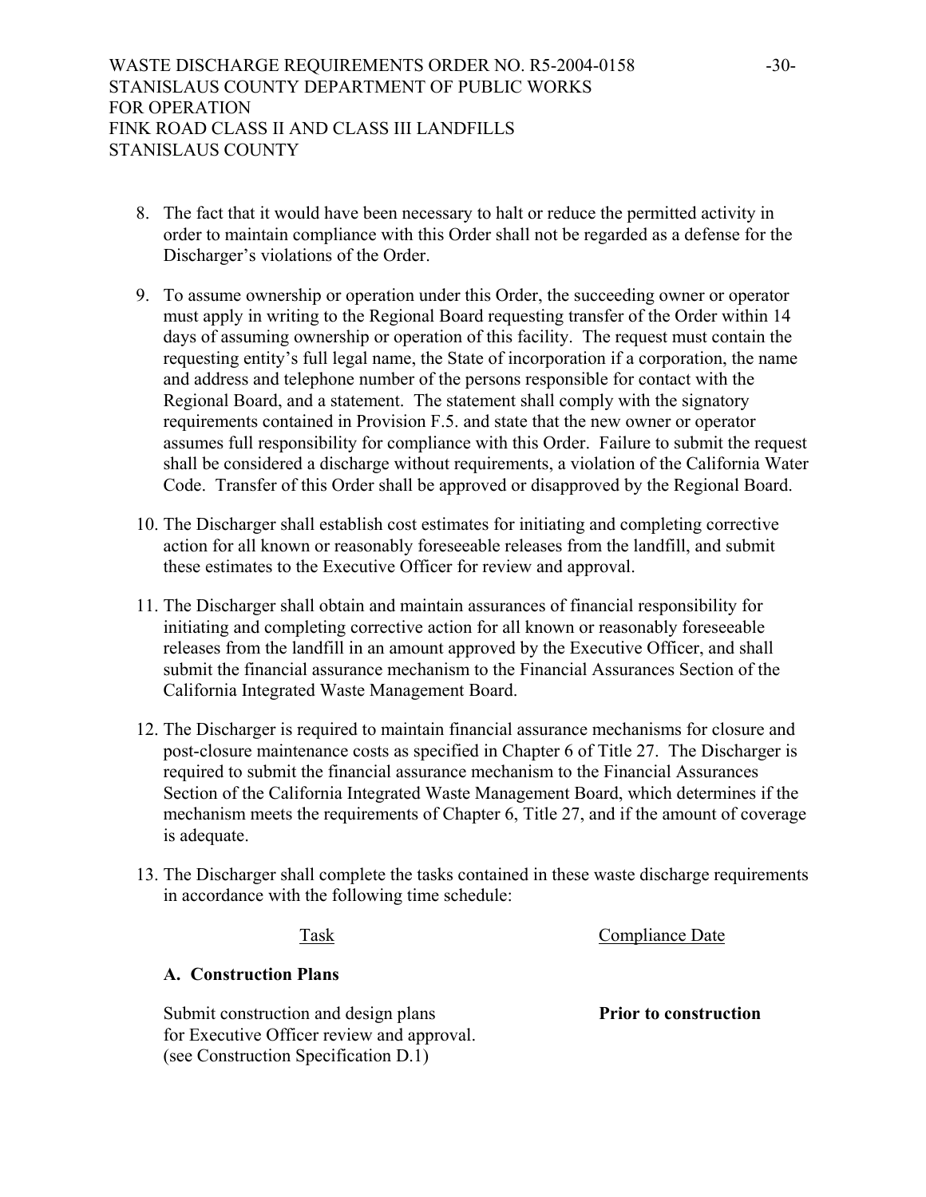8. The fact that it would have been necessary to halt or reduce the permitted activity in order to maintain compliance with this Order shall not be regarded as a defense for the Discharger's violations of the Order.

9. To assume ownership or operation under this Order, the succeeding owner or operator must apply in writing to the Regional Board requesting transfer of the Order within 14 days of assuming ownership or operation of this facility. The request must contain the requesting entity's full legal name, the State of incorporation if a corporation, the name and address and telephone number of the persons responsible for contact with the Regional Board, and a statement. The statement shall comply with the signatory requirements contained in Provision F.5. and state that the new owner or operator assumes full responsibility for compliance with this Order. Failure to submit the request shall be considered a discharge without requirements, a violation of the California Water Code. Transfer of this Order shall be approved or disapproved by the Regional Board.

10. The Discharger shall establish cost estimates for initiating and completing corrective action for all known or reasonably foreseeable releases from the landfill, and submit these estimates to the Executive Officer for review and approval.

11. The Discharger shall obtain and maintain assurances of financial responsibility for initiating and completing corrective action for all known or reasonably foreseeable releases from the landfill in an amount approved by the Executive Officer, and shall submit the financial assurance mechanism to the Financial Assurances Section of the California Integrated Waste Management Board.

12. The Discharger is required to maintain financial assurance mechanisms for closure and post-closure maintenance costs as specified in Chapter 6 of Title 27. The Discharger is required to submit the financial assurance mechanism to the Financial Assurances Section of the California Integrated Waste Management Board, which determines if the mechanism meets the requirements of Chapter 6, Title 27, and if the amount of coverage is adequate.

13. The Discharger shall complete the tasks contained in these waste discharge requirements in accordance with the following time schedule:

| Task | Compliance Date |
|---|---|
| **A. Construction Plans** | |
| Submit construction and design plans for Executive Officer review and approval. (see Construction Specification D.1) | **Prior to construction** |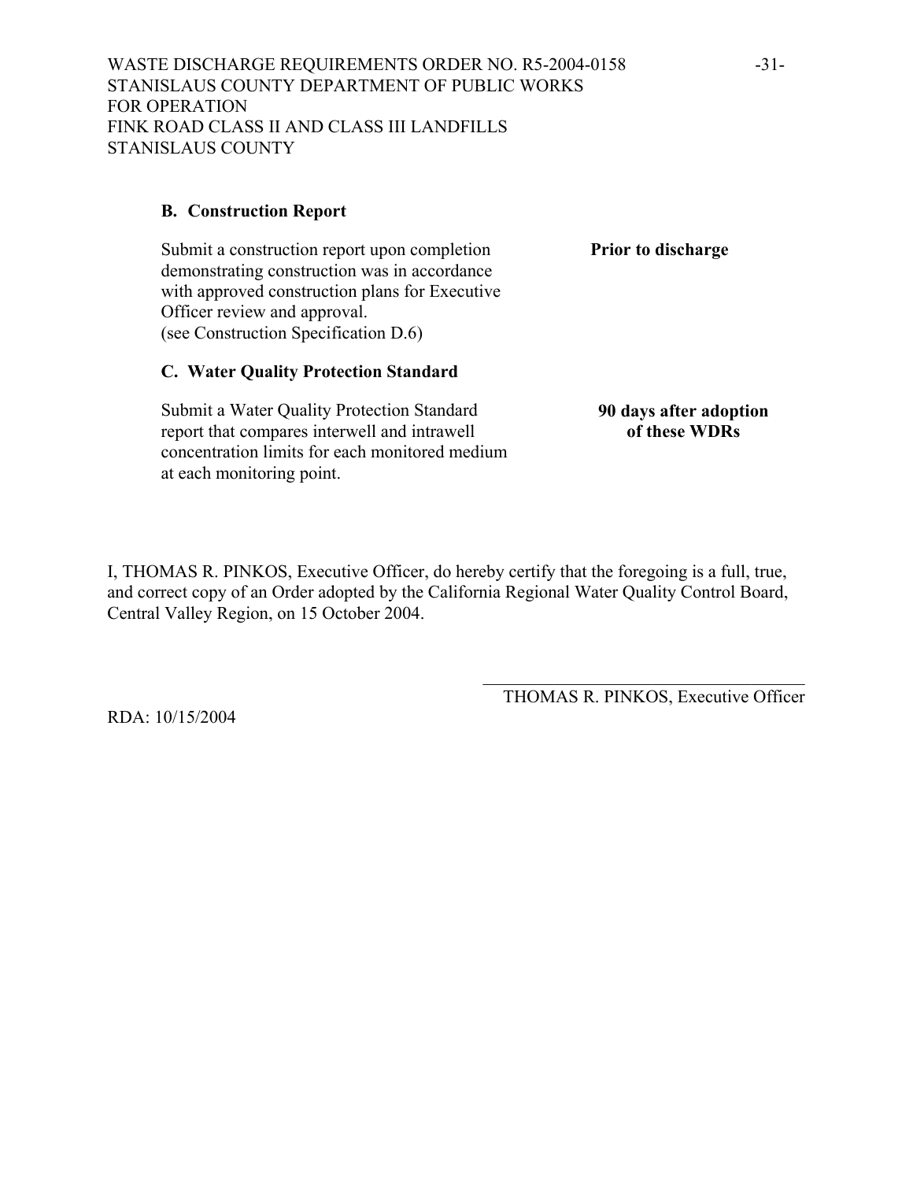**B. Construction Report**

| | |
|---|---|
| Submit a construction report upon completion demonstrating construction was in accordance with approved construction plans for Executive Officer review and approval. (see Construction Specification D.6) | **Prior to discharge** |

**C. Water Quality Protection Standard**

| | |
|---|---|
| Submit a Water Quality Protection Standard report that compares interwell and intrawell concentration limits for each monitored medium at each monitoring point. | **90 days after adoption of these WDRs** |

I, THOMAS R. PINKOS, Executive Officer, do hereby certify that the foregoing is a full, true, and correct copy of an Order adopted by the California Regional Water Quality Control Board, Central Valley Region, on 15 October 2004.

\_\_\_\_\_\_\_\_\_\_\_\_\_\_\_\_\_\_\_\_\_\_\_\_\_\_\_\_\_\_\_\_\_\_\_\_

THOMAS R. PINKOS, Executive Officer

RDA: 10/15/2004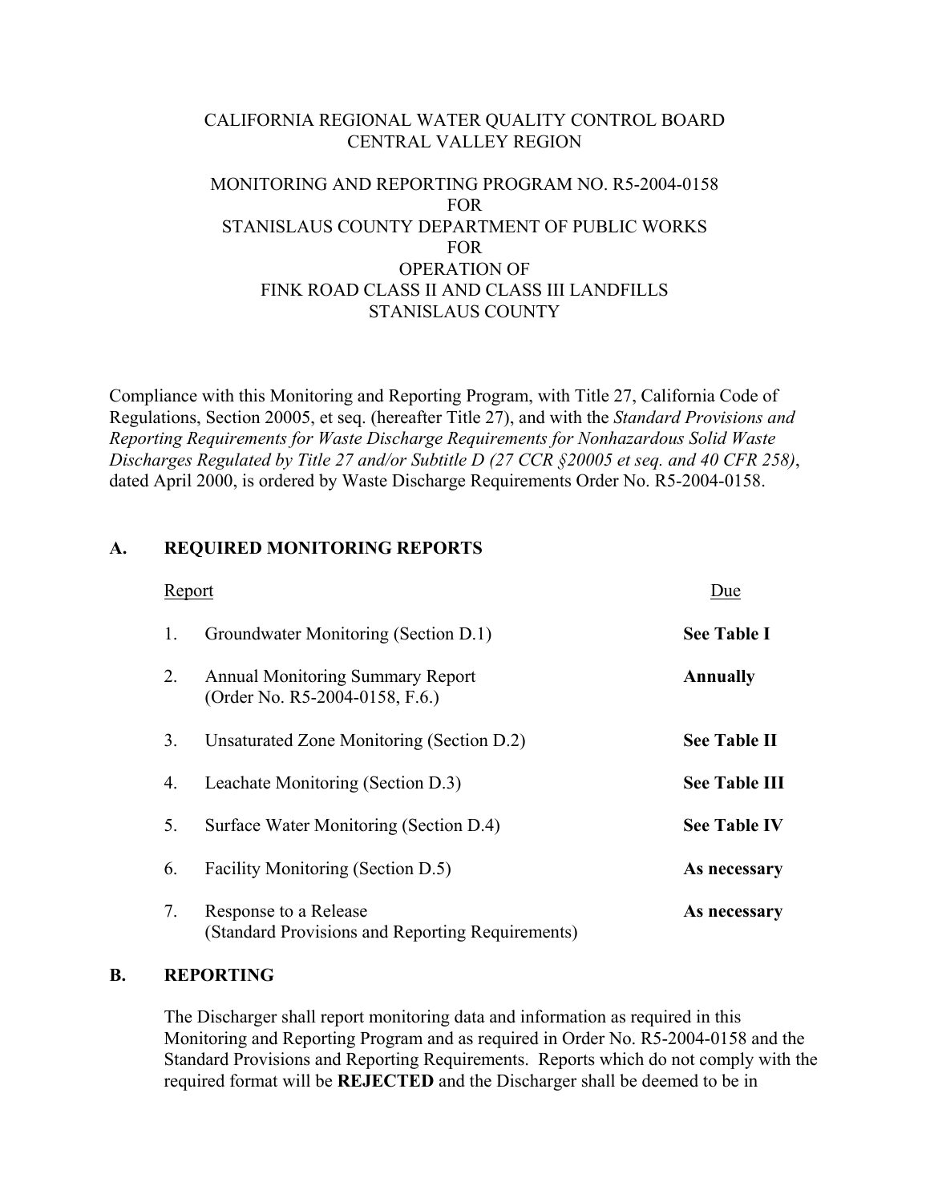CALIFORNIA REGIONAL WATER QUALITY CONTROL BOARD
CENTRAL VALLEY REGION

MONITORING AND REPORTING PROGRAM NO. R5-2004-0158
FOR
STANISLAUS COUNTY DEPARTMENT OF PUBLIC WORKS
FOR
OPERATION OF
FINK ROAD CLASS II AND CLASS III LANDFILLS
STANISLAUS COUNTY

Compliance with this Monitoring and Reporting Program, with Title 27, California Code of Regulations, Section 20005, et seq. (hereafter Title 27), and with the *Standard Provisions and Reporting Requirements for Waste Discharge Requirements for Nonhazardous Solid Waste Discharges Regulated by Title 27 and/or Subtitle D (27 CCR §20005 et seq. and 40 CFR 258)*, dated April 2000, is ordered by Waste Discharge Requirements Order No. R5-2004-0158.

## A. REQUIRED MONITORING REPORTS

| | Report | Due |
|---|---|---|
| 1. | Groundwater Monitoring (Section D.1) | **See Table I** |
| 2. | Annual Monitoring Summary Report (Order No. R5-2004-0158, F.6.) | **Annually** |
| 3. | Unsaturated Zone Monitoring (Section D.2) | **See Table II** |
| 4. | Leachate Monitoring (Section D.3) | **See Table III** |
| 5. | Surface Water Monitoring (Section D.4) | **See Table IV** |
| 6. | Facility Monitoring (Section D.5) | **As necessary** |
| 7. | Response to a Release (Standard Provisions and Reporting Requirements) | **As necessary** |

## B. REPORTING

The Discharger shall report monitoring data and information as required in this Monitoring and Reporting Program and as required in Order No. R5-2004-0158 and the Standard Provisions and Reporting Requirements. Reports which do not comply with the required format will be **REJECTED** and the Discharger shall be deemed to be in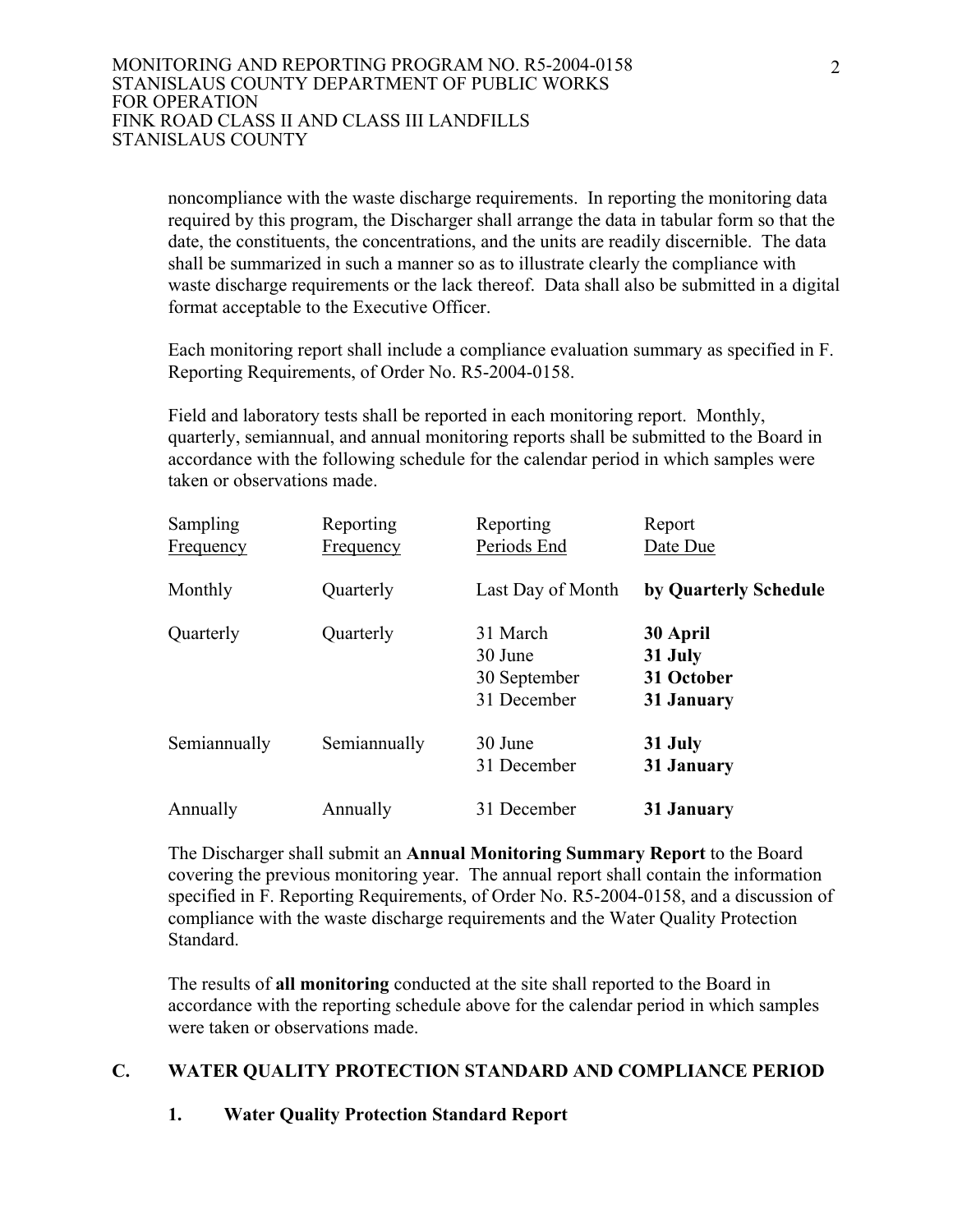noncompliance with the waste discharge requirements. In reporting the monitoring data required by this program, the Discharger shall arrange the data in tabular form so that the date, the constituents, the concentrations, and the units are readily discernible. The data shall be summarized in such a manner so as to illustrate clearly the compliance with waste discharge requirements or the lack thereof. Data shall also be submitted in a digital format acceptable to the Executive Officer.

Each monitoring report shall include a compliance evaluation summary as specified in F. Reporting Requirements, of Order No. R5-2004-0158.

Field and laboratory tests shall be reported in each monitoring report. Monthly, quarterly, semiannual, and annual monitoring reports shall be submitted to the Board in accordance with the following schedule for the calendar period in which samples were taken or observations made.

| Sampling Frequency | Reporting Frequency | Reporting Periods End | Report Date Due |
|---|---|---|---|
| Monthly | Quarterly | Last Day of Month | **by Quarterly Schedule** |
| Quarterly | Quarterly | 31 March<br>30 June<br>30 September<br>31 December | **30 April**<br>**31 July**<br>**31 October**<br>**31 January** |
| Semiannually | Semiannually | 30 June<br>31 December | **31 July**<br>**31 January** |
| Annually | Annually | 31 December | **31 January** |

The Discharger shall submit an **Annual Monitoring Summary Report** to the Board covering the previous monitoring year. The annual report shall contain the information specified in F. Reporting Requirements, of Order No. R5-2004-0158, and a discussion of compliance with the waste discharge requirements and the Water Quality Protection Standard.

The results of **all monitoring** conducted at the site shall reported to the Board in accordance with the reporting schedule above for the calendar period in which samples were taken or observations made.

## C. WATER QUALITY PROTECTION STANDARD AND COMPLIANCE PERIOD

### 1. Water Quality Protection Standard Report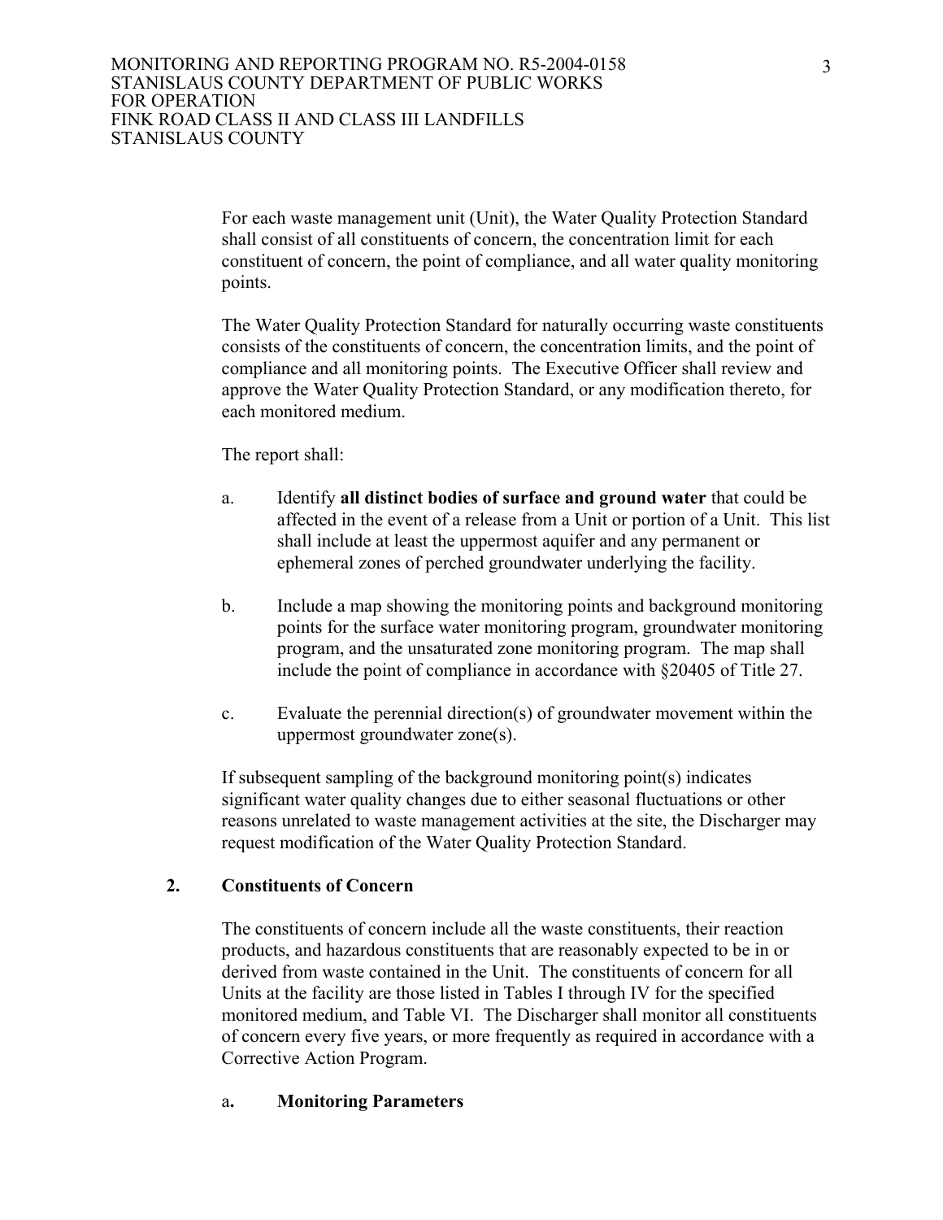For each waste management unit (Unit), the Water Quality Protection Standard shall consist of all constituents of concern, the concentration limit for each constituent of concern, the point of compliance, and all water quality monitoring points.

The Water Quality Protection Standard for naturally occurring waste constituents consists of the constituents of concern, the concentration limits, and the point of compliance and all monitoring points. The Executive Officer shall review and approve the Water Quality Protection Standard, or any modification thereto, for each monitored medium.

The report shall:

a. Identify **all distinct bodies of surface and ground water** that could be affected in the event of a release from a Unit or portion of a Unit. This list shall include at least the uppermost aquifer and any permanent or ephemeral zones of perched groundwater underlying the facility.

b. Include a map showing the monitoring points and background monitoring points for the surface water monitoring program, groundwater monitoring program, and the unsaturated zone monitoring program. The map shall include the point of compliance in accordance with §20405 of Title 27.

c. Evaluate the perennial direction(s) of groundwater movement within the uppermost groundwater zone(s).

If subsequent sampling of the background monitoring point(s) indicates significant water quality changes due to either seasonal fluctuations or other reasons unrelated to waste management activities at the site, the Discharger may request modification of the Water Quality Protection Standard.

## 2. Constituents of Concern

The constituents of concern include all the waste constituents, their reaction products, and hazardous constituents that are reasonably expected to be in or derived from waste contained in the Unit. The constituents of concern for all Units at the facility are those listed in Tables I through IV for the specified monitored medium, and Table VI. The Discharger shall monitor all constituents of concern every five years, or more frequently as required in accordance with a Corrective Action Program.

### a. Monitoring Parameters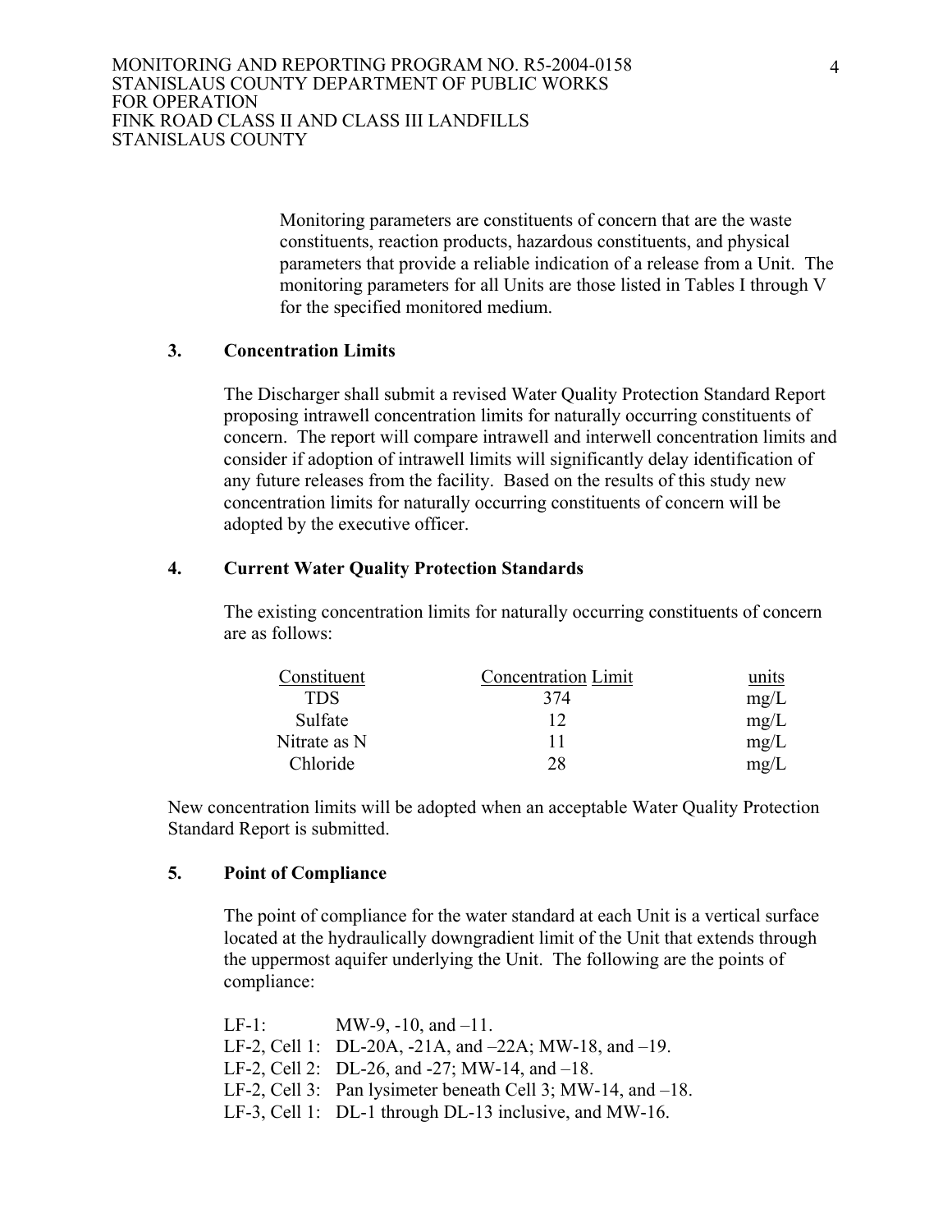Monitoring parameters are constituents of concern that are the waste constituents, reaction products, hazardous constituents, and physical parameters that provide a reliable indication of a release from a Unit. The monitoring parameters for all Units are those listed in Tables I through V for the specified monitored medium.

### 3. Concentration Limits

The Discharger shall submit a revised Water Quality Protection Standard Report proposing intrawell concentration limits for naturally occurring constituents of concern. The report will compare intrawell and interwell concentration limits and consider if adoption of intrawell limits will significantly delay identification of any future releases from the facility. Based on the results of this study new concentration limits for naturally occurring constituents of concern will be adopted by the executive officer.

### 4. Current Water Quality Protection Standards

The existing concentration limits for naturally occurring constituents of concern are as follows:

| Constituent | Concentration Limit | units |
|---|---|---|
| TDS | 374 | mg/L |
| Sulfate | 12 | mg/L |
| Nitrate as N | 11 | mg/L |
| Chloride | 28 | mg/L |

New concentration limits will be adopted when an acceptable Water Quality Protection Standard Report is submitted.

### 5. Point of Compliance

The point of compliance for the water standard at each Unit is a vertical surface located at the hydraulically downgradient limit of the Unit that extends through the uppermost aquifer underlying the Unit. The following are the points of compliance:

LF-1: MW-9, -10, and –11.
LF-2, Cell 1: DL-20A, -21A, and –22A; MW-18, and –19.
LF-2, Cell 2: DL-26, and -27; MW-14, and –18.
LF-2, Cell 3: Pan lysimeter beneath Cell 3; MW-14, and –18.
LF-3, Cell 1: DL-1 through DL-13 inclusive, and MW-16.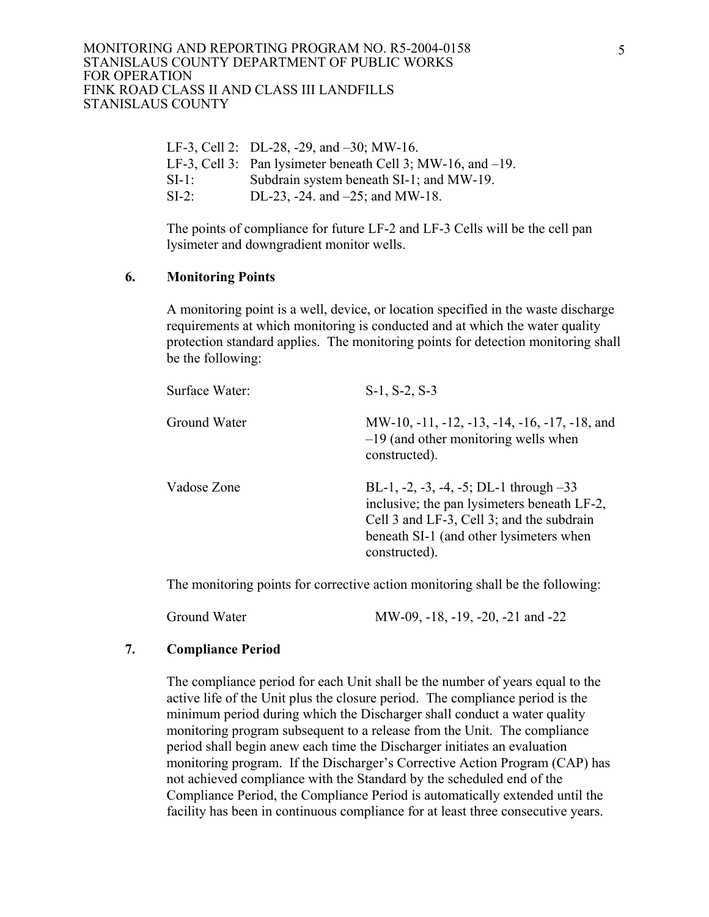LF-3, Cell 2: DL-28, -29, and –30; MW-16.
LF-3, Cell 3: Pan lysimeter beneath Cell 3; MW-16, and –19.
SI-1: Subdrain system beneath SI-1; and MW-19.
SI-2: DL-23, -24. and –25; and MW-18.

The points of compliance for future LF-2 and LF-3 Cells will be the cell pan lysimeter and downgradient monitor wells.

### 6. Monitoring Points

A monitoring point is a well, device, or location specified in the waste discharge requirements at which monitoring is conducted and at which the water quality protection standard applies. The monitoring points for detection monitoring shall be the following:

| | |
|---|---|
| Surface Water: | S-1, S-2, S-3 |
| Ground Water | MW-10, -11, -12, -13, -14, -16, -17, -18, and –19 (and other monitoring wells when constructed). |
| Vadose Zone | BL-1, -2, -3, -4, -5; DL-1 through –33 inclusive; the pan lysimeters beneath LF-2, Cell 3 and LF-3, Cell 3; and the subdrain beneath SI-1 (and other lysimeters when constructed). |

The monitoring points for corrective action monitoring shall be the following:

| | |
|---|---|
| Ground Water | MW-09, -18, -19, -20, -21 and -22 |

### 7. Compliance Period

The compliance period for each Unit shall be the number of years equal to the active life of the Unit plus the closure period. The compliance period is the minimum period during which the Discharger shall conduct a water quality monitoring program subsequent to a release from the Unit. The compliance period shall begin anew each time the Discharger initiates an evaluation monitoring program. If the Discharger's Corrective Action Program (CAP) has not achieved compliance with the Standard by the scheduled end of the Compliance Period, the Compliance Period is automatically extended until the facility has been in continuous compliance for at least three consecutive years.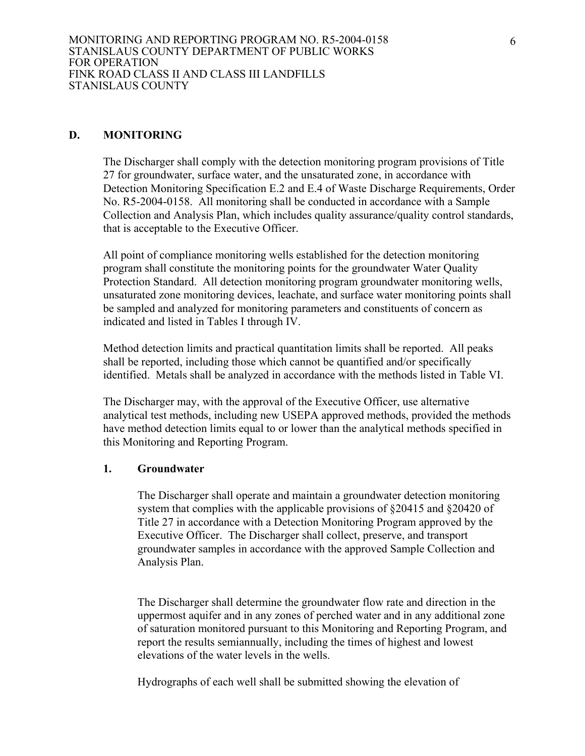## D. MONITORING

The Discharger shall comply with the detection monitoring program provisions of Title 27 for groundwater, surface water, and the unsaturated zone, in accordance with Detection Monitoring Specification E.2 and E.4 of Waste Discharge Requirements, Order No. R5-2004-0158. All monitoring shall be conducted in accordance with a Sample Collection and Analysis Plan, which includes quality assurance/quality control standards, that is acceptable to the Executive Officer.

All point of compliance monitoring wells established for the detection monitoring program shall constitute the monitoring points for the groundwater Water Quality Protection Standard. All detection monitoring program groundwater monitoring wells, unsaturated zone monitoring devices, leachate, and surface water monitoring points shall be sampled and analyzed for monitoring parameters and constituents of concern as indicated and listed in Tables I through IV.

Method detection limits and practical quantitation limits shall be reported. All peaks shall be reported, including those which cannot be quantified and/or specifically identified. Metals shall be analyzed in accordance with the methods listed in Table VI.

The Discharger may, with the approval of the Executive Officer, use alternative analytical test methods, including new USEPA approved methods, provided the methods have method detection limits equal to or lower than the analytical methods specified in this Monitoring and Reporting Program.

### 1. Groundwater

The Discharger shall operate and maintain a groundwater detection monitoring system that complies with the applicable provisions of §20415 and §20420 of Title 27 in accordance with a Detection Monitoring Program approved by the Executive Officer. The Discharger shall collect, preserve, and transport groundwater samples in accordance with the approved Sample Collection and Analysis Plan.

The Discharger shall determine the groundwater flow rate and direction in the uppermost aquifer and in any zones of perched water and in any additional zone of saturation monitored pursuant to this Monitoring and Reporting Program, and report the results semiannually, including the times of highest and lowest elevations of the water levels in the wells.

Hydrographs of each well shall be submitted showing the elevation of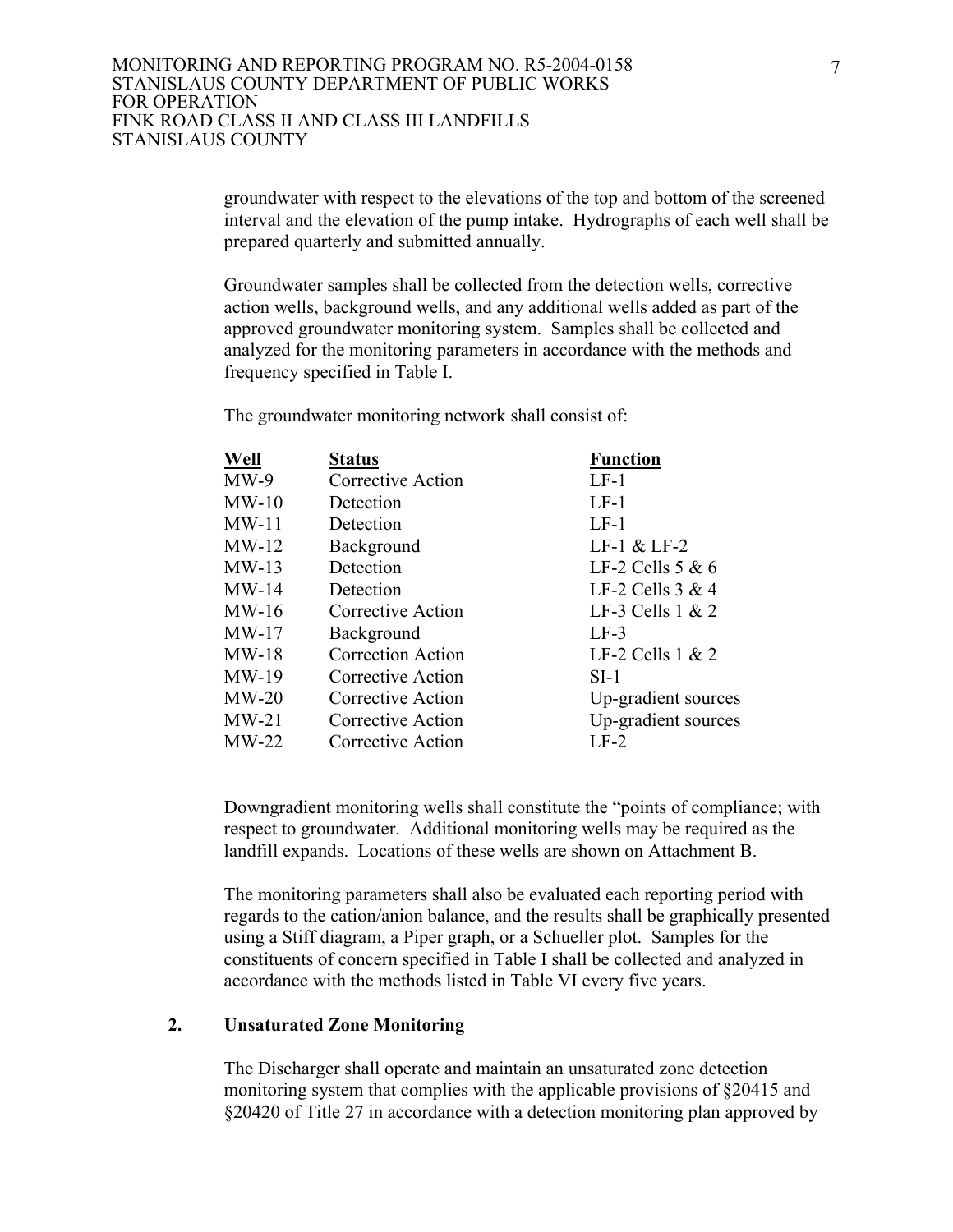groundwater with respect to the elevations of the top and bottom of the screened interval and the elevation of the pump intake. Hydrographs of each well shall be prepared quarterly and submitted annually.

Groundwater samples shall be collected from the detection wells, corrective action wells, background wells, and any additional wells added as part of the approved groundwater monitoring system. Samples shall be collected and analyzed for the monitoring parameters in accordance with the methods and frequency specified in Table I.

The groundwater monitoring network shall consist of:

| Well | Status | Function |
|---|---|---|
| MW-9 | Corrective Action | LF-1 |
| MW-10 | Detection | LF-1 |
| MW-11 | Detection | LF-1 |
| MW-12 | Background | LF-1 & LF-2 |
| MW-13 | Detection | LF-2 Cells 5 & 6 |
| MW-14 | Detection | LF-2 Cells 3 & 4 |
| MW-16 | Corrective Action | LF-3 Cells 1 & 2 |
| MW-17 | Background | LF-3 |
| MW-18 | Correction Action | LF-2 Cells 1 & 2 |
| MW-19 | Corrective Action | SI-1 |
| MW-20 | Corrective Action | Up-gradient sources |
| MW-21 | Corrective Action | Up-gradient sources |
| MW-22 | Corrective Action | LF-2 |

Downgradient monitoring wells shall constitute the "points of compliance; with respect to groundwater. Additional monitoring wells may be required as the landfill expands. Locations of these wells are shown on Attachment B.

The monitoring parameters shall also be evaluated each reporting period with regards to the cation/anion balance, and the results shall be graphically presented using a Stiff diagram, a Piper graph, or a Schueller plot. Samples for the constituents of concern specified in Table I shall be collected and analyzed in accordance with the methods listed in Table VI every five years.

## 2. Unsaturated Zone Monitoring

The Discharger shall operate and maintain an unsaturated zone detection monitoring system that complies with the applicable provisions of §20415 and §20420 of Title 27 in accordance with a detection monitoring plan approved by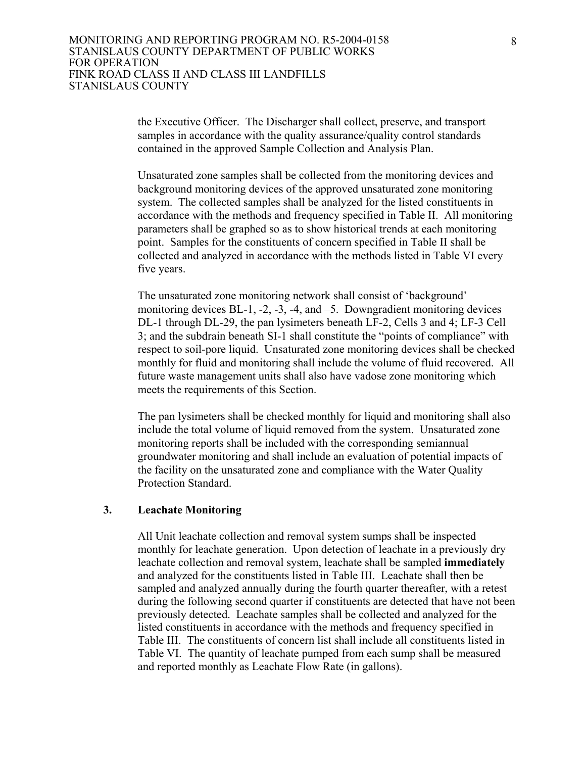the Executive Officer. The Discharger shall collect, preserve, and transport samples in accordance with the quality assurance/quality control standards contained in the approved Sample Collection and Analysis Plan.

Unsaturated zone samples shall be collected from the monitoring devices and background monitoring devices of the approved unsaturated zone monitoring system. The collected samples shall be analyzed for the listed constituents in accordance with the methods and frequency specified in Table II. All monitoring parameters shall be graphed so as to show historical trends at each monitoring point. Samples for the constituents of concern specified in Table II shall be collected and analyzed in accordance with the methods listed in Table VI every five years.

The unsaturated zone monitoring network shall consist of 'background' monitoring devices BL-1, -2, -3, -4, and –5. Downgradient monitoring devices DL-1 through DL-29, the pan lysimeters beneath LF-2, Cells 3 and 4; LF-3 Cell 3; and the subdrain beneath SI-1 shall constitute the "points of compliance" with respect to soil-pore liquid. Unsaturated zone monitoring devices shall be checked monthly for fluid and monitoring shall include the volume of fluid recovered. All future waste management units shall also have vadose zone monitoring which meets the requirements of this Section.

The pan lysimeters shall be checked monthly for liquid and monitoring shall also include the total volume of liquid removed from the system. Unsaturated zone monitoring reports shall be included with the corresponding semiannual groundwater monitoring and shall include an evaluation of potential impacts of the facility on the unsaturated zone and compliance with the Water Quality Protection Standard.

### 3. Leachate Monitoring

All Unit leachate collection and removal system sumps shall be inspected monthly for leachate generation. Upon detection of leachate in a previously dry leachate collection and removal system, leachate shall be sampled **immediately** and analyzed for the constituents listed in Table III. Leachate shall then be sampled and analyzed annually during the fourth quarter thereafter, with a retest during the following second quarter if constituents are detected that have not been previously detected. Leachate samples shall be collected and analyzed for the listed constituents in accordance with the methods and frequency specified in Table III. The constituents of concern list shall include all constituents listed in Table VI. The quantity of leachate pumped from each sump shall be measured and reported monthly as Leachate Flow Rate (in gallons).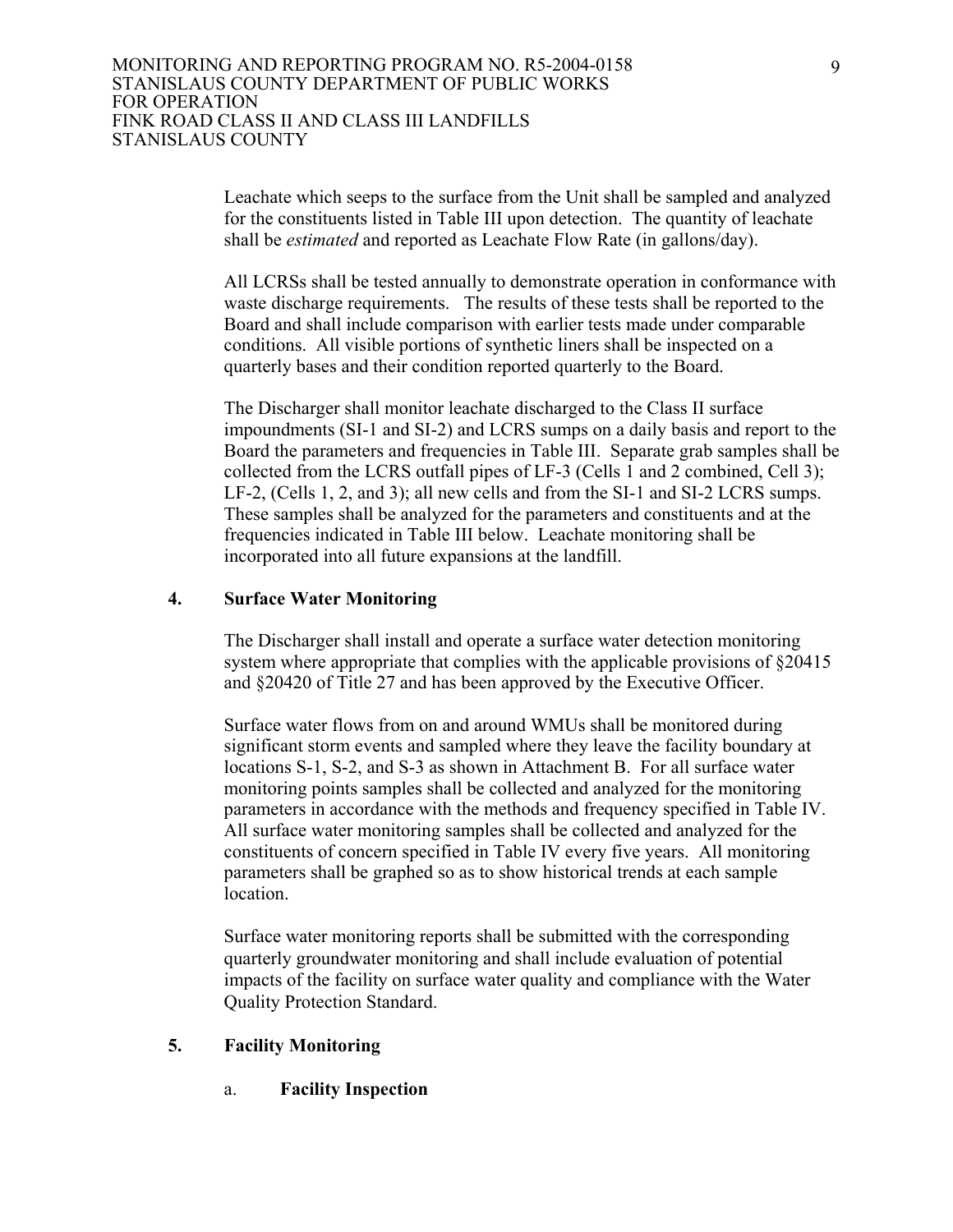Leachate which seeps to the surface from the Unit shall be sampled and analyzed for the constituents listed in Table III upon detection. The quantity of leachate shall be *estimated* and reported as Leachate Flow Rate (in gallons/day).

All LCRSs shall be tested annually to demonstrate operation in conformance with waste discharge requirements. The results of these tests shall be reported to the Board and shall include comparison with earlier tests made under comparable conditions. All visible portions of synthetic liners shall be inspected on a quarterly bases and their condition reported quarterly to the Board.

The Discharger shall monitor leachate discharged to the Class II surface impoundments (SI-1 and SI-2) and LCRS sumps on a daily basis and report to the Board the parameters and frequencies in Table III. Separate grab samples shall be collected from the LCRS outfall pipes of LF-3 (Cells 1 and 2 combined, Cell 3); LF-2, (Cells 1, 2, and 3); all new cells and from the SI-1 and SI-2 LCRS sumps. These samples shall be analyzed for the parameters and constituents and at the frequencies indicated in Table III below. Leachate monitoring shall be incorporated into all future expansions at the landfill.

## 4. Surface Water Monitoring

The Discharger shall install and operate a surface water detection monitoring system where appropriate that complies with the applicable provisions of §20415 and §20420 of Title 27 and has been approved by the Executive Officer.

Surface water flows from on and around WMUs shall be monitored during significant storm events and sampled where they leave the facility boundary at locations S-1, S-2, and S-3 as shown in Attachment B. For all surface water monitoring points samples shall be collected and analyzed for the monitoring parameters in accordance with the methods and frequency specified in Table IV. All surface water monitoring samples shall be collected and analyzed for the constituents of concern specified in Table IV every five years. All monitoring parameters shall be graphed so as to show historical trends at each sample location.

Surface water monitoring reports shall be submitted with the corresponding quarterly groundwater monitoring and shall include evaluation of potential impacts of the facility on surface water quality and compliance with the Water Quality Protection Standard.

## 5. Facility Monitoring

### a. Facility Inspection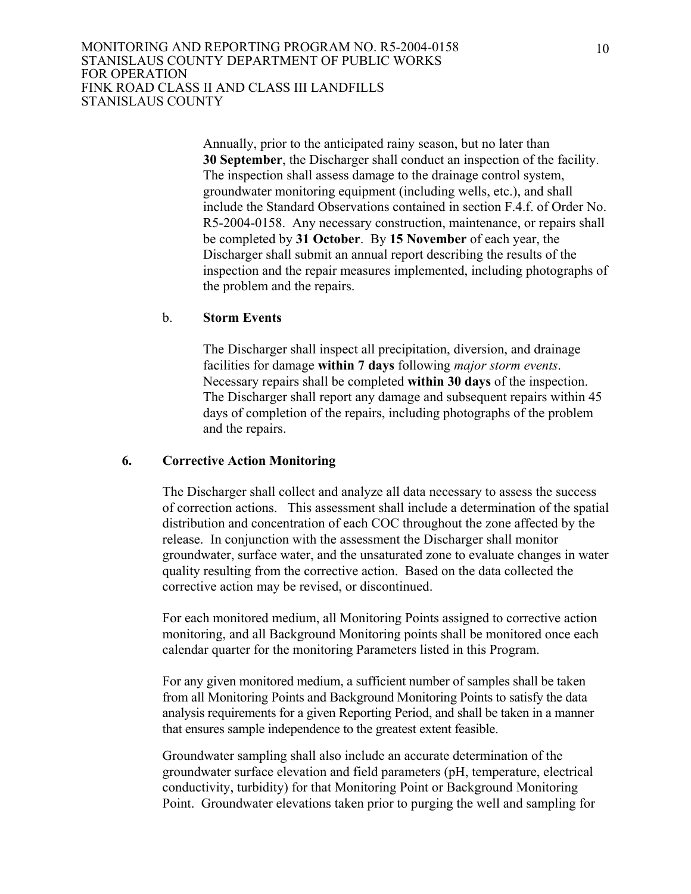Annually, prior to the anticipated rainy season, but no later than **30 September**, the Discharger shall conduct an inspection of the facility. The inspection shall assess damage to the drainage control system, groundwater monitoring equipment (including wells, etc.), and shall include the Standard Observations contained in section F.4.f. of Order No. R5-2004-0158. Any necessary construction, maintenance, or repairs shall be completed by **31 October**. By **15 November** of each year, the Discharger shall submit an annual report describing the results of the inspection and the repair measures implemented, including photographs of the problem and the repairs.

b. **Storm Events**

The Discharger shall inspect all precipitation, diversion, and drainage facilities for damage **within 7 days** following *major storm events*. Necessary repairs shall be completed **within 30 days** of the inspection. The Discharger shall report any damage and subsequent repairs within 45 days of completion of the repairs, including photographs of the problem and the repairs.

### 6. Corrective Action Monitoring

The Discharger shall collect and analyze all data necessary to assess the success of correction actions. This assessment shall include a determination of the spatial distribution and concentration of each COC throughout the zone affected by the release. In conjunction with the assessment the Discharger shall monitor groundwater, surface water, and the unsaturated zone to evaluate changes in water quality resulting from the corrective action. Based on the data collected the corrective action may be revised, or discontinued.

For each monitored medium, all Monitoring Points assigned to corrective action monitoring, and all Background Monitoring points shall be monitored once each calendar quarter for the monitoring Parameters listed in this Program.

For any given monitored medium, a sufficient number of samples shall be taken from all Monitoring Points and Background Monitoring Points to satisfy the data analysis requirements for a given Reporting Period, and shall be taken in a manner that ensures sample independence to the greatest extent feasible.

Groundwater sampling shall also include an accurate determination of the groundwater surface elevation and field parameters (pH, temperature, electrical conductivity, turbidity) for that Monitoring Point or Background Monitoring Point. Groundwater elevations taken prior to purging the well and sampling for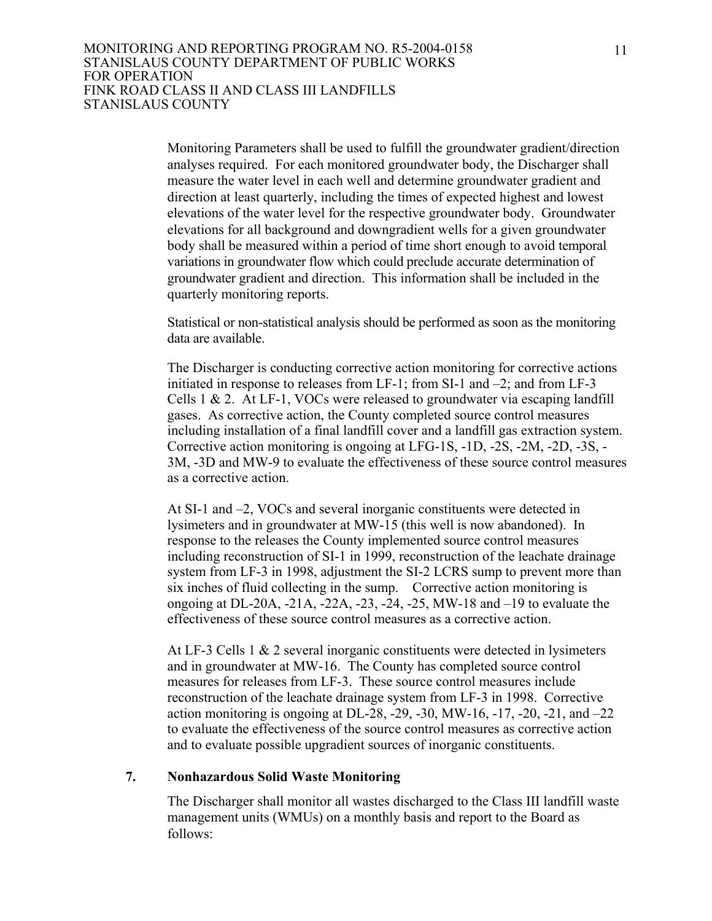Monitoring Parameters shall be used to fulfill the groundwater gradient/direction analyses required. For each monitored groundwater body, the Discharger shall measure the water level in each well and determine groundwater gradient and direction at least quarterly, including the times of expected highest and lowest elevations of the water level for the respective groundwater body. Groundwater elevations for all background and downgradient wells for a given groundwater body shall be measured within a period of time short enough to avoid temporal variations in groundwater flow which could preclude accurate determination of groundwater gradient and direction. This information shall be included in the quarterly monitoring reports.

Statistical or non-statistical analysis should be performed as soon as the monitoring data are available.

The Discharger is conducting corrective action monitoring for corrective actions initiated in response to releases from LF-1; from SI-1 and –2; and from LF-3 Cells 1 & 2. At LF-1, VOCs were released to groundwater via escaping landfill gases. As corrective action, the County completed source control measures including installation of a final landfill cover and a landfill gas extraction system. Corrective action monitoring is ongoing at LFG-1S, -1D, -2S, -2M, -2D, -3S, -3M, -3D and MW-9 to evaluate the effectiveness of these source control measures as a corrective action.

At SI-1 and –2, VOCs and several inorganic constituents were detected in lysimeters and in groundwater at MW-15 (this well is now abandoned). In response to the releases the County implemented source control measures including reconstruction of SI-1 in 1999, reconstruction of the leachate drainage system from LF-3 in 1998, adjustment the SI-2 LCRS sump to prevent more than six inches of fluid collecting in the sump. Corrective action monitoring is ongoing at DL-20A, -21A, -22A, -23, -24, -25, MW-18 and –19 to evaluate the effectiveness of these source control measures as a corrective action.

At LF-3 Cells 1 & 2 several inorganic constituents were detected in lysimeters and in groundwater at MW-16. The County has completed source control measures for releases from LF-3. These source control measures include reconstruction of the leachate drainage system from LF-3 in 1998. Corrective action monitoring is ongoing at DL-28, -29, -30, MW-16, -17, -20, -21, and –22 to evaluate the effectiveness of the source control measures as corrective action and to evaluate possible upgradient sources of inorganic constituents.

### 7. Nonhazardous Solid Waste Monitoring

The Discharger shall monitor all wastes discharged to the Class III landfill waste management units (WMUs) on a monthly basis and report to the Board as follows: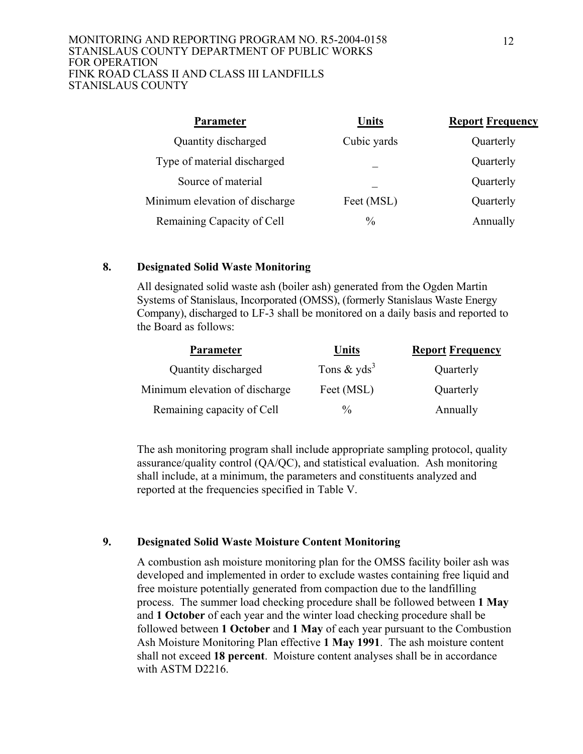| Parameter | Units | Report Frequency |
|---|---|---|
| Quantity discharged | Cubic yards | Quarterly |
| Type of material discharged | _ | Quarterly |
| Source of material | _ | Quarterly |
| Minimum elevation of discharge | Feet (MSL) | Quarterly |
| Remaining Capacity of Cell | % | Annually |

**8. Designated Solid Waste Monitoring**

All designated solid waste ash (boiler ash) generated from the Ogden Martin Systems of Stanislaus, Incorporated (OMSS), (formerly Stanislaus Waste Energy Company), discharged to LF-3 shall be monitored on a daily basis and reported to the Board as follows:

| Parameter | Units | Report Frequency |
|---|---|---|
| Quantity discharged | Tons & $yds^3$ | Quarterly |
| Minimum elevation of discharge | Feet (MSL) | Quarterly |
| Remaining capacity of Cell | % | Annually |

The ash monitoring program shall include appropriate sampling protocol, quality assurance/quality control (QA/QC), and statistical evaluation. Ash monitoring shall include, at a minimum, the parameters and constituents analyzed and reported at the frequencies specified in Table V.

**9. Designated Solid Waste Moisture Content Monitoring**

A combustion ash moisture monitoring plan for the OMSS facility boiler ash was developed and implemented in order to exclude wastes containing free liquid and free moisture potentially generated from compaction due to the landfilling process. The summer load checking procedure shall be followed between **1 May** and **1 October** of each year and the winter load checking procedure shall be followed between **1 October** and **1 May** of each year pursuant to the Combustion Ash Moisture Monitoring Plan effective **1 May 1991**. The ash moisture content shall not exceed **18 percent**. Moisture content analyses shall be in accordance with ASTM D2216.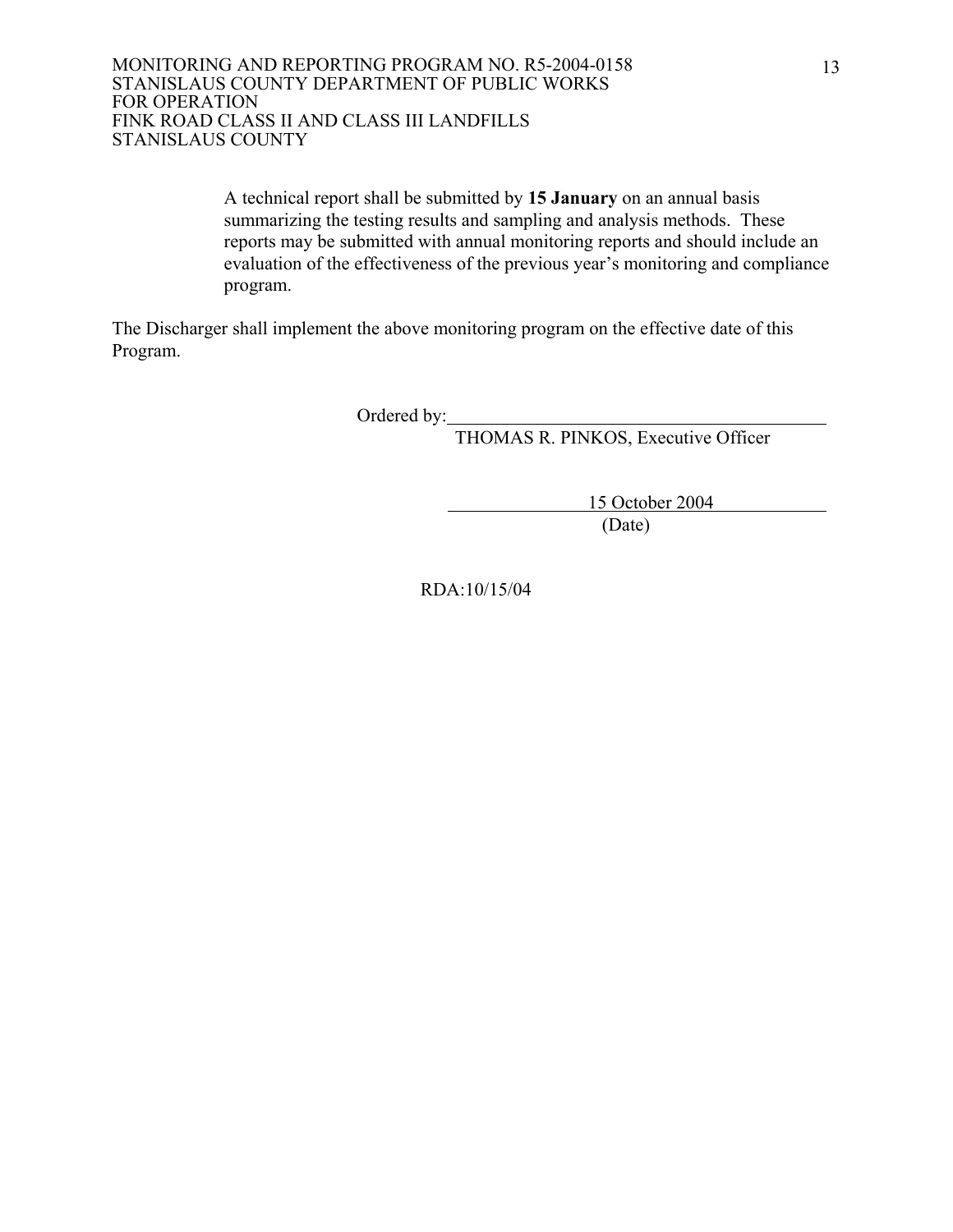A technical report shall be submitted by **15 January** on an annual basis summarizing the testing results and sampling and analysis methods. These reports may be submitted with annual monitoring reports and should include an evaluation of the effectiveness of the previous year's monitoring and compliance program.

The Discharger shall implement the above monitoring program on the effective date of this Program.

Ordered by: \_\_\_\_\_\_\_\_\_\_\_\_\_\_\_\_\_\_\_\_\_\_\_\_\_\_\_\_\_\_\_\_\_\_\_\_\_\_\_\_
THOMAS R. PINKOS, Executive Officer

15 October 2004
(Date)

RDA:10/15/04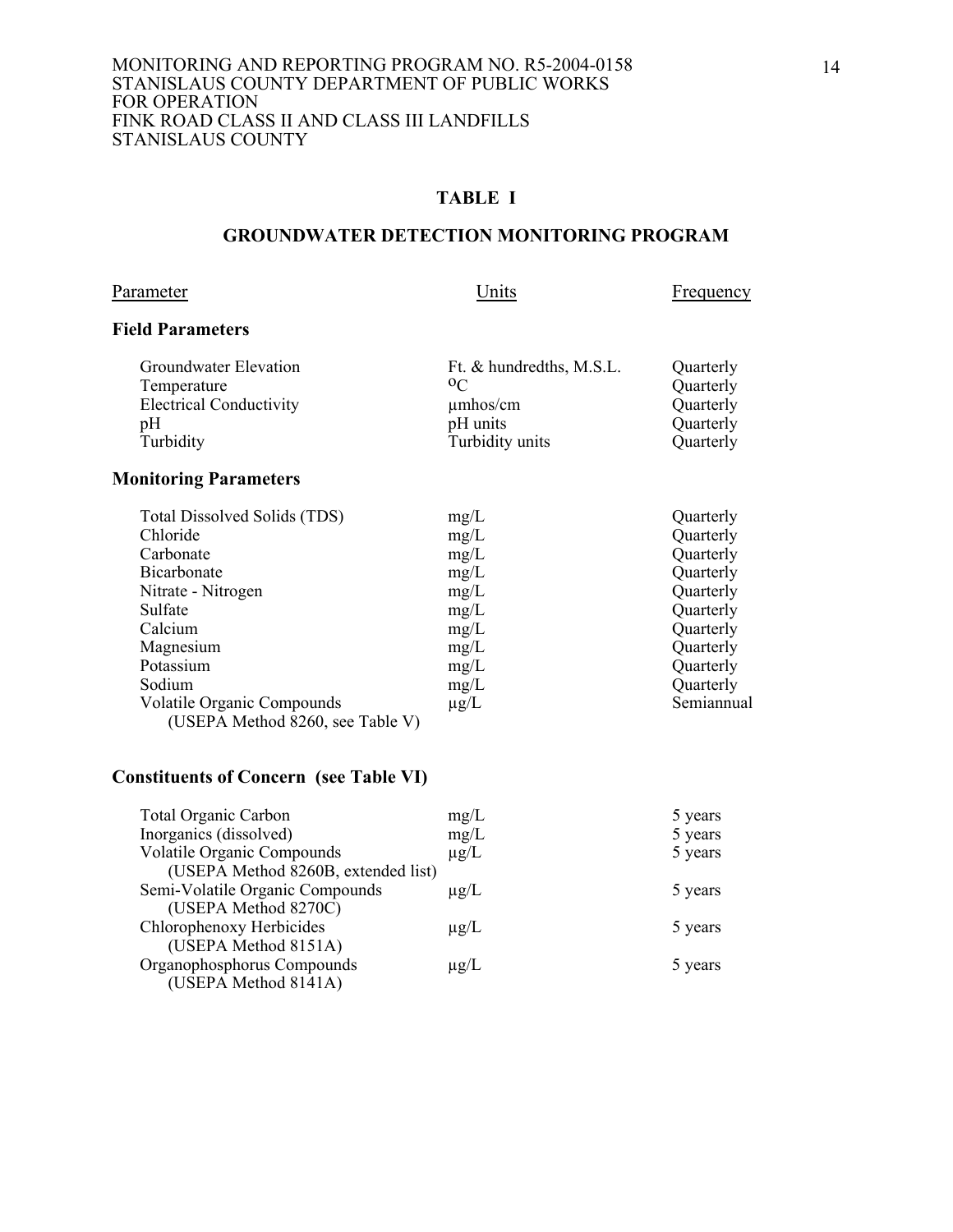## TABLE I

## GROUNDWATER DETECTION MONITORING PROGRAM

| Parameter | Units | Frequency |
|---|---|---|
| **Field Parameters** | | |
| Groundwater Elevation | Ft. & hundredths, M.S.L. | Quarterly |
| Temperature | $^{o}C$ | Quarterly |
| Electrical Conductivity | µmhos/cm | Quarterly |
| pH | pH units | Quarterly |
| Turbidity | Turbidity units | Quarterly |
| **Monitoring Parameters** | | |
| Total Dissolved Solids (TDS) | mg/L | Quarterly |
| Chloride | mg/L | Quarterly |
| Carbonate | mg/L | Quarterly |
| Bicarbonate | mg/L | Quarterly |
| Nitrate - Nitrogen | mg/L | Quarterly |
| Sulfate | mg/L | Quarterly |
| Calcium | mg/L | Quarterly |
| Magnesium | mg/L | Quarterly |
| Potassium | mg/L | Quarterly |
| Sodium | mg/L | Quarterly |
| Volatile Organic Compounds (USEPA Method 8260, see Table V) | µg/L | Semiannual |
| **Constituents of Concern (see Table VI)** | | |
| Total Organic Carbon | mg/L | 5 years |
| Inorganics (dissolved) | mg/L | 5 years |
| Volatile Organic Compounds (USEPA Method 8260B, extended list) | µg/L | 5 years |
| Semi-Volatile Organic Compounds (USEPA Method 8270C) | µg/L | 5 years |
| Chlorophenoxy Herbicides (USEPA Method 8151A) | µg/L | 5 years |
| Organophosphorus Compounds (USEPA Method 8141A) | µg/L | 5 years |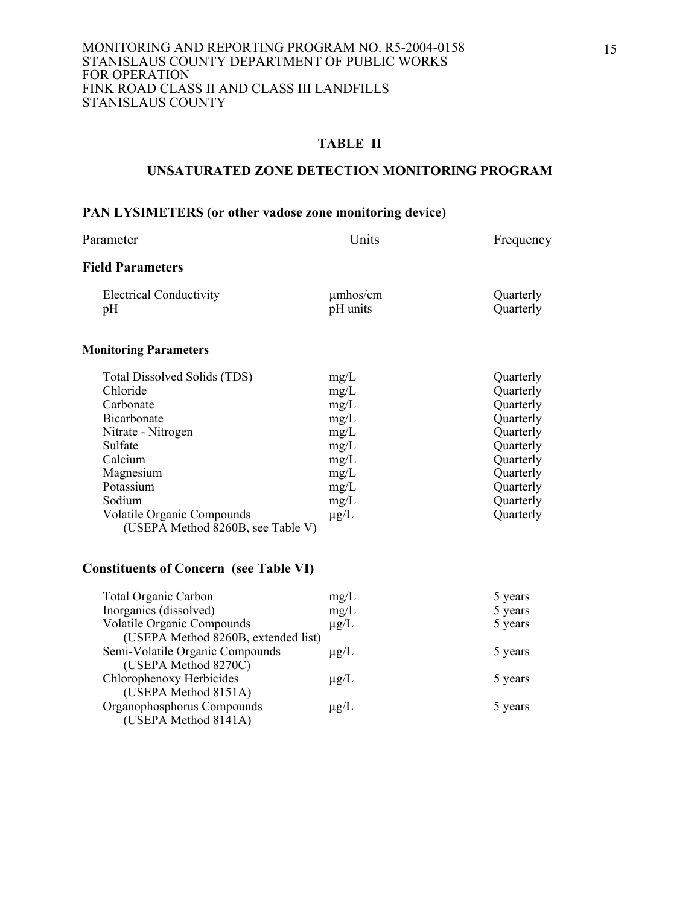## TABLE II

## UNSATURATED ZONE DETECTION MONITORING PROGRAM

### PAN LYSIMETERS (or other vadose zone monitoring device)

| Parameter | Units | Frequency |
|---|---|---|
| **Field Parameters** | | |
| Electrical Conductivity | µmhos/cm | Quarterly |
| pH | pH units | Quarterly |
| **Monitoring Parameters** | | |
| Total Dissolved Solids (TDS) | mg/L | Quarterly |
| Chloride | mg/L | Quarterly |
| Carbonate | mg/L | Quarterly |
| Bicarbonate | mg/L | Quarterly |
| Nitrate - Nitrogen | mg/L | Quarterly |
| Sulfate | mg/L | Quarterly |
| Calcium | mg/L | Quarterly |
| Magnesium | mg/L | Quarterly |
| Potassium | mg/L | Quarterly |
| Sodium | mg/L | Quarterly |
| Volatile Organic Compounds (USEPA Method 8260B, see Table V) | µg/L | Quarterly |
| **Constituents of Concern (see Table VI)** | | |
| Total Organic Carbon | mg/L | 5 years |
| Inorganics (dissolved) | mg/L | 5 years |
| Volatile Organic Compounds (USEPA Method 8260B, extended list) | µg/L | 5 years |
| Semi-Volatile Organic Compounds (USEPA Method 8270C) | µg/L | 5 years |
| Chlorophenoxy Herbicides (USEPA Method 8151A) | µg/L | 5 years |
| Organophosphorus Compounds (USEPA Method 8141A) | µg/L | 5 years |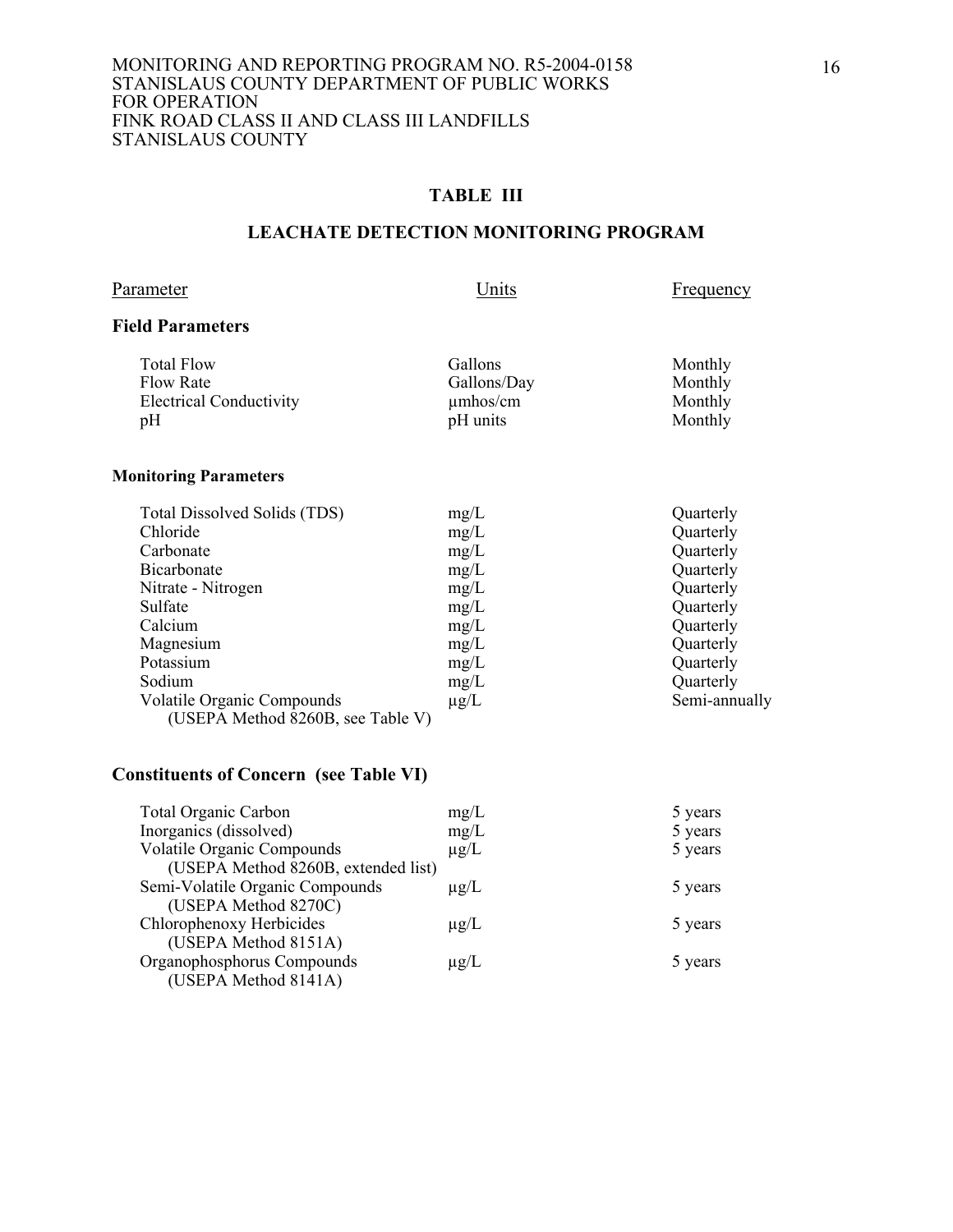## TABLE III

## LEACHATE DETECTION MONITORING PROGRAM

| Parameter | Units | Frequency |
|---|---|---|
| **Field Parameters** | | |
| Total Flow | Gallons | Monthly |
| Flow Rate | Gallons/Day | Monthly |
| Electrical Conductivity | μmhos/cm | Monthly |
| pH | pH units | Monthly |
| **Monitoring Parameters** | | |
| Total Dissolved Solids (TDS) | mg/L | Quarterly |
| Chloride | mg/L | Quarterly |
| Carbonate | mg/L | Quarterly |
| Bicarbonate | mg/L | Quarterly |
| Nitrate - Nitrogen | mg/L | Quarterly |
| Sulfate | mg/L | Quarterly |
| Calcium | mg/L | Quarterly |
| Magnesium | mg/L | Quarterly |
| Potassium | mg/L | Quarterly |
| Sodium | mg/L | Quarterly |
| Volatile Organic Compounds (USEPA Method 8260B, see Table V) | μg/L | Semi-annually |
| **Constituents of Concern (see Table VI)** | | |
| Total Organic Carbon | mg/L | 5 years |
| Inorganics (dissolved) | mg/L | 5 years |
| Volatile Organic Compounds (USEPA Method 8260B, extended list) | μg/L | 5 years |
| Semi-Volatile Organic Compounds (USEPA Method 8270C) | μg/L | 5 years |
| Chlorophenoxy Herbicides (USEPA Method 8151A) | μg/L | 5 years |
| Organophosphorus Compounds (USEPA Method 8141A) | μg/L | 5 years |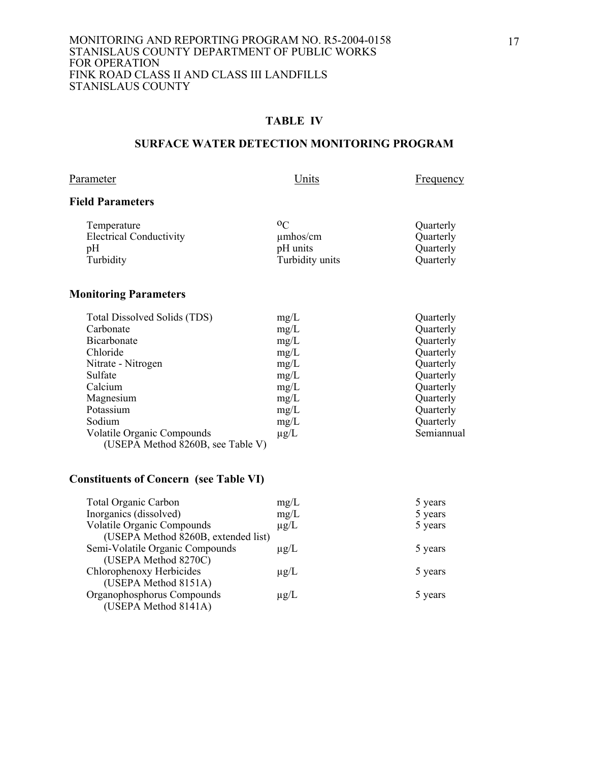## TABLE IV

## SURFACE WATER DETECTION MONITORING PROGRAM

| Parameter | Units | Frequency |
|---|---|---|
| **Field Parameters** | | |
| Temperature | $^{o}C$ | Quarterly |
| Electrical Conductivity | µmhos/cm | Quarterly |
| pH | pH units | Quarterly |
| Turbidity | Turbidity units | Quarterly |
| **Monitoring Parameters** | | |
| Total Dissolved Solids (TDS) | mg/L | Quarterly |
| Carbonate | mg/L | Quarterly |
| Bicarbonate | mg/L | Quarterly |
| Chloride | mg/L | Quarterly |
| Nitrate - Nitrogen | mg/L | Quarterly |
| Sulfate | mg/L | Quarterly |
| Calcium | mg/L | Quarterly |
| Magnesium | mg/L | Quarterly |
| Potassium | mg/L | Quarterly |
| Sodium | mg/L | Quarterly |
| Volatile Organic Compounds (USEPA Method 8260B, see Table V) | µg/L | Semiannual |
| **Constituents of Concern (see Table VI)** | | |
| Total Organic Carbon | mg/L | 5 years |
| Inorganics (dissolved) | mg/L | 5 years |
| Volatile Organic Compounds (USEPA Method 8260B, extended list) | µg/L | 5 years |
| Semi-Volatile Organic Compounds (USEPA Method 8270C) | µg/L | 5 years |
| Chlorophenoxy Herbicides (USEPA Method 8151A) | µg/L | 5 years |
| Organophosphorus Compounds (USEPA Method 8141A) | µg/L | 5 years |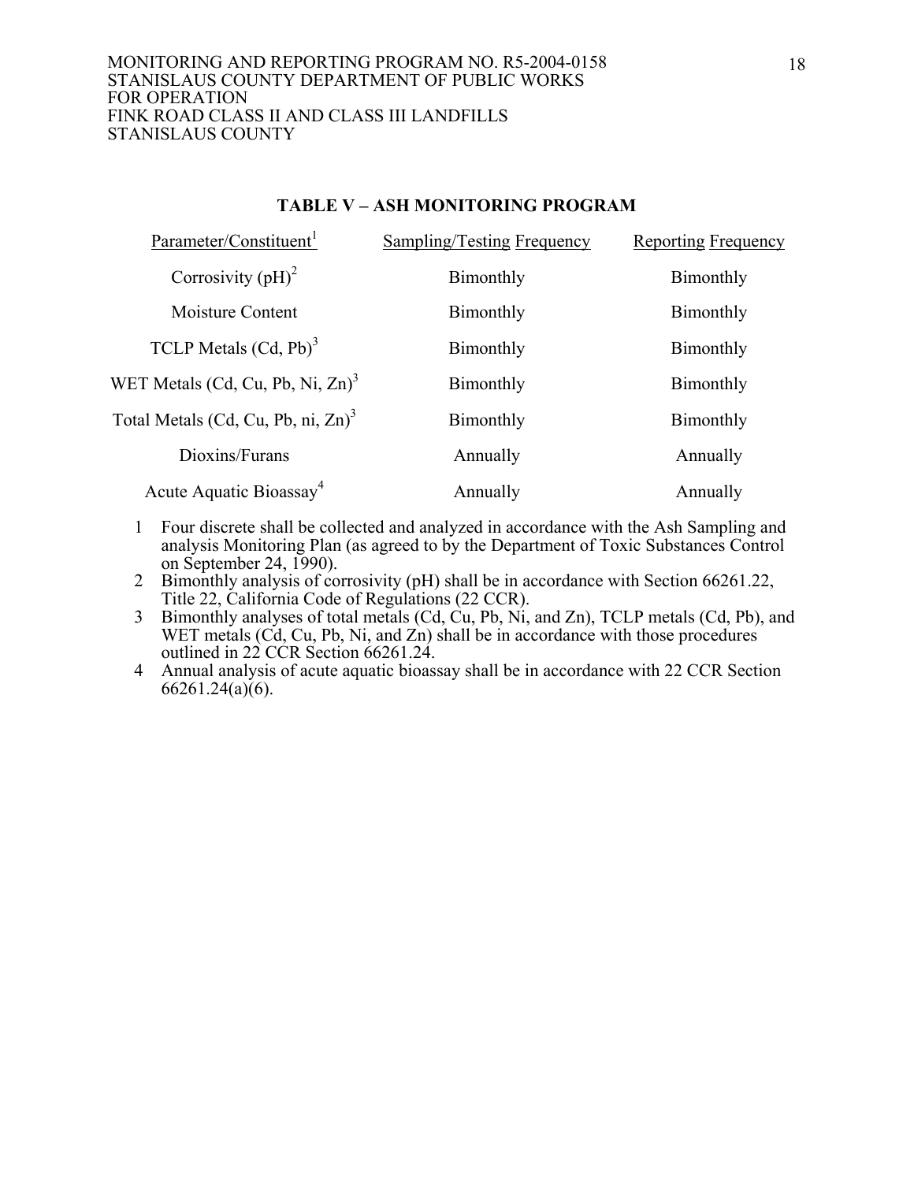## TABLE V – ASH MONITORING PROGRAM

| Parameter/Constituent[1] | Sampling/Testing Frequency | Reporting Frequency |
|---|---|---|
| Corrosivity (pH)[2] | Bimonthly | Bimonthly |
| Moisture Content | Bimonthly | Bimonthly |
| TCLP Metals (Cd, Pb)[3] | Bimonthly | Bimonthly |
| WET Metals (Cd, Cu, Pb, Ni, Zn)[3] | Bimonthly | Bimonthly |
| Total Metals (Cd, Cu, Pb, ni, Zn)[3] | Bimonthly | Bimonthly |
| Dioxins/Furans | Annually | Annually |
| Acute Aquatic Bioassay[4] | Annually | Annually |

1. Four discrete shall be collected and analyzed in accordance with the Ash Sampling and analysis Monitoring Plan (as agreed to by the Department of Toxic Substances Control on September 24, 1990).
2. Bimonthly analysis of corrosivity (pH) shall be in accordance with Section 66261.22, Title 22, California Code of Regulations (22 CCR).
3. Bimonthly analyses of total metals (Cd, Cu, Pb, Ni, and Zn), TCLP metals (Cd, Pb), and WET metals (Cd, Cu, Pb, Ni, and Zn) shall be in accordance with those procedures outlined in 22 CCR Section 66261.24.
4. Annual analysis of acute aquatic bioassay shall be in accordance with 22 CCR Section 66261.24(a)(6).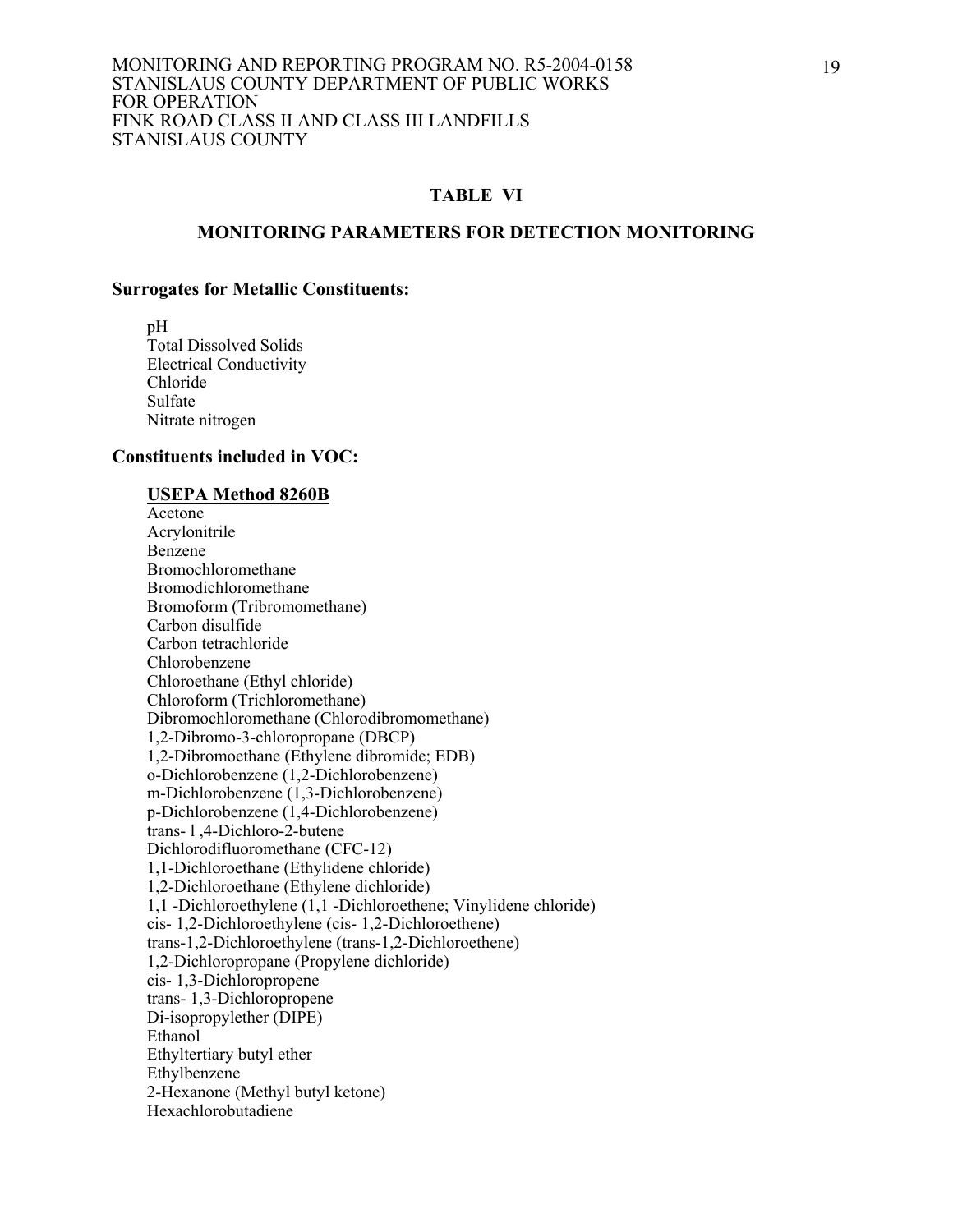MONITORING AND REPORTING PROGRAM NO. R5-2004-0158
STANISLAUS COUNTY DEPARTMENT OF PUBLIC WORKS
FOR OPERATION
FINK ROAD CLASS II AND CLASS III LANDFILLS
STANISLAUS COUNTY

## TABLE VI

## MONITORING PARAMETERS FOR DETECTION MONITORING

### Surrogates for Metallic Constituents:

pH
Total Dissolved Solids
Electrical Conductivity
Chloride
Sulfate
Nitrate nitrogen

### Constituents included in VOC:

**USEPA Method 8260B**

Acetone
Acrylonitrile
Benzene
Bromochloromethane
Bromodichloromethane
Bromoform (Tribromomethane)
Carbon disulfide
Carbon tetrachloride
Chlorobenzene
Chloroethane (Ethyl chloride)
Chloroform (Trichloromethane)
Dibromochloromethane (Chlorodibromomethane)
1,2-Dibromo-3-chloropropane (DBCP)
1,2-Dibromoethane (Ethylene dibromide; EDB)
o-Dichlorobenzene (1,2-Dichlorobenzene)
m-Dichlorobenzene (1,3-Dichlorobenzene)
p-Dichlorobenzene (1,4-Dichlorobenzene)
trans- l ,4-Dichloro-2-butene
Dichlorodifluoromethane (CFC-12)
1,1-Dichloroethane (Ethylidene chloride)
1,2-Dichloroethane (Ethylene dichloride)
1,1 -Dichloroethylene (1,1 -Dichloroethene; Vinylidene chloride)
cis- 1,2-Dichloroethylene (cis- 1,2-Dichloroethene)
trans-1,2-Dichloroethylene (trans-1,2-Dichloroethene)
1,2-Dichloropropane (Propylene dichloride)
cis- 1,3-Dichloropropene
trans- 1,3-Dichloropropene
Di-isopropylether (DIPE)
Ethanol
Ethyltertiary butyl ether
Ethylbenzene
2-Hexanone (Methyl butyl ketone)
Hexachlorobutadiene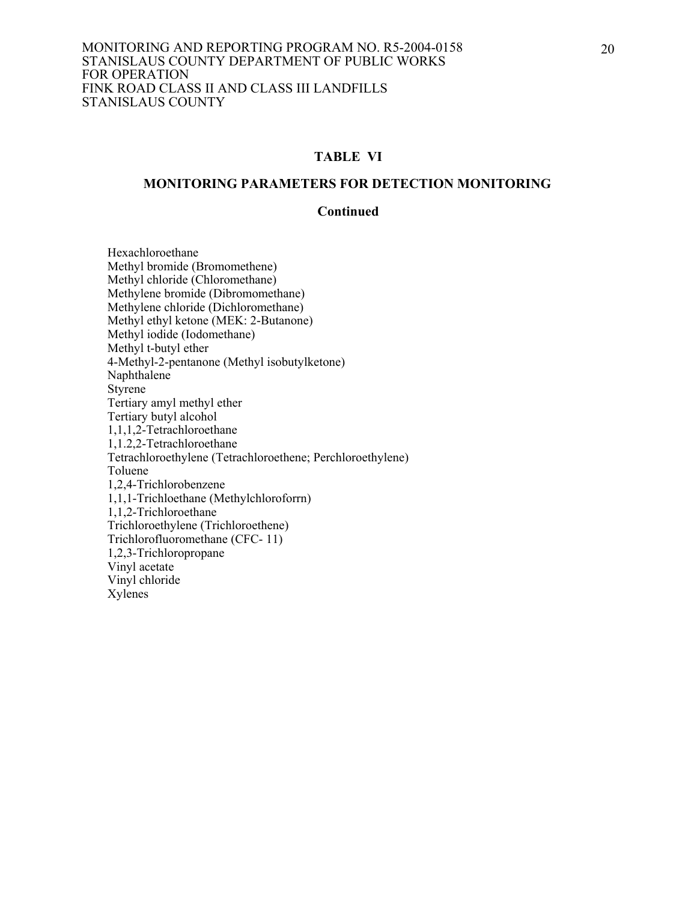## TABLE VI

## MONITORING PARAMETERS FOR DETECTION MONITORING

## Continued

Hexachloroethane
Methyl bromide (Bromomethene)
Methyl chloride (Chloromethane)
Methylene bromide (Dibromomethane)
Methylene chloride (Dichloromethane)
Methyl ethyl ketone (MEK: 2-Butanone)
Methyl iodide (Iodomethane)
Methyl t-butyl ether
4-Methyl-2-pentanone (Methyl isobutylketone)
Naphthalene
Styrene
Tertiary amyl methyl ether
Tertiary butyl alcohol
1,1,1,2-Tetrachloroethane
1,1.2,2-Tetrachloroethane
Tetrachloroethylene (Tetrachloroethene; Perchloroethylene)
Toluene
1,2,4-Trichlorobenzene
1,1,1-Trichloethane (Methylchloroforrn)
1,1,2-Trichloroethane
Trichloroethylene (Trichloroethene)
Trichlorofluoromethane (CFC- 11)
1,2,3-Trichloropropane
Vinyl acetate
Vinyl chloride
Xylenes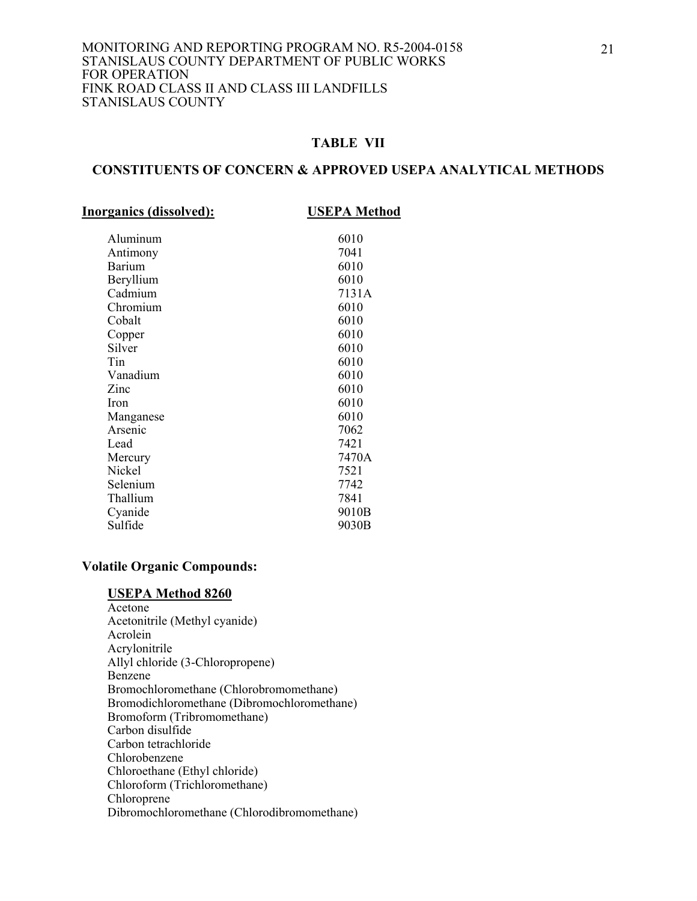## TABLE VII

## CONSTITUENTS OF CONCERN & APPROVED USEPA ANALYTICAL METHODS

| Inorganics (dissolved): | USEPA Method |
|---|---|
| Aluminum | 6010 |
| Antimony | 7041 |
| Barium | 6010 |
| Beryllium | 6010 |
| Cadmium | 7131A |
| Chromium | 6010 |
| Cobalt | 6010 |
| Copper | 6010 |
| Silver | 6010 |
| Tin | 6010 |
| Vanadium | 6010 |
| Zinc | 6010 |
| Iron | 6010 |
| Manganese | 6010 |
| Arsenic | 7062 |
| Lead | 7421 |
| Mercury | 7470A |
| Nickel | 7521 |
| Selenium | 7742 |
| Thallium | 7841 |
| Cyanide | 9010B |
| Sulfide | 9030B |

**Volatile Organic Compounds:**

**USEPA Method 8260**

Acetone
Acetonitrile (Methyl cyanide)
Acrolein
Acrylonitrile
Allyl chloride (3-Chloropropene)
Benzene
Bromochloromethane (Chlorobromomethane)
Bromodichloromethane (Dibromochloromethane)
Bromoform (Tribromomethane)
Carbon disulfide
Carbon tetrachloride
Chlorobenzene
Chloroethane (Ethyl chloride)
Chloroform (Trichloromethane)
Chloroprene
Dibromochloromethane (Chlorodibromomethane)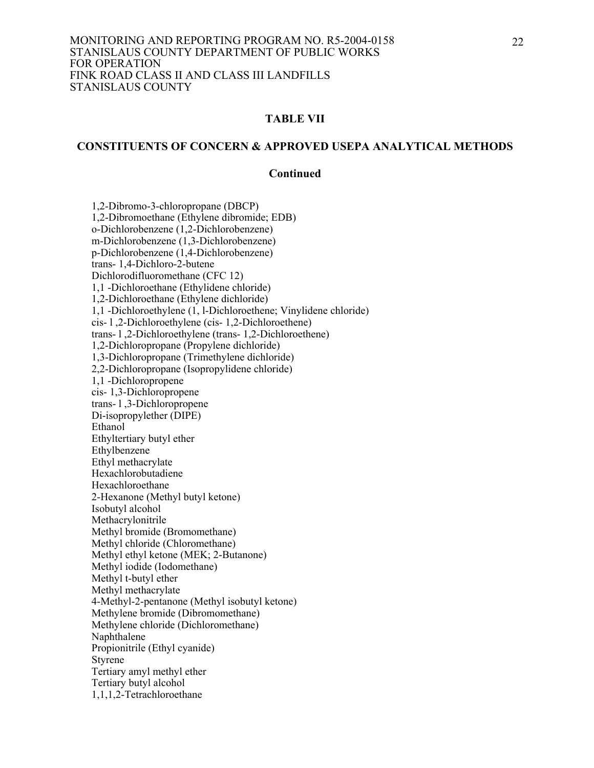## TABLE VII

## CONSTITUENTS OF CONCERN & APPROVED USEPA ANALYTICAL METHODS

### Continued

1,2-Dibromo-3-chloropropane (DBCP)
1,2-Dibromoethane (Ethylene dibromide; EDB)
o-Dichlorobenzene (1,2-Dichlorobenzene)
m-Dichlorobenzene (1,3-Dichlorobenzene)
p-Dichlorobenzene (1,4-Dichlorobenzene)
trans- 1,4-Dichloro-2-butene
Dichlorodifluoromethane (CFC 12)
1,1 -Dichloroethane (Ethylidene chloride)
1,2-Dichloroethane (Ethylene dichloride)
1,1 -Dichloroethylene (1, l-Dichloroethene; Vinylidene chloride)
cis- l ,2-Dichloroethylene (cis- 1,2-Dichloroethene)
trans- l ,2-Dichloroethylene (trans- 1,2-Dichloroethene)
1,2-Dichloropropane (Propylene dichloride)
1,3-Dichloropropane (Trimethylene dichloride)
2,2-Dichloropropane (Isopropylidene chloride)
1,1 -Dichloropropene
cis- 1,3-Dichloropropene
trans- l ,3-Dichloropropene
Di-isopropylether (DIPE)
Ethanol
Ethyltertiary butyl ether
Ethylbenzene
Ethyl methacrylate
Hexachlorobutadiene
Hexachloroethane
2-Hexanone (Methyl butyl ketone)
Isobutyl alcohol
Methacrylonitrile
Methyl bromide (Bromomethane)
Methyl chloride (Chloromethane)
Methyl ethyl ketone (MEK; 2-Butanone)
Methyl iodide (Iodomethane)
Methyl t-butyl ether
Methyl methacrylate
4-Methyl-2-pentanone (Methyl isobutyl ketone)
Methylene bromide (Dibromomethane)
Methylene chloride (Dichloromethane)
Naphthalene
Propionitrile (Ethyl cyanide)
Styrene
Tertiary amyl methyl ether
Tertiary butyl alcohol
1,1,1,2-Tetrachloroethane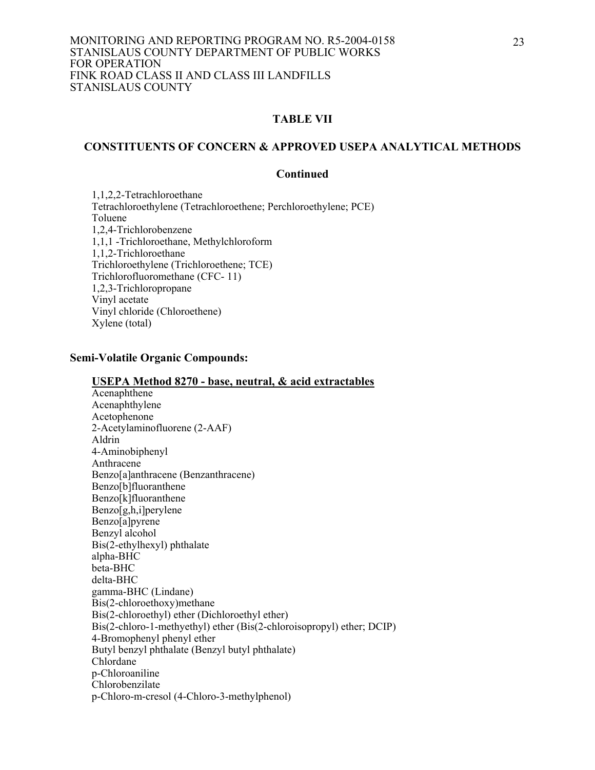## TABLE VII

## CONSTITUENTS OF CONCERN & APPROVED USEPA ANALYTICAL METHODS

### Continued

1,1,2,2-Tetrachloroethane
Tetrachloroethylene (Tetrachloroethene; Perchloroethylene; PCE)
Toluene
1,2,4-Trichlorobenzene
1,1,1 -Trichloroethane, Methylchloroform
1,1,2-Trichloroethane
Trichloroethylene (Trichloroethene; TCE)
Trichlorofluoromethane (CFC- 11)
1,2,3-Trichloropropane
Vinyl acetate
Vinyl chloride (Chloroethene)
Xylene (total)

**Semi-Volatile Organic Compounds:**

**USEPA Method 8270 - base, neutral, & acid extractables**

Acenaphthene
Acenaphthylene
Acetophenone
2-Acetylaminofluorene (2-AAF)
Aldrin
4-Aminobiphenyl
Anthracene
Benzo[a]anthracene (Benzanthracene)
Benzo[b]fluoranthene
Benzo[k]fluoranthene
Benzo[g,h,i]perylene
Benzo[a]pyrene
Benzyl alcohol
Bis(2-ethylhexyl) phthalate
alpha-BHC
beta-BHC
delta-BHC
gamma-BHC (Lindane)
Bis(2-chloroethoxy)methane
Bis(2-chloroethyl) ether (Dichloroethyl ether)
Bis(2-chloro-1-methyethyl) ether (Bis(2-chloroisopropyl) ether; DCIP)
4-Bromophenyl phenyl ether
Butyl benzyl phthalate (Benzyl butyl phthalate)
Chlordane
p-Chloroaniline
Chlorobenzilate
p-Chloro-m-cresol (4-Chloro-3-methylphenol)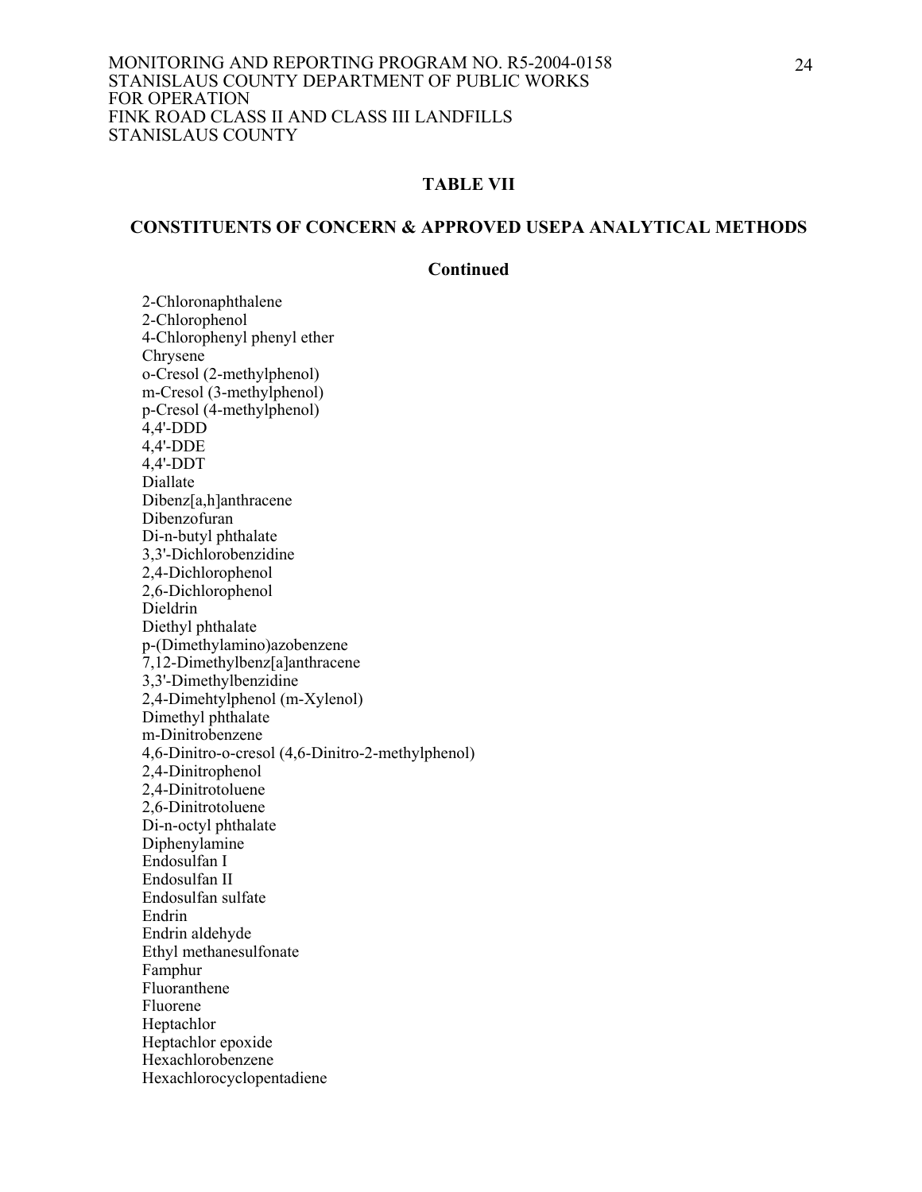**TABLE VII**

**CONSTITUENTS OF CONCERN & APPROVED USEPA ANALYTICAL METHODS**

**Continued**

2-Chloronaphthalene
2-Chlorophenol
4-Chlorophenyl phenyl ether
Chrysene
o-Cresol (2-methylphenol)
m-Cresol (3-methylphenol)
p-Cresol (4-methylphenol)
4,4'-DDD
4,4'-DDE
4,4'-DDT
Diallate
Dibenz[a,h]anthracene
Dibenzofuran
Di-n-butyl phthalate
3,3'-Dichlorobenzidine
2,4-Dichlorophenol
2,6-Dichlorophenol
Dieldrin
Diethyl phthalate
p-(Dimethylamino)azobenzene
7,12-Dimethylbenz[a]anthracene
3,3'-Dimethylbenzidine
2,4-Dimehtylphenol (m-Xylenol)
Dimethyl phthalate
m-Dinitrobenzene
4,6-Dinitro-o-cresol (4,6-Dinitro-2-methylphenol)
2,4-Dinitrophenol
2,4-Dinitrotoluene
2,6-Dinitrotoluene
Di-n-octyl phthalate
Diphenylamine
Endosulfan I
Endosulfan II
Endosulfan sulfate
Endrin
Endrin aldehyde
Ethyl methanesulfonate
Famphur
Fluoranthene
Fluorene
Heptachlor
Heptachlor epoxide
Hexachlorobenzene
Hexachlorocyclopentadiene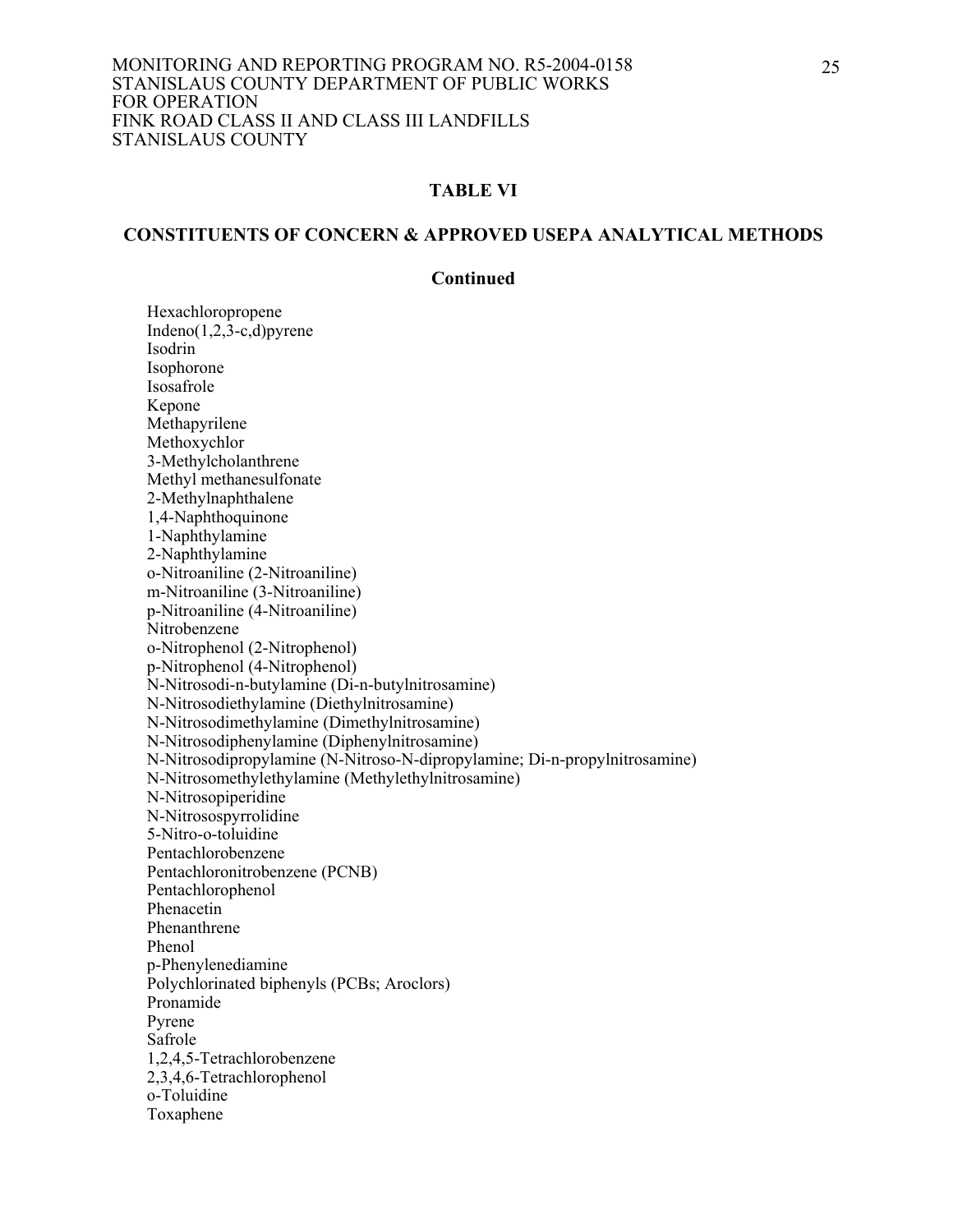**TABLE VI**

**CONSTITUENTS OF CONCERN & APPROVED USEPA ANALYTICAL METHODS**

**Continued**

Hexachloropropene
Indeno(1,2,3-c,d)pyrene
Isodrin
Isophorone
Isosafrole
Kepone
Methapyrilene
Methoxychlor
3-Methylcholanthrene
Methyl methanesulfonate
2-Methylnaphthalene
1,4-Naphthoquinone
1-Naphthylamine
2-Naphthylamine
o-Nitroaniline (2-Nitroaniline)
m-Nitroaniline (3-Nitroaniline)
p-Nitroaniline (4-Nitroaniline)
Nitrobenzene
o-Nitrophenol (2-Nitrophenol)
p-Nitrophenol (4-Nitrophenol)
N-Nitrosodi-n-butylamine (Di-n-butylnitrosamine)
N-Nitrosodiethylamine (Diethylnitrosamine)
N-Nitrosodimethylamine (Dimethylnitrosamine)
N-Nitrosodiphenylamine (Diphenylnitrosamine)
N-Nitrosodipropylamine (N-Nitroso-N-dipropylamine; Di-n-propylnitrosamine)
N-Nitrosomethylethylamine (Methylethylnitrosamine)
N-Nitrosopiperidine
N-Nitrosospyrrolidine
5-Nitro-o-toluidine
Pentachlorobenzene
Pentachloronitrobenzene (PCNB)
Pentachlorophenol
Phenacetin
Phenanthrene
Phenol
p-Phenylenediamine
Polychlorinated biphenyls (PCBs; Aroclors)
Pronamide
Pyrene
Safrole
1,2,4,5-Tetrachlorobenzene
2,3,4,6-Tetrachlorophenol
o-Toluidine
Toxaphene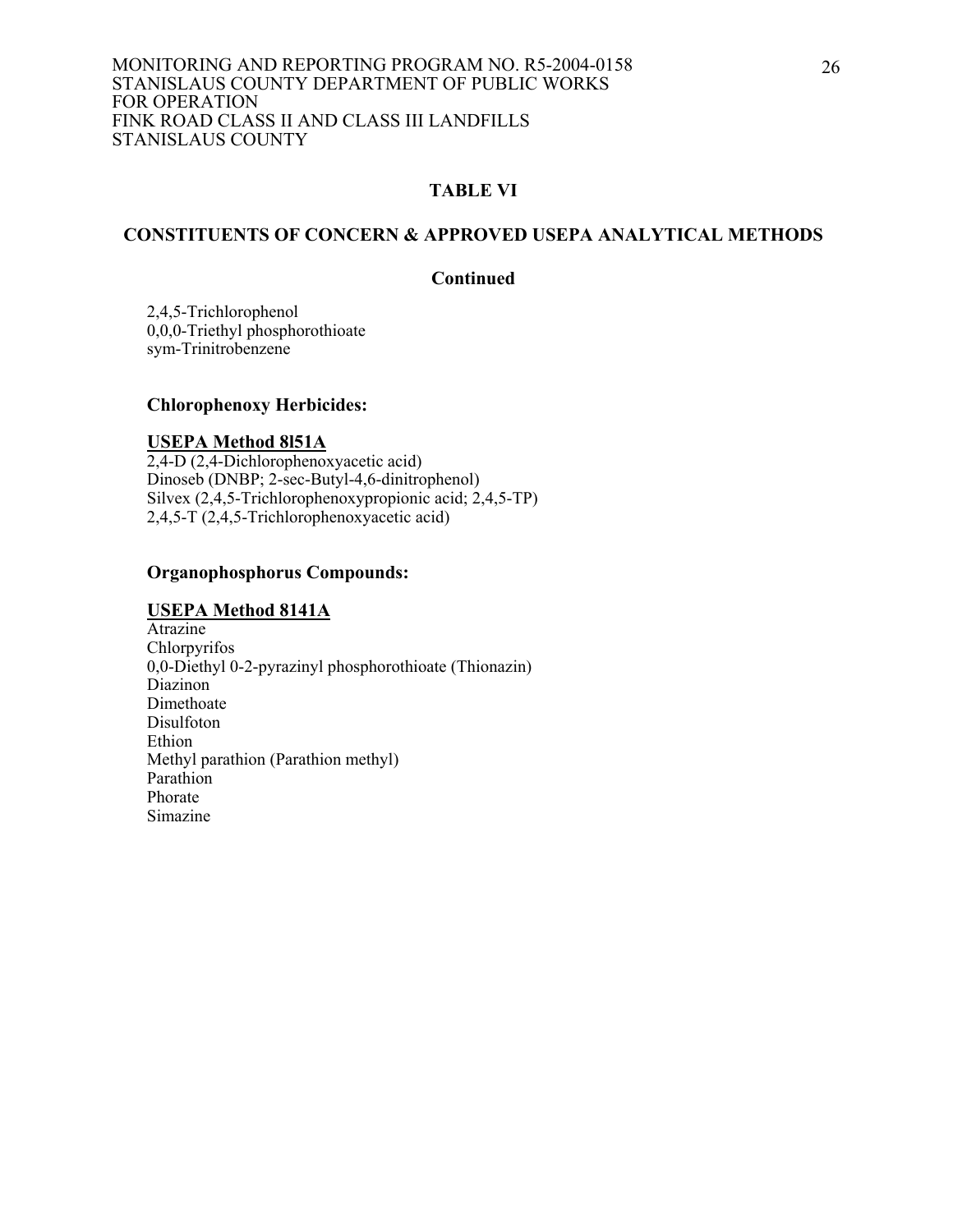## TABLE VI

## CONSTITUENTS OF CONCERN & APPROVED USEPA ANALYTICAL METHODS

**Continued**

2,4,5-Trichlorophenol
0,0,0-Triethyl phosphorothioate
sym-Trinitrobenzene

### Chlorophenoxy Herbicides:

**USEPA Method 8l51A**
2,4-D (2,4-Dichlorophenoxyacetic acid)
Dinoseb (DNBP; 2-sec-Butyl-4,6-dinitrophenol)
Silvex (2,4,5-Trichlorophenoxypropionic acid; 2,4,5-TP)
2,4,5-T (2,4,5-Trichlorophenoxyacetic acid)

### Organophosphorus Compounds:

**USEPA Method 8141A**
Atrazine
Chlorpyrifos
0,0-Diethyl 0-2-pyrazinyl phosphorothioate (Thionazin)
Diazinon
Dimethoate
Disulfoton
Ethion
Methyl parathion (Parathion methyl)
Parathion
Phorate
Simazine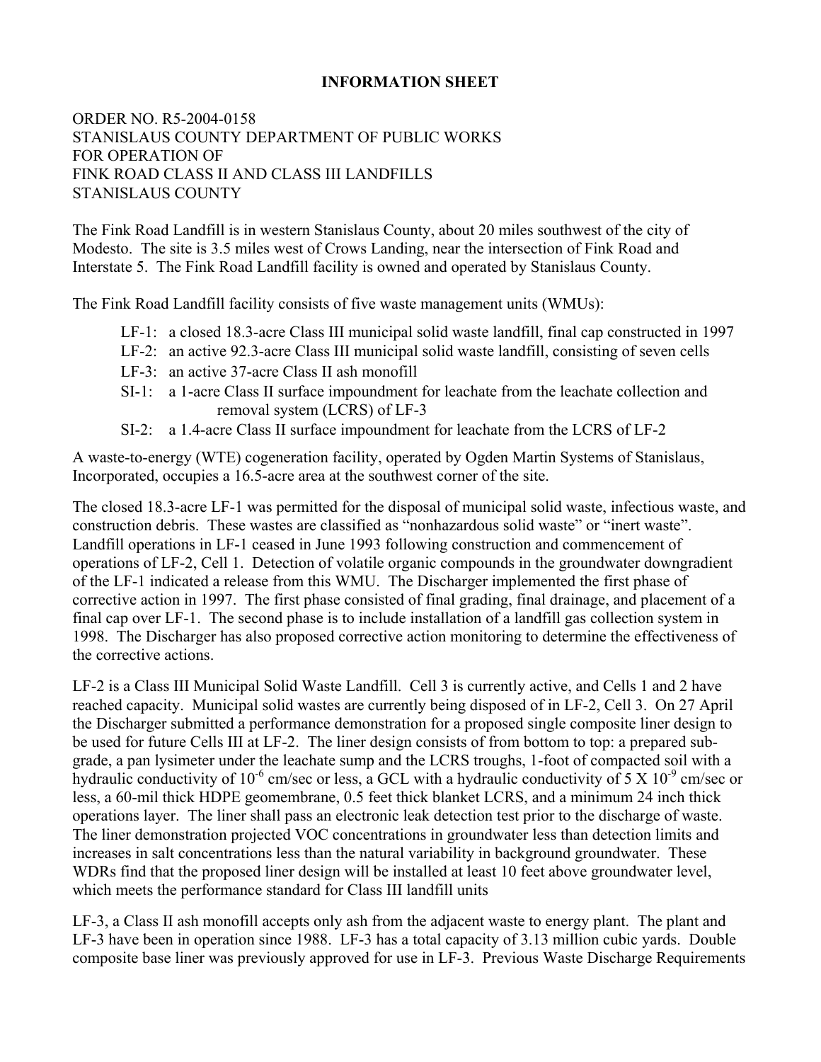**INFORMATION SHEET**

ORDER NO. R5-2004-0158
STANISLAUS COUNTY DEPARTMENT OF PUBLIC WORKS
FOR OPERATION OF
FINK ROAD CLASS II AND CLASS III LANDFILLS
STANISLAUS COUNTY

The Fink Road Landfill is in western Stanislaus County, about 20 miles southwest of the city of Modesto. The site is 3.5 miles west of Crows Landing, near the intersection of Fink Road and Interstate 5. The Fink Road Landfill facility is owned and operated by Stanislaus County.

The Fink Road Landfill facility consists of five waste management units (WMUs):

- LF-1: a closed 18.3-acre Class III municipal solid waste landfill, final cap constructed in 1997
- LF-2: an active 92.3-acre Class III municipal solid waste landfill, consisting of seven cells
- LF-3: an active 37-acre Class II ash monofill
- SI-1: a 1-acre Class II surface impoundment for leachate from the leachate collection and removal system (LCRS) of LF-3
- SI-2: a 1.4-acre Class II surface impoundment for leachate from the LCRS of LF-2

A waste-to-energy (WTE) cogeneration facility, operated by Ogden Martin Systems of Stanislaus, Incorporated, occupies a 16.5-acre area at the southwest corner of the site.

The closed 18.3-acre LF-1 was permitted for the disposal of municipal solid waste, infectious waste, and construction debris. These wastes are classified as "nonhazardous solid waste" or "inert waste". Landfill operations in LF-1 ceased in June 1993 following construction and commencement of operations of LF-2, Cell 1. Detection of volatile organic compounds in the groundwater downgradient of the LF-1 indicated a release from this WMU. The Discharger implemented the first phase of corrective action in 1997. The first phase consisted of final grading, final drainage, and placement of a final cap over LF-1. The second phase is to include installation of a landfill gas collection system in 1998. The Discharger has also proposed corrective action monitoring to determine the effectiveness of the corrective actions.

LF-2 is a Class III Municipal Solid Waste Landfill. Cell 3 is currently active, and Cells 1 and 2 have reached capacity. Municipal solid wastes are currently being disposed of in LF-2, Cell 3. On 27 April the Discharger submitted a performance demonstration for a proposed single composite liner design to be used for future Cells III at LF-2. The liner design consists of from bottom to top: a prepared sub-grade, a pan lysimeter under the leachate sump and the LCRS troughs, 1-foot of compacted soil with a hydraulic conductivity of $10^{-6}$ cm/sec or less, a GCL with a hydraulic conductivity of $5 \times 10^{-9}$ cm/sec or less, a 60-mil thick HDPE geomembrane, 0.5 feet thick blanket LCRS, and a minimum 24 inch thick operations layer. The liner shall pass an electronic leak detection test prior to the discharge of waste. The liner demonstration projected VOC concentrations in groundwater less than detection limits and increases in salt concentrations less than the natural variability in background groundwater. These WDRs find that the proposed liner design will be installed at least 10 feet above groundwater level, which meets the performance standard for Class III landfill units

LF-3, a Class II ash monofill accepts only ash from the adjacent waste to energy plant. The plant and LF-3 have been in operation since 1988. LF-3 has a total capacity of 3.13 million cubic yards. Double composite base liner was previously approved for use in LF-3. Previous Waste Discharge Requirements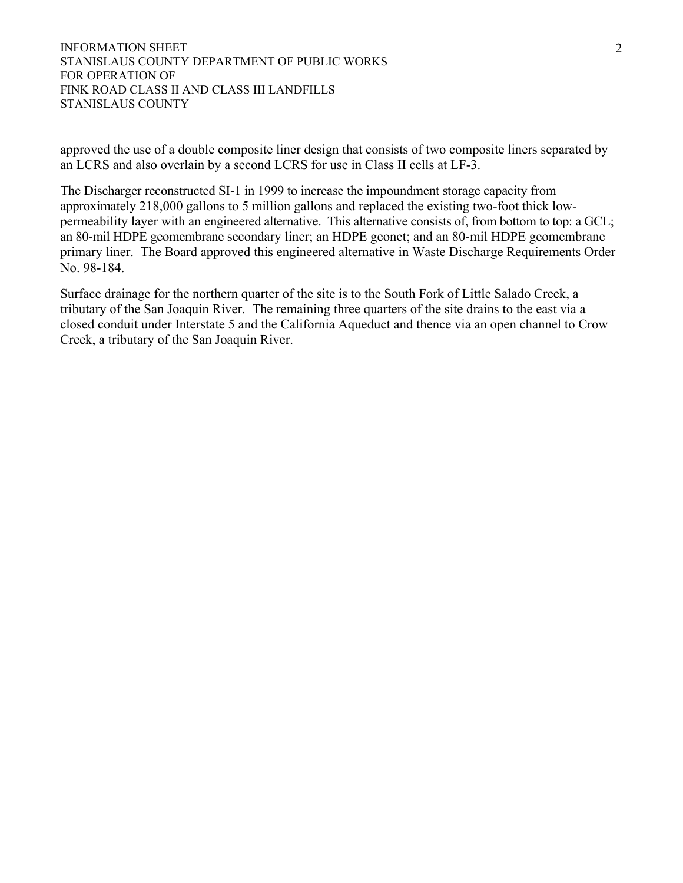approved the use of a double composite liner design that consists of two composite liners separated by an LCRS and also overlain by a second LCRS for use in Class II cells at LF-3.

The Discharger reconstructed SI-1 in 1999 to increase the impoundment storage capacity from approximately 218,000 gallons to 5 million gallons and replaced the existing two-foot thick low-permeability layer with an engineered alternative. This alternative consists of, from bottom to top: a GCL; an 80-mil HDPE geomembrane secondary liner; an HDPE geonet; and an 80-mil HDPE geomembrane primary liner. The Board approved this engineered alternative in Waste Discharge Requirements Order No. 98-184.

Surface drainage for the northern quarter of the site is to the South Fork of Little Salado Creek, a tributary of the San Joaquin River. The remaining three quarters of the site drains to the east via a closed conduit under Interstate 5 and the California Aqueduct and thence via an open channel to Crow Creek, a tributary of the San Joaquin River.